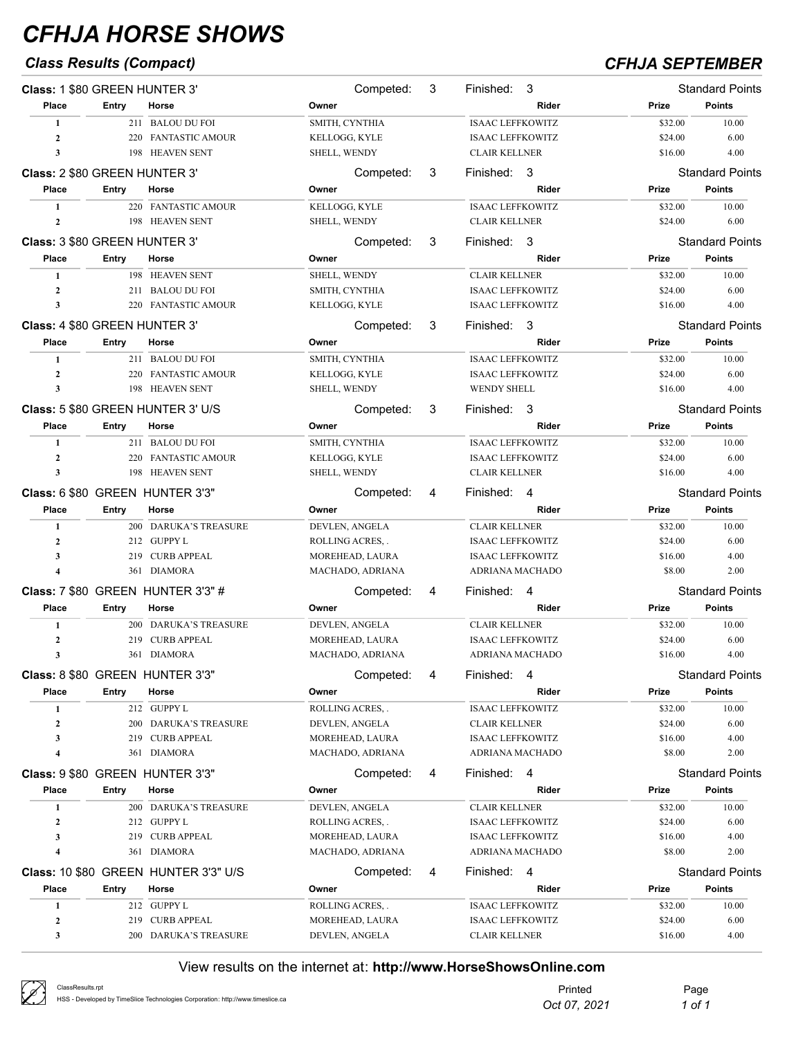# CFHJA HORSE SHOWS

## Class Results (Compact)

## CFHJA SEPTEMBER

**Class:** 1 $80 GREEN HUNTER 3' — Competed: 3 — Finished: 3 — Standard Points

| Place | Entry | Horse | Owner | Rider | Prize | Points |
|---|---|---|---|---|---|---|
| 1 | 211 | BALOU DU FOI | SMITH, CYNTHIA | ISAAC LEFFKOWITZ | $32.00 | 10.00 |
| 2 | 220 | FANTASTIC AMOUR | KELLOGG, KYLE | ISAAC LEFFKOWITZ | $24.00 | 6.00 |
| 3 | 198 | HEAVEN SENT | SHELL, WENDY | CLAIR KELLNER | $16.00 | 4.00 |

**Class:** 2 $80 GREEN HUNTER 3' — Competed: 3 — Finished: 3 — Standard Points

| Place | Entry | Horse | Owner | Rider | Prize | Points |
|---|---|---|---|---|---|---|
| 1 | 220 | FANTASTIC AMOUR | KELLOGG, KYLE | ISAAC LEFFKOWITZ | $32.00 | 10.00 |
| 2 | 198 | HEAVEN SENT | SHELL, WENDY | CLAIR KELLNER | $24.00 | 6.00 |

**Class:** 3 $80 GREEN HUNTER 3' — Competed: 3 — Finished: 3 — Standard Points

| Place | Entry | Horse | Owner | Rider | Prize | Points |
|---|---|---|---|---|---|---|
| 1 | 198 | HEAVEN SENT | SHELL, WENDY | CLAIR KELLNER | $32.00 | 10.00 |
| 2 | 211 | BALOU DU FOI | SMITH, CYNTHIA | ISAAC LEFFKOWITZ | $24.00 | 6.00 |
| 3 | 220 | FANTASTIC AMOUR | KELLOGG, KYLE | ISAAC LEFFKOWITZ | $16.00 | 4.00 |

**Class:** 4 $80 GREEN HUNTER 3' — Competed: 3 — Finished: 3 — Standard Points

| Place | Entry | Horse | Owner | Rider | Prize | Points |
|---|---|---|---|---|---|---|
| 1 | 211 | BALOU DU FOI | SMITH, CYNTHIA | ISAAC LEFFKOWITZ | $32.00 | 10.00 |
| 2 | 220 | FANTASTIC AMOUR | KELLOGG, KYLE | ISAAC LEFFKOWITZ | $24.00 | 6.00 |
| 3 | 198 | HEAVEN SENT | SHELL, WENDY | WENDY SHELL | $16.00 | 4.00 |

**Class:** 5 $80 GREEN HUNTER 3' U/S — Competed: 3 — Finished: 3 — Standard Points

| Place | Entry | Horse | Owner | Rider | Prize | Points |
|---|---|---|---|---|---|---|
| 1 | 211 | BALOU DU FOI | SMITH, CYNTHIA | ISAAC LEFFKOWITZ | $32.00 | 10.00 |
| 2 | 220 | FANTASTIC AMOUR | KELLOGG, KYLE | ISAAC LEFFKOWITZ | $24.00 | 6.00 |
| 3 | 198 | HEAVEN SENT | SHELL, WENDY | CLAIR KELLNER | $16.00 | 4.00 |

**Class:** 6 $80 GREEN HUNTER 3'3" — Competed: 4 — Finished: 4 — Standard Points

| Place | Entry | Horse | Owner | Rider | Prize | Points |
|---|---|---|---|---|---|---|
| 1 | 200 | DARUKA'S TREASURE | DEVLEN, ANGELA | CLAIR KELLNER | $32.00 | 10.00 |
| 2 | 212 | GUPPY L | ROLLING ACRES, . | ISAAC LEFFKOWITZ | $24.00 | 6.00 |
| 3 | 219 | CURB APPEAL | MOREHEAD, LAURA | ISAAC LEFFKOWITZ | $16.00 | 4.00 |
| 4 | 361 | DIAMORA | MACHADO, ADRIANA | ADRIANA MACHADO | $8.00 | 2.00 |

**Class:** 7 $80 GREEN HUNTER 3'3" # — Competed: 4 — Finished: 4 — Standard Points

| Place | Entry | Horse | Owner | Rider | Prize | Points |
|---|---|---|---|---|---|---|
| 1 | 200 | DARUKA'S TREASURE | DEVLEN, ANGELA | CLAIR KELLNER | $32.00 | 10.00 |
| 2 | 219 | CURB APPEAL | MOREHEAD, LAURA | ISAAC LEFFKOWITZ | $24.00 | 6.00 |
| 3 | 361 | DIAMORA | MACHADO, ADRIANA | ADRIANA MACHADO | $16.00 | 4.00 |

**Class:** 8 $80 GREEN HUNTER 3'3" — Competed: 4 — Finished: 4 — Standard Points

| Place | Entry | Horse | Owner | Rider | Prize | Points |
|---|---|---|---|---|---|---|
| 1 | 212 | GUPPY L | ROLLING ACRES, . | ISAAC LEFFKOWITZ | $32.00 | 10.00 |
| 2 | 200 | DARUKA'S TREASURE | DEVLEN, ANGELA | CLAIR KELLNER | $24.00 | 6.00 |
| 3 | 219 | CURB APPEAL | MOREHEAD, LAURA | ISAAC LEFFKOWITZ | $16.00 | 4.00 |
| 4 | 361 | DIAMORA | MACHADO, ADRIANA | ADRIANA MACHADO | $8.00 | 2.00 |

**Class:** 9 $80 GREEN HUNTER 3'3" — Competed: 4 — Finished: 4 — Standard Points

| Place | Entry | Horse | Owner | Rider | Prize | Points |
|---|---|---|---|---|---|---|
| 1 | 200 | DARUKA'S TREASURE | DEVLEN, ANGELA | CLAIR KELLNER | $32.00 | 10.00 |
| 2 | 212 | GUPPY L | ROLLING ACRES, . | ISAAC LEFFKOWITZ | $24.00 | 6.00 |
| 3 | 219 | CURB APPEAL | MOREHEAD, LAURA | ISAAC LEFFKOWITZ | $16.00 | 4.00 |
| 4 | 361 | DIAMORA | MACHADO, ADRIANA | ADRIANA MACHADO | $8.00 | 2.00 |

**Class:** 10 $80 GREEN HUNTER 3'3" U/S — Competed: 4 — Finished: 4 — Standard Points

| Place | Entry | Horse | Owner | Rider | Prize | Points |
|---|---|---|---|---|---|---|
| 1 | 212 | GUPPY L | ROLLING ACRES, . | ISAAC LEFFKOWITZ | $32.00 | 10.00 |
| 2 | 219 | CURB APPEAL | MOREHEAD, LAURA | ISAAC LEFFKOWITZ | $24.00 | 6.00 |
| 3 | 200 | DARUKA'S TREASURE | DEVLEN, ANGELA | CLAIR KELLNER | $16.00 | 4.00 |

View results on the internet at: **http://www.HorseShowsOnline.com**

ClassResults.rpt
HSS - Developed by TimeSlice Technologies Corporation: http://www.timeslice.ca

Printed Oct 07, 2021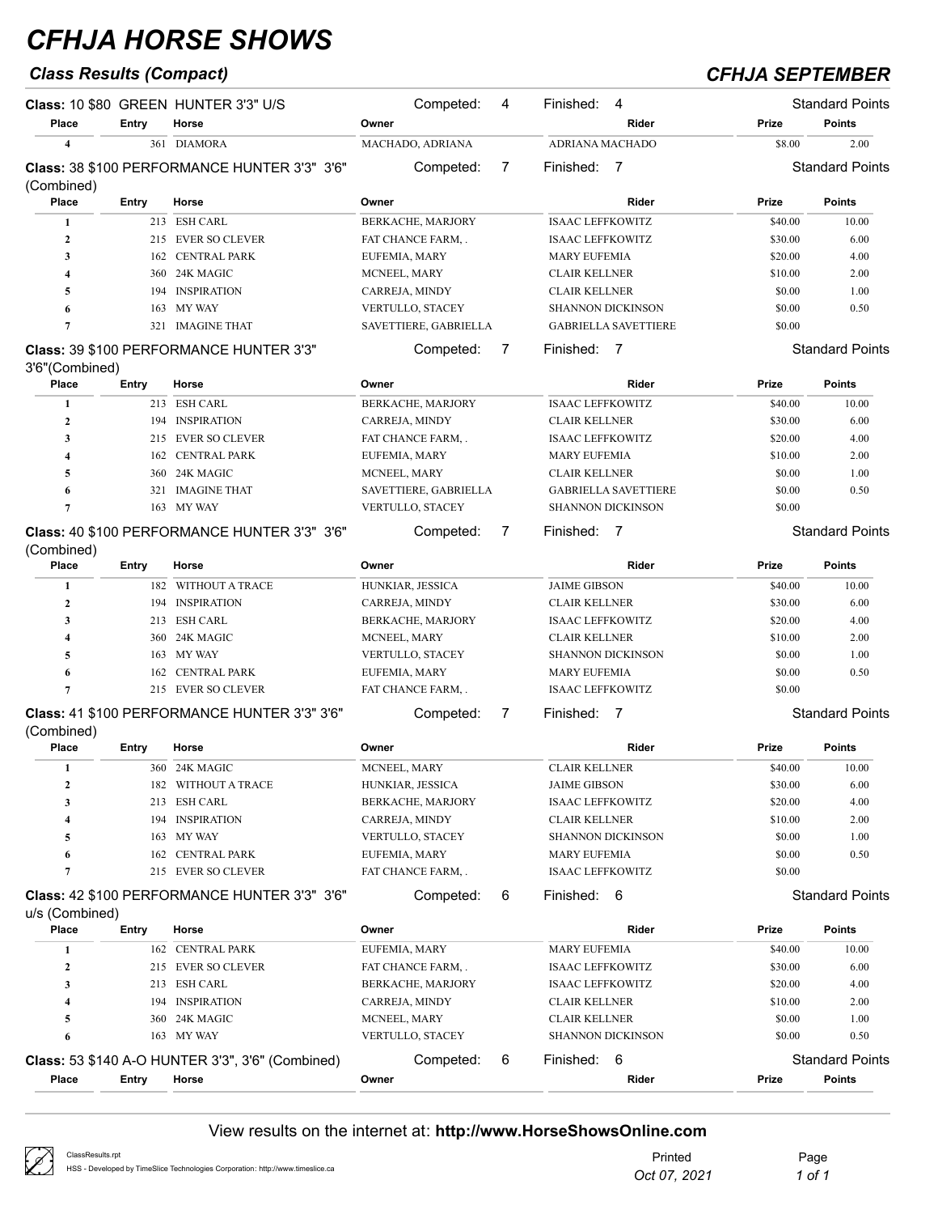# CFHJA HORSE SHOWS

## Class Results (Compact) — CFHJA SEPTEMBER

**Class:** 10 $80 GREEN HUNTER 3'3" U/S — Competed: 4 — Finished: 4 — Standard Points

| Place | Entry | Horse | Owner | Rider | Prize | Points |
|---|---|---|---|---|---|---|
| 4 | 361 | DIAMORA | MACHADO, ADRIANA | ADRIANA MACHADO | $8.00 | 2.00 |

**Class:** 38 $100 PERFORMANCE HUNTER 3'3" 3'6" (Combined) — Competed: 7 — Finished: 7 — Standard Points

| Place | Entry | Horse | Owner | Rider | Prize | Points |
|---|---|---|---|---|---|---|
| 1 | 213 | ESH CARL | BERKACHE, MARJORY | ISAAC LEFFKOWITZ | $40.00 | 10.00 |
| 2 | 215 | EVER SO CLEVER | FAT CHANCE FARM, . | ISAAC LEFFKOWITZ | $30.00 | 6.00 |
| 3 | 162 | CENTRAL PARK | EUFEMIA, MARY | MARY EUFEMIA | $20.00 | 4.00 |
| 4 | 360 | 24K MAGIC | MCNEEL, MARY | CLAIR KELLNER | $10.00 | 2.00 |
| 5 | 194 | INSPIRATION | CARREJA, MINDY | CLAIR KELLNER | $0.00 | 1.00 |
| 6 | 163 | MY WAY | VERTULLO, STACEY | SHANNON DICKINSON | $0.00 | 0.50 |
| 7 | 321 | IMAGINE THAT | SAVETTIERE, GABRIELLA | GABRIELLA SAVETTIERE | $0.00 | |

**Class:** 39 $100 PERFORMANCE HUNTER 3'3" 3'6"(Combined) — Competed: 7 — Finished: 7 — Standard Points

| Place | Entry | Horse | Owner | Rider | Prize | Points |
|---|---|---|---|---|---|---|
| 1 | 213 | ESH CARL | BERKACHE, MARJORY | ISAAC LEFFKOWITZ | $40.00 | 10.00 |
| 2 | 194 | INSPIRATION | CARREJA, MINDY | CLAIR KELLNER | $30.00 | 6.00 |
| 3 | 215 | EVER SO CLEVER | FAT CHANCE FARM, . | ISAAC LEFFKOWITZ | $20.00 | 4.00 |
| 4 | 162 | CENTRAL PARK | EUFEMIA, MARY | MARY EUFEMIA | $10.00 | 2.00 |
| 5 | 360 | 24K MAGIC | MCNEEL, MARY | CLAIR KELLNER | $0.00 | 1.00 |
| 6 | 321 | IMAGINE THAT | SAVETTIERE, GABRIELLA | GABRIELLA SAVETTIERE | $0.00 | 0.50 |
| 7 | 163 | MY WAY | VERTULLO, STACEY | SHANNON DICKINSON | $0.00 | |

**Class:** 40 $100 PERFORMANCE HUNTER 3'3" 3'6" (Combined) — Competed: 7 — Finished: 7 — Standard Points

| Place | Entry | Horse | Owner | Rider | Prize | Points |
|---|---|---|---|---|---|---|
| 1 | 182 | WITHOUT A TRACE | HUNKIAR, JESSICA | JAIME GIBSON | $40.00 | 10.00 |
| 2 | 194 | INSPIRATION | CARREJA, MINDY | CLAIR KELLNER | $30.00 | 6.00 |
| 3 | 213 | ESH CARL | BERKACHE, MARJORY | ISAAC LEFFKOWITZ | $20.00 | 4.00 |
| 4 | 360 | 24K MAGIC | MCNEEL, MARY | CLAIR KELLNER | $10.00 | 2.00 |
| 5 | 163 | MY WAY | VERTULLO, STACEY | SHANNON DICKINSON | $0.00 | 1.00 |
| 6 | 162 | CENTRAL PARK | EUFEMIA, MARY | MARY EUFEMIA | $0.00 | 0.50 |
| 7 | 215 | EVER SO CLEVER | FAT CHANCE FARM, . | ISAAC LEFFKOWITZ | $0.00 | |

**Class:** 41 $100 PERFORMANCE HUNTER 3'3" 3'6" (Combined) — Competed: 7 — Finished: 7 — Standard Points

| Place | Entry | Horse | Owner | Rider | Prize | Points |
|---|---|---|---|---|---|---|
| 1 | 360 | 24K MAGIC | MCNEEL, MARY | CLAIR KELLNER | $40.00 | 10.00 |
| 2 | 182 | WITHOUT A TRACE | HUNKIAR, JESSICA | JAIME GIBSON | $30.00 | 6.00 |
| 3 | 213 | ESH CARL | BERKACHE, MARJORY | ISAAC LEFFKOWITZ | $20.00 | 4.00 |
| 4 | 194 | INSPIRATION | CARREJA, MINDY | CLAIR KELLNER | $10.00 | 2.00 |
| 5 | 163 | MY WAY | VERTULLO, STACEY | SHANNON DICKINSON | $0.00 | 1.00 |
| 6 | 162 | CENTRAL PARK | EUFEMIA, MARY | MARY EUFEMIA | $0.00 | 0.50 |
| 7 | 215 | EVER SO CLEVER | FAT CHANCE FARM, . | ISAAC LEFFKOWITZ | $0.00 | |

**Class:** 42 $100 PERFORMANCE HUNTER 3'3" 3'6" u/s (Combined) — Competed: 6 — Finished: 6 — Standard Points

| Place | Entry | Horse | Owner | Rider | Prize | Points |
|---|---|---|---|---|---|---|
| 1 | 162 | CENTRAL PARK | EUFEMIA, MARY | MARY EUFEMIA | $40.00 | 10.00 |
| 2 | 215 | EVER SO CLEVER | FAT CHANCE FARM, . | ISAAC LEFFKOWITZ | $30.00 | 6.00 |
| 3 | 213 | ESH CARL | BERKACHE, MARJORY | ISAAC LEFFKOWITZ | $20.00 | 4.00 |
| 4 | 194 | INSPIRATION | CARREJA, MINDY | CLAIR KELLNER | $10.00 | 2.00 |
| 5 | 360 | 24K MAGIC | MCNEEL, MARY | CLAIR KELLNER | $0.00 | 1.00 |
| 6 | 163 | MY WAY | VERTULLO, STACEY | SHANNON DICKINSON | $0.00 | 0.50 |

**Class:** 53 $140 A-O HUNTER 3'3", 3'6" (Combined) — Competed: 6 — Finished: 6 — Standard Points

| Place | Entry | Horse | Owner | Rider | Prize | Points |
|---|---|---|---|---|---|---|

View results on the internet at: **http://www.HorseShowsOnline.com**

ClassResults.rpt
HSS - Developed by TimeSlice Technologies Corporation: http://www.timeslice.ca

Printed *Oct 07, 2021*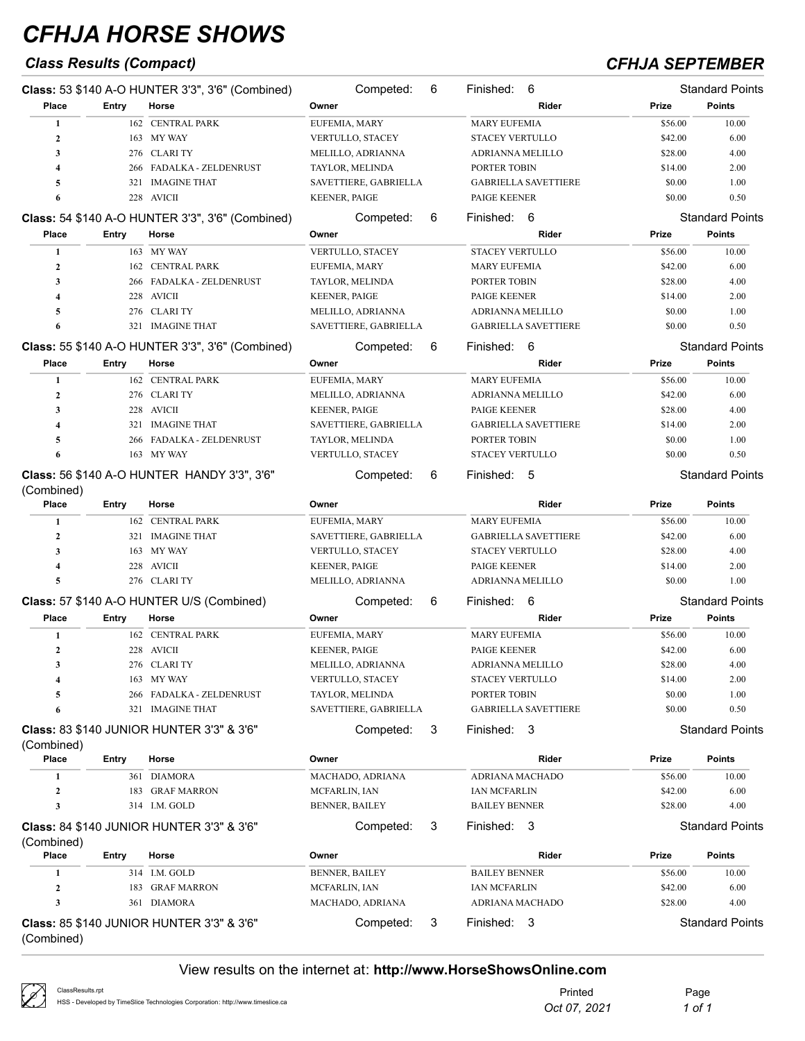# CFHJA HORSE SHOWS

## Class Results (Compact)

## CFHJA SEPTEMBER

**Class:** 53 $140 A-O HUNTER 3'3", 3'6" (Combined) — Competed: 6 — Finished: 6 — Standard Points

| Place | Entry | Horse | Owner | Rider | Prize | Points |
|---|---|---|---|---|---|---|
| 1 | 162 | CENTRAL PARK | EUFEMIA, MARY | MARY EUFEMIA | $56.00 | 10.00 |
| 2 | 163 | MY WAY | VERTULLO, STACEY | STACEY VERTULLO | $42.00 | 6.00 |
| 3 | 276 | CLARI TY | MELILLO, ADRIANNA | ADRIANNA MELILLO | $28.00 | 4.00 |
| 4 | 266 | FADALKA - ZELDENRUST | TAYLOR, MELINDA | PORTER TOBIN | $14.00 | 2.00 |
| 5 | 321 | IMAGINE THAT | SAVETTIERE, GABRIELLA | GABRIELLA SAVETTIERE | $0.00 | 1.00 |
| 6 | 228 | AVICII | KEENER, PAIGE | PAIGE KEENER | $0.00 | 0.50 |

**Class:** 54 $140 A-O HUNTER 3'3", 3'6" (Combined) — Competed: 6 — Finished: 6 — Standard Points

| Place | Entry | Horse | Owner | Rider | Prize | Points |
|---|---|---|---|---|---|---|
| 1 | 163 | MY WAY | VERTULLO, STACEY | STACEY VERTULLO | $56.00 | 10.00 |
| 2 | 162 | CENTRAL PARK | EUFEMIA, MARY | MARY EUFEMIA | $42.00 | 6.00 |
| 3 | 266 | FADALKA - ZELDENRUST | TAYLOR, MELINDA | PORTER TOBIN | $28.00 | 4.00 |
| 4 | 228 | AVICII | KEENER, PAIGE | PAIGE KEENER | $14.00 | 2.00 |
| 5 | 276 | CLARI TY | MELILLO, ADRIANNA | ADRIANNA MELILLO | $0.00 | 1.00 |
| 6 | 321 | IMAGINE THAT | SAVETTIERE, GABRIELLA | GABRIELLA SAVETTIERE | $0.00 | 0.50 |

**Class:** 55 $140 A-O HUNTER 3'3", 3'6" (Combined) — Competed: 6 — Finished: 6 — Standard Points

| Place | Entry | Horse | Owner | Rider | Prize | Points |
|---|---|---|---|---|---|---|
| 1 | 162 | CENTRAL PARK | EUFEMIA, MARY | MARY EUFEMIA | $56.00 | 10.00 |
| 2 | 276 | CLARI TY | MELILLO, ADRIANNA | ADRIANNA MELILLO | $42.00 | 6.00 |
| 3 | 228 | AVICII | KEENER, PAIGE | PAIGE KEENER | $28.00 | 4.00 |
| 4 | 321 | IMAGINE THAT | SAVETTIERE, GABRIELLA | GABRIELLA SAVETTIERE | $14.00 | 2.00 |
| 5 | 266 | FADALKA - ZELDENRUST | TAYLOR, MELINDA | PORTER TOBIN | $0.00 | 1.00 |
| 6 | 163 | MY WAY | VERTULLO, STACEY | STACEY VERTULLO | $0.00 | 0.50 |

**Class:** 56 $140 A-O HUNTER HANDY 3'3", 3'6" (Combined) — Competed: 6 — Finished: 5 — Standard Points

| Place | Entry | Horse | Owner | Rider | Prize | Points |
|---|---|---|---|---|---|---|
| 1 | 162 | CENTRAL PARK | EUFEMIA, MARY | MARY EUFEMIA | $56.00 | 10.00 |
| 2 | 321 | IMAGINE THAT | SAVETTIERE, GABRIELLA | GABRIELLA SAVETTIERE | $42.00 | 6.00 |
| 3 | 163 | MY WAY | VERTULLO, STACEY | STACEY VERTULLO | $28.00 | 4.00 |
| 4 | 228 | AVICII | KEENER, PAIGE | PAIGE KEENER | $14.00 | 2.00 |
| 5 | 276 | CLARI TY | MELILLO, ADRIANNA | ADRIANNA MELILLO | $0.00 | 1.00 |

**Class:** 57 $140 A-O HUNTER U/S (Combined) — Competed: 6 — Finished: 6 — Standard Points

| Place | Entry | Horse | Owner | Rider | Prize | Points |
|---|---|---|---|---|---|---|
| 1 | 162 | CENTRAL PARK | EUFEMIA, MARY | MARY EUFEMIA | $56.00 | 10.00 |
| 2 | 228 | AVICII | KEENER, PAIGE | PAIGE KEENER | $42.00 | 6.00 |
| 3 | 276 | CLARI TY | MELILLO, ADRIANNA | ADRIANNA MELILLO | $28.00 | 4.00 |
| 4 | 163 | MY WAY | VERTULLO, STACEY | STACEY VERTULLO | $14.00 | 2.00 |
| 5 | 266 | FADALKA - ZELDENRUST | TAYLOR, MELINDA | PORTER TOBIN | $0.00 | 1.00 |
| 6 | 321 | IMAGINE THAT | SAVETTIERE, GABRIELLA | GABRIELLA SAVETTIERE | $0.00 | 0.50 |

**Class:** 83 $140 JUNIOR HUNTER 3'3" & 3'6" (Combined) — Competed: 3 — Finished: 3 — Standard Points

| Place | Entry | Horse | Owner | Rider | Prize | Points |
|---|---|---|---|---|---|---|
| 1 | 361 | DIAMORA | MACHADO, ADRIANA | ADRIANA MACHADO | $56.00 | 10.00 |
| 2 | 183 | GRAF MARRON | MCFARLIN, IAN | IAN MCFARLIN | $42.00 | 6.00 |
| 3 | 314 | I.M. GOLD | BENNER, BAILEY | BAILEY BENNER | $28.00 | 4.00 |

**Class:** 84 $140 JUNIOR HUNTER 3'3" & 3'6" (Combined) — Competed: 3 — Finished: 3 — Standard Points

| Place | Entry | Horse | Owner | Rider | Prize | Points |
|---|---|---|---|---|---|---|
| 1 | 314 | I.M. GOLD | BENNER, BAILEY | BAILEY BENNER | $56.00 | 10.00 |
| 2 | 183 | GRAF MARRON | MCFARLIN, IAN | IAN MCFARLIN | $42.00 | 6.00 |
| 3 | 361 | DIAMORA | MACHADO, ADRIANA | ADRIANA MACHADO | $28.00 | 4.00 |

**Class:** 85 $140 JUNIOR HUNTER 3'3" & 3'6" (Combined) — Competed: 3 — Finished: 3 — Standard Points

View results on the internet at: **http://www.HorseShowsOnline.com**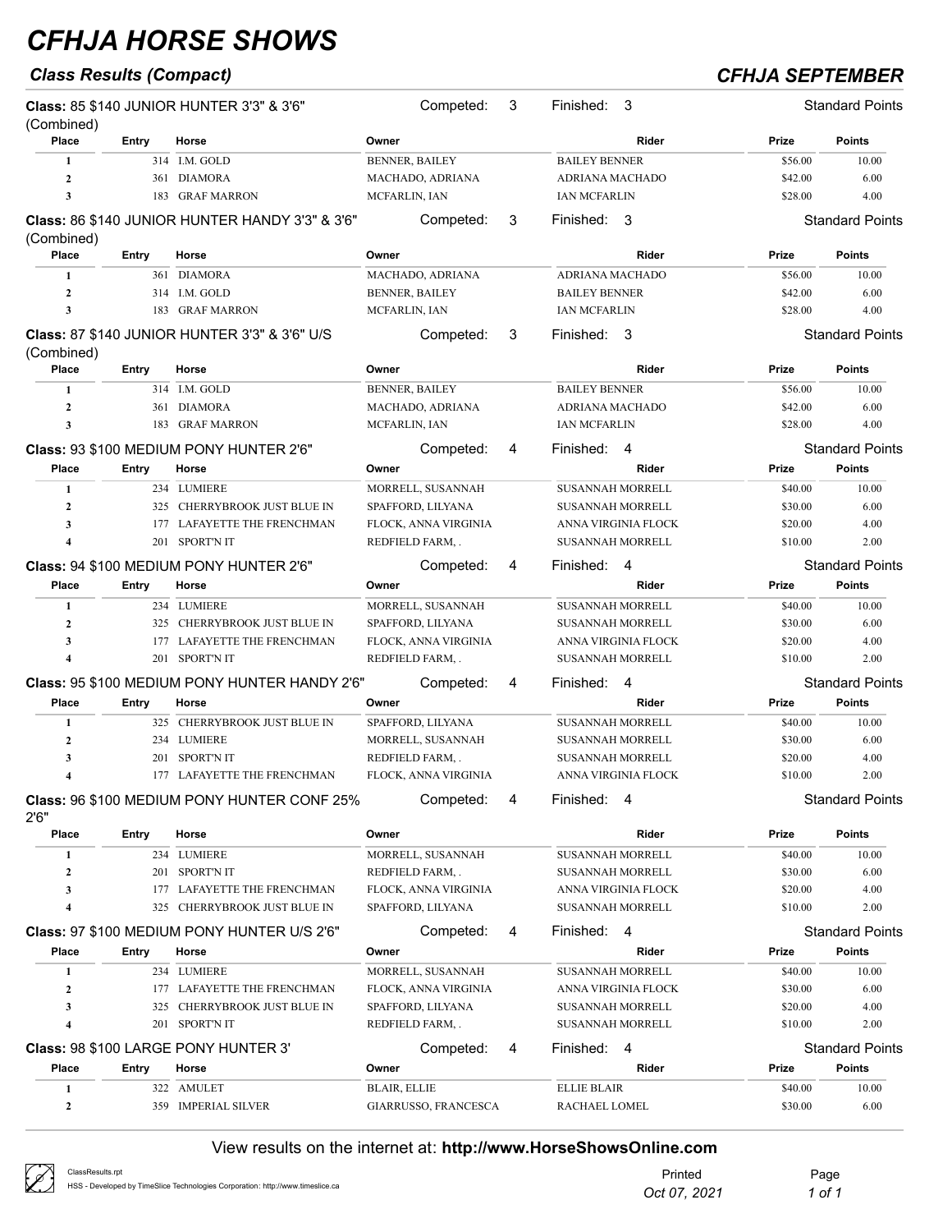# CFHJA HORSE SHOWS

## Class Results (Compact)

## CFHJA SEPTEMBER

**Class:** 85 $140 JUNIOR HUNTER 3'3" & 3'6" (Combined) — Competed: 3 — Finished: 3 — Standard Points

| Place | Entry | Horse | Owner | Rider | Prize | Points |
|---|---|---|---|---|---|---|
| 1 | 314 | I.M. GOLD | BENNER, BAILEY | BAILEY BENNER | $56.00 | 10.00 |
| 2 | 361 | DIAMORA | MACHADO, ADRIANA | ADRIANA MACHADO | $42.00 | 6.00 |
| 3 | 183 | GRAF MARRON | MCFARLIN, IAN | IAN MCFARLIN | $28.00 | 4.00 |

**Class:** 86 $140 JUNIOR HUNTER HANDY 3'3" & 3'6" (Combined) — Competed: 3 — Finished: 3 — Standard Points

| Place | Entry | Horse | Owner | Rider | Prize | Points |
|---|---|---|---|---|---|---|
| 1 | 361 | DIAMORA | MACHADO, ADRIANA | ADRIANA MACHADO | $56.00 | 10.00 |
| 2 | 314 | I.M. GOLD | BENNER, BAILEY | BAILEY BENNER | $42.00 | 6.00 |
| 3 | 183 | GRAF MARRON | MCFARLIN, IAN | IAN MCFARLIN | $28.00 | 4.00 |

**Class:** 87 $140 JUNIOR HUNTER 3'3" & 3'6" U/S (Combined) — Competed: 3 — Finished: 3 — Standard Points

| Place | Entry | Horse | Owner | Rider | Prize | Points |
|---|---|---|---|---|---|---|
| 1 | 314 | I.M. GOLD | BENNER, BAILEY | BAILEY BENNER | $56.00 | 10.00 |
| 2 | 361 | DIAMORA | MACHADO, ADRIANA | ADRIANA MACHADO | $42.00 | 6.00 |
| 3 | 183 | GRAF MARRON | MCFARLIN, IAN | IAN MCFARLIN | $28.00 | 4.00 |

**Class:** 93 $100 MEDIUM PONY HUNTER 2'6" — Competed: 4 — Finished: 4 — Standard Points

| Place | Entry | Horse | Owner | Rider | Prize | Points |
|---|---|---|---|---|---|---|
| 1 | 234 | LUMIERE | MORRELL, SUSANNAH | SUSANNAH MORRELL | $40.00 | 10.00 |
| 2 | 325 | CHERRYBROOK JUST BLUE IN | SPAFFORD, LILYANA | SUSANNAH MORRELL | $30.00 | 6.00 |
| 3 | 177 | LAFAYETTE THE FRENCHMAN | FLOCK, ANNA VIRGINIA | ANNA VIRGINIA FLOCK | $20.00 | 4.00 |
| 4 | 201 | SPORT'N IT | REDFIELD FARM, . | SUSANNAH MORRELL | $10.00 | 2.00 |

**Class:** 94 $100 MEDIUM PONY HUNTER 2'6" — Competed: 4 — Finished: 4 — Standard Points

| Place | Entry | Horse | Owner | Rider | Prize | Points |
|---|---|---|---|---|---|---|
| 1 | 234 | LUMIERE | MORRELL, SUSANNAH | SUSANNAH MORRELL | $40.00 | 10.00 |
| 2 | 325 | CHERRYBROOK JUST BLUE IN | SPAFFORD, LILYANA | SUSANNAH MORRELL | $30.00 | 6.00 |
| 3 | 177 | LAFAYETTE THE FRENCHMAN | FLOCK, ANNA VIRGINIA | ANNA VIRGINIA FLOCK | $20.00 | 4.00 |
| 4 | 201 | SPORT'N IT | REDFIELD FARM, . | SUSANNAH MORRELL | $10.00 | 2.00 |

**Class:** 95 $100 MEDIUM PONY HUNTER HANDY 2'6" — Competed: 4 — Finished: 4 — Standard Points

| Place | Entry | Horse | Owner | Rider | Prize | Points |
|---|---|---|---|---|---|---|
| 1 | 325 | CHERRYBROOK JUST BLUE IN | SPAFFORD, LILYANA | SUSANNAH MORRELL | $40.00 | 10.00 |
| 2 | 234 | LUMIERE | MORRELL, SUSANNAH | SUSANNAH MORRELL | $30.00 | 6.00 |
| 3 | 201 | SPORT'N IT | REDFIELD FARM, . | SUSANNAH MORRELL | $20.00 | 4.00 |
| 4 | 177 | LAFAYETTE THE FRENCHMAN | FLOCK, ANNA VIRGINIA | ANNA VIRGINIA FLOCK | $10.00 | 2.00 |

**Class:** 96 $100 MEDIUM PONY HUNTER CONF 25% 2'6" — Competed: 4 — Finished: 4 — Standard Points

| Place | Entry | Horse | Owner | Rider | Prize | Points |
|---|---|---|---|---|---|---|
| 1 | 234 | LUMIERE | MORRELL, SUSANNAH | SUSANNAH MORRELL | $40.00 | 10.00 |
| 2 | 201 | SPORT'N IT | REDFIELD FARM, . | SUSANNAH MORRELL | $30.00 | 6.00 |
| 3 | 177 | LAFAYETTE THE FRENCHMAN | FLOCK, ANNA VIRGINIA | ANNA VIRGINIA FLOCK | $20.00 | 4.00 |
| 4 | 325 | CHERRYBROOK JUST BLUE IN | SPAFFORD, LILYANA | SUSANNAH MORRELL | $10.00 | 2.00 |

**Class:** 97 $100 MEDIUM PONY HUNTER U/S 2'6" — Competed: 4 — Finished: 4 — Standard Points

| Place | Entry | Horse | Owner | Rider | Prize | Points |
|---|---|---|---|---|---|---|
| 1 | 234 | LUMIERE | MORRELL, SUSANNAH | SUSANNAH MORRELL | $40.00 | 10.00 |
| 2 | 177 | LAFAYETTE THE FRENCHMAN | FLOCK, ANNA VIRGINIA | ANNA VIRGINIA FLOCK | $30.00 | 6.00 |
| 3 | 325 | CHERRYBROOK JUST BLUE IN | SPAFFORD, LILYANA | SUSANNAH MORRELL | $20.00 | 4.00 |
| 4 | 201 | SPORT'N IT | REDFIELD FARM, . | SUSANNAH MORRELL | $10.00 | 2.00 |

**Class:** 98 $100 LARGE PONY HUNTER 3' — Competed: 4 — Finished: 4 — Standard Points

| Place | Entry | Horse | Owner | Rider | Prize | Points |
|---|---|---|---|---|---|---|
| 1 | 322 | AMULET | BLAIR, ELLIE | ELLIE BLAIR | $40.00 | 10.00 |
| 2 | 359 | IMPERIAL SILVER | GIARRUSSO, FRANCESCA | RACHAEL LOMEL | $30.00 | 6.00 |

View results on the internet at: **http://www.HorseShowsOnline.com**

ClassResults.rpt
HSS - Developed by TimeSlice Technologies Corporation: http://www.timeslice.ca

Printed *Oct 07, 2021*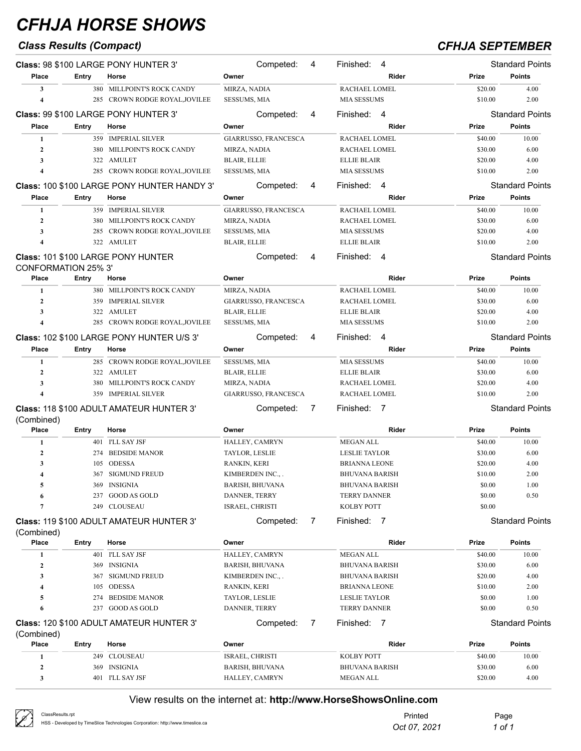# CFHJA HORSE SHOWS

## Class Results (Compact)

## CFHJA SEPTEMBER

**Class:** 98 $100 LARGE PONY HUNTER 3' — Competed: 4 — Finished: 4 — Standard Points

| Place | Entry | Horse | Owner | Rider | Prize | Points |
|---|---|---|---|---|---|---|
| 3 | 380 | MILLPOINT'S ROCK CANDY | MIRZA, NADIA | RACHAEL LOMEL | $20.00 | 4.00 |
| 4 | 285 | CROWN RODGE ROYAL,JOVILEE | SESSUMS, MIA | MIA SESSUMS | $10.00 | 2.00 |

**Class:** 99 $100 LARGE PONY HUNTER 3' — Competed: 4 — Finished: 4 — Standard Points

| Place | Entry | Horse | Owner | Rider | Prize | Points |
|---|---|---|---|---|---|---|
| 1 | 359 | IMPERIAL SILVER | GIARRUSSO, FRANCESCA | RACHAEL LOMEL | $40.00 | 10.00 |
| 2 | 380 | MILLPOINT'S ROCK CANDY | MIRZA, NADIA | RACHAEL LOMEL | $30.00 | 6.00 |
| 3 | 322 | AMULET | BLAIR, ELLIE | ELLIE BLAIR | $20.00 | 4.00 |
| 4 | 285 | CROWN RODGE ROYAL,JOVILEE | SESSUMS, MIA | MIA SESSUMS | $10.00 | 2.00 |

**Class:** 100 $100 LARGE PONY HUNTER HANDY 3' — Competed: 4 — Finished: 4 — Standard Points

| Place | Entry | Horse | Owner | Rider | Prize | Points |
|---|---|---|---|---|---|---|
| 1 | 359 | IMPERIAL SILVER | GIARRUSSO, FRANCESCA | RACHAEL LOMEL | $40.00 | 10.00 |
| 2 | 380 | MILLPOINT'S ROCK CANDY | MIRZA, NADIA | RACHAEL LOMEL | $30.00 | 6.00 |
| 3 | 285 | CROWN RODGE ROYAL,JOVILEE | SESSUMS, MIA | MIA SESSUMS | $20.00 | 4.00 |
| 4 | 322 | AMULET | BLAIR, ELLIE | ELLIE BLAIR | $10.00 | 2.00 |

**Class:** 101 $100 LARGE PONY HUNTER CONFORMATION 25% 3' — Competed: 4 — Finished: 4 — Standard Points

| Place | Entry | Horse | Owner | Rider | Prize | Points |
|---|---|---|---|---|---|---|
| 1 | 380 | MILLPOINT'S ROCK CANDY | MIRZA, NADIA | RACHAEL LOMEL | $40.00 | 10.00 |
| 2 | 359 | IMPERIAL SILVER | GIARRUSSO, FRANCESCA | RACHAEL LOMEL | $30.00 | 6.00 |
| 3 | 322 | AMULET | BLAIR, ELLIE | ELLIE BLAIR | $20.00 | 4.00 |
| 4 | 285 | CROWN RODGE ROYAL,JOVILEE | SESSUMS, MIA | MIA SESSUMS | $10.00 | 2.00 |

**Class:** 102 $100 LARGE PONY HUNTER U/S 3' — Competed: 4 — Finished: 4 — Standard Points

| Place | Entry | Horse | Owner | Rider | Prize | Points |
|---|---|---|---|---|---|---|
| 1 | 285 | CROWN RODGE ROYAL,JOVILEE | SESSUMS, MIA | MIA SESSUMS | $40.00 | 10.00 |
| 2 | 322 | AMULET | BLAIR, ELLIE | ELLIE BLAIR | $30.00 | 6.00 |
| 3 | 380 | MILLPOINT'S ROCK CANDY | MIRZA, NADIA | RACHAEL LOMEL | $20.00 | 4.00 |
| 4 | 359 | IMPERIAL SILVER | GIARRUSSO, FRANCESCA | RACHAEL LOMEL | $10.00 | 2.00 |

**Class:** 118 $100 ADULT AMATEUR HUNTER 3' (Combined) — Competed: 7 — Finished: 7 — Standard Points

| Place | Entry | Horse | Owner | Rider | Prize | Points |
|---|---|---|---|---|---|---|
| 1 | 401 | I'LL SAY JSF | HALLEY, CAMRYN | MEGAN ALL | $40.00 | 10.00 |
| 2 | 274 | BEDSIDE MANOR | TAYLOR, LESLIE | LESLIE TAYLOR | $30.00 | 6.00 |
| 3 | 105 | ODESSA | RANKIN, KERI | BRIANNA LEONE | $20.00 | 4.00 |
| 4 | 367 | SIGMUND FREUD | KIMBERDEN INC., . | BHUVANA BARISH | $10.00 | 2.00 |
| 5 | 369 | INSIGNIA | BARISH, BHUVANA | BHUVANA BARISH | $0.00 | 1.00 |
| 6 | 237 | GOOD AS GOLD | DANNER, TERRY | TERRY DANNER | $0.00 | 0.50 |
| 7 | 249 | CLOUSEAU | ISRAEL, CHRISTI | KOLBY POTT | $0.00 | |

**Class:** 119 $100 ADULT AMATEUR HUNTER 3' (Combined) — Competed: 7 — Finished: 7 — Standard Points

| Place | Entry | Horse | Owner | Rider | Prize | Points |
|---|---|---|---|---|---|---|
| 1 | 401 | I'LL SAY JSF | HALLEY, CAMRYN | MEGAN ALL | $40.00 | 10.00 |
| 2 | 369 | INSIGNIA | BARISH, BHUVANA | BHUVANA BARISH | $30.00 | 6.00 |
| 3 | 367 | SIGMUND FREUD | KIMBERDEN INC., . | BHUVANA BARISH | $20.00 | 4.00 |
| 4 | 105 | ODESSA | RANKIN, KERI | BRIANNA LEONE | $10.00 | 2.00 |
| 5 | 274 | BEDSIDE MANOR | TAYLOR, LESLIE | LESLIE TAYLOR | $0.00 | 1.00 |
| 6 | 237 | GOOD AS GOLD | DANNER, TERRY | TERRY DANNER | $0.00 | 0.50 |

**Class:** 120 $100 ADULT AMATEUR HUNTER 3' (Combined) — Competed: 7 — Finished: 7 — Standard Points

| Place | Entry | Horse | Owner | Rider | Prize | Points |
|---|---|---|---|---|---|---|
| 1 | 249 | CLOUSEAU | ISRAEL, CHRISTI | KOLBY POTT | $40.00 | 10.00 |
| 2 | 369 | INSIGNIA | BARISH, BHUVANA | BHUVANA BARISH | $30.00 | 6.00 |
| 3 | 401 | I'LL SAY JSF | HALLEY, CAMRYN | MEGAN ALL | $20.00 | 4.00 |

View results on the internet at: **http://www.HorseShowsOnline.com**

ClassResults.rpt
HSS - Developed by TimeSlice Technologies Corporation: http://www.timeslice.ca

Printed *Oct 07, 2021*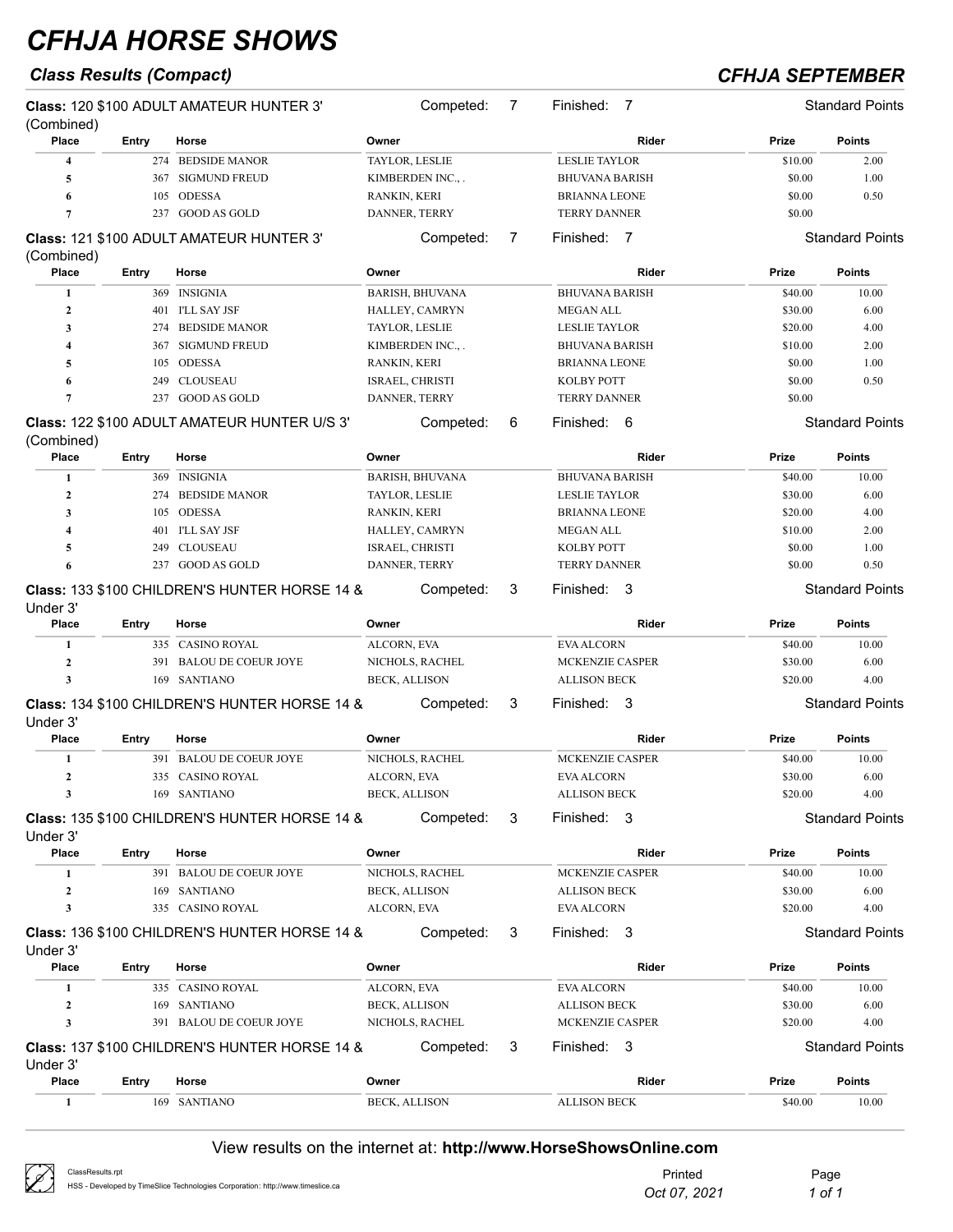# CFHJA HORSE SHOWS

## Class Results (Compact)

## CFHJA SEPTEMBER

**Class:** 120 $100 ADULT AMATEUR HUNTER 3' (Combined) — Competed: 7 — Finished: 7 — Standard Points

| Place | Entry | Horse | Owner | Rider | Prize | Points |
|---|---|---|---|---|---|---|
| 4 | 274 | BEDSIDE MANOR | TAYLOR, LESLIE | LESLIE TAYLOR | $10.00 | 2.00 |
| 5 | 367 | SIGMUND FREUD | KIMBERDEN INC., . | BHUVANA BARISH | $0.00 | 1.00 |
| 6 | 105 | ODESSA | RANKIN, KERI | BRIANNA LEONE | $0.00 | 0.50 |
| 7 | 237 | GOOD AS GOLD | DANNER, TERRY | TERRY DANNER | $0.00 | |

**Class:** 121 $100 ADULT AMATEUR HUNTER 3' (Combined) — Competed: 7 — Finished: 7 — Standard Points

| Place | Entry | Horse | Owner | Rider | Prize | Points |
|---|---|---|---|---|---|---|
| 1 | 369 | INSIGNIA | BARISH, BHUVANA | BHUVANA BARISH | $40.00 | 10.00 |
| 2 | 401 | I'LL SAY JSF | HALLEY, CAMRYN | MEGAN ALL | $30.00 | 6.00 |
| 3 | 274 | BEDSIDE MANOR | TAYLOR, LESLIE | LESLIE TAYLOR | $20.00 | 4.00 |
| 4 | 367 | SIGMUND FREUD | KIMBERDEN INC., . | BHUVANA BARISH | $10.00 | 2.00 |
| 5 | 105 | ODESSA | RANKIN, KERI | BRIANNA LEONE | $0.00 | 1.00 |
| 6 | 249 | CLOUSEAU | ISRAEL, CHRISTI | KOLBY POTT | $0.00 | 0.50 |
| 7 | 237 | GOOD AS GOLD | DANNER, TERRY | TERRY DANNER | $0.00 | |

**Class:** 122 $100 ADULT AMATEUR HUNTER U/S 3' (Combined) — Competed: 6 — Finished: 6 — Standard Points

| Place | Entry | Horse | Owner | Rider | Prize | Points |
|---|---|---|---|---|---|---|
| 1 | 369 | INSIGNIA | BARISH, BHUVANA | BHUVANA BARISH | $40.00 | 10.00 |
| 2 | 274 | BEDSIDE MANOR | TAYLOR, LESLIE | LESLIE TAYLOR | $30.00 | 6.00 |
| 3 | 105 | ODESSA | RANKIN, KERI | BRIANNA LEONE | $20.00 | 4.00 |
| 4 | 401 | I'LL SAY JSF | HALLEY, CAMRYN | MEGAN ALL | $10.00 | 2.00 |
| 5 | 249 | CLOUSEAU | ISRAEL, CHRISTI | KOLBY POTT | $0.00 | 1.00 |
| 6 | 237 | GOOD AS GOLD | DANNER, TERRY | TERRY DANNER | $0.00 | 0.50 |

**Class:** 133 $100 CHILDREN'S HUNTER HORSE 14 & Under 3' — Competed: 3 — Finished: 3 — Standard Points

| Place | Entry | Horse | Owner | Rider | Prize | Points |
|---|---|---|---|---|---|---|
| 1 | 335 | CASINO ROYAL | ALCORN, EVA | EVA ALCORN | $40.00 | 10.00 |
| 2 | 391 | BALOU DE COEUR JOYE | NICHOLS, RACHEL | MCKENZIE CASPER | $30.00 | 6.00 |
| 3 | 169 | SANTIANO | BECK, ALLISON | ALLISON BECK | $20.00 | 4.00 |

**Class:** 134 $100 CHILDREN'S HUNTER HORSE 14 & Under 3' — Competed: 3 — Finished: 3 — Standard Points

| Place | Entry | Horse | Owner | Rider | Prize | Points |
|---|---|---|---|---|---|---|
| 1 | 391 | BALOU DE COEUR JOYE | NICHOLS, RACHEL | MCKENZIE CASPER | $40.00 | 10.00 |
| 2 | 335 | CASINO ROYAL | ALCORN, EVA | EVA ALCORN | $30.00 | 6.00 |
| 3 | 169 | SANTIANO | BECK, ALLISON | ALLISON BECK | $20.00 | 4.00 |

**Class:** 135 $100 CHILDREN'S HUNTER HORSE 14 & Under 3' — Competed: 3 — Finished: 3 — Standard Points

| Place | Entry | Horse | Owner | Rider | Prize | Points |
|---|---|---|---|---|---|---|
| 1 | 391 | BALOU DE COEUR JOYE | NICHOLS, RACHEL | MCKENZIE CASPER | $40.00 | 10.00 |
| 2 | 169 | SANTIANO | BECK, ALLISON | ALLISON BECK | $30.00 | 6.00 |
| 3 | 335 | CASINO ROYAL | ALCORN, EVA | EVA ALCORN | $20.00 | 4.00 |

**Class:** 136 $100 CHILDREN'S HUNTER HORSE 14 & Under 3' — Competed: 3 — Finished: 3 — Standard Points

| Place | Entry | Horse | Owner | Rider | Prize | Points |
|---|---|---|---|---|---|---|
| 1 | 335 | CASINO ROYAL | ALCORN, EVA | EVA ALCORN | $40.00 | 10.00 |
| 2 | 169 | SANTIANO | BECK, ALLISON | ALLISON BECK | $30.00 | 6.00 |
| 3 | 391 | BALOU DE COEUR JOYE | NICHOLS, RACHEL | MCKENZIE CASPER | $20.00 | 4.00 |

**Class:** 137 $100 CHILDREN'S HUNTER HORSE 14 & Under 3' — Competed: 3 — Finished: 3 — Standard Points

| Place | Entry | Horse | Owner | Rider | Prize | Points |
|---|---|---|---|---|---|---|
| 1 | 169 | SANTIANO | BECK, ALLISON | ALLISON BECK | $40.00 | 10.00 |

View results on the internet at: **http://www.HorseShowsOnline.com**

ClassResults.rpt
HSS - Developed by TimeSlice Technologies Corporation: http://www.timeslice.ca

Printed Oct 07, 2021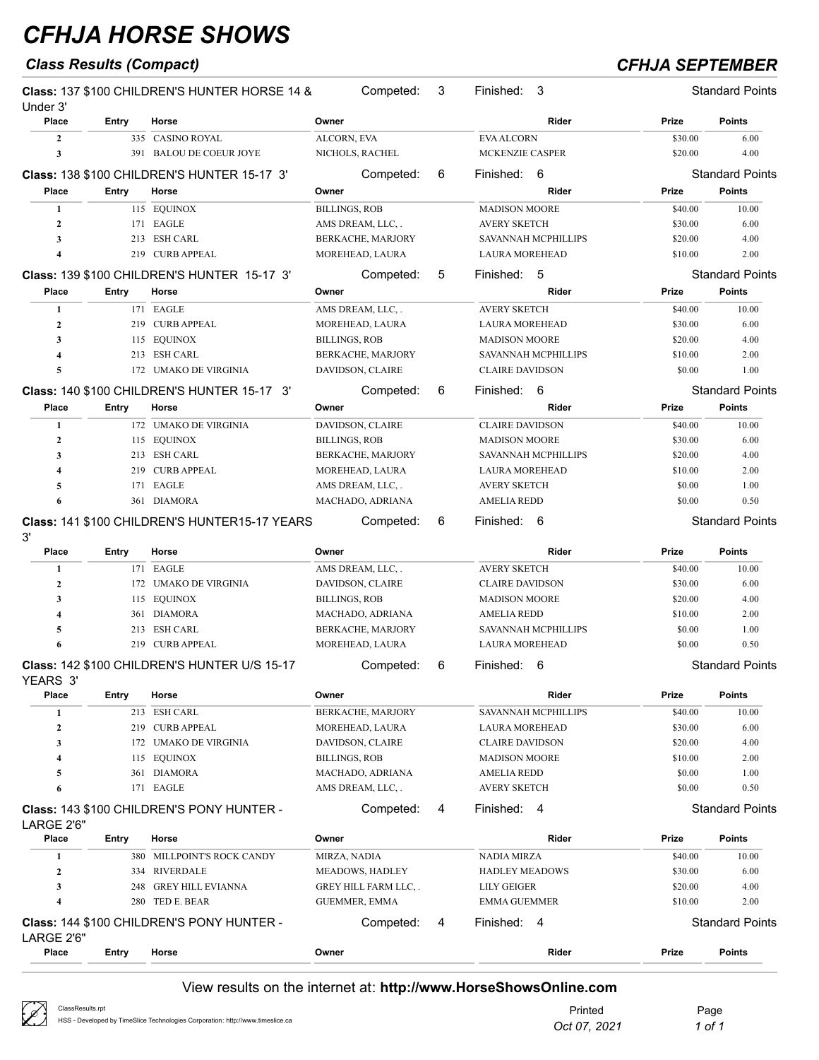# CFHJA HORSE SHOWS

## Class Results (Compact)

## CFHJA SEPTEMBER

**Class:** 137 $100 CHILDREN'S HUNTER HORSE 14 & Under 3' — Competed: 3 — Finished: 3 — Standard Points

| Place | Entry | Horse | Owner | Rider | Prize | Points |
|---|---|---|---|---|---|---|
| 2 | 335 | CASINO ROYAL | ALCORN, EVA | EVA ALCORN | $30.00 | 6.00 |
| 3 | 391 | BALOU DE COEUR JOYE | NICHOLS, RACHEL | MCKENZIE CASPER | $20.00 | 4.00 |

**Class:** 138 $100 CHILDREN'S HUNTER 15-17 3' — Competed: 6 — Finished: 6 — Standard Points

| Place | Entry | Horse | Owner | Rider | Prize | Points |
|---|---|---|---|---|---|---|
| 1 | 115 | EQUINOX | BILLINGS, ROB | MADISON MOORE | $40.00 | 10.00 |
| 2 | 171 | EAGLE | AMS DREAM, LLC, . | AVERY SKETCH | $30.00 | 6.00 |
| 3 | 213 | ESH CARL | BERKACHE, MARJORY | SAVANNAH MCPHILLIPS | $20.00 | 4.00 |
| 4 | 219 | CURB APPEAL | MOREHEAD, LAURA | LAURA MOREHEAD | $10.00 | 2.00 |

**Class:** 139 $100 CHILDREN'S HUNTER 15-17 3' — Competed: 5 — Finished: 5 — Standard Points

| Place | Entry | Horse | Owner | Rider | Prize | Points |
|---|---|---|---|---|---|---|
| 1 | 171 | EAGLE | AMS DREAM, LLC, . | AVERY SKETCH | $40.00 | 10.00 |
| 2 | 219 | CURB APPEAL | MOREHEAD, LAURA | LAURA MOREHEAD | $30.00 | 6.00 |
| 3 | 115 | EQUINOX | BILLINGS, ROB | MADISON MOORE | $20.00 | 4.00 |
| 4 | 213 | ESH CARL | BERKACHE, MARJORY | SAVANNAH MCPHILLIPS | $10.00 | 2.00 |
| 5 | 172 | UMAKO DE VIRGINIA | DAVIDSON, CLAIRE | CLAIRE DAVIDSON | $0.00 | 1.00 |

**Class:** 140 $100 CHILDREN'S HUNTER 15-17 3' — Competed: 6 — Finished: 6 — Standard Points

| Place | Entry | Horse | Owner | Rider | Prize | Points |
|---|---|---|---|---|---|---|
| 1 | 172 | UMAKO DE VIRGINIA | DAVIDSON, CLAIRE | CLAIRE DAVIDSON | $40.00 | 10.00 |
| 2 | 115 | EQUINOX | BILLINGS, ROB | MADISON MOORE | $30.00 | 6.00 |
| 3 | 213 | ESH CARL | BERKACHE, MARJORY | SAVANNAH MCPHILLIPS | $20.00 | 4.00 |
| 4 | 219 | CURB APPEAL | MOREHEAD, LAURA | LAURA MOREHEAD | $10.00 | 2.00 |
| 5 | 171 | EAGLE | AMS DREAM, LLC, . | AVERY SKETCH | $0.00 | 1.00 |
| 6 | 361 | DIAMORA | MACHADO, ADRIANA | AMELIA REDD | $0.00 | 0.50 |

**Class:** 141 $100 CHILDREN'S HUNTER15-17 YEARS 3' — Competed: 6 — Finished: 6 — Standard Points

| Place | Entry | Horse | Owner | Rider | Prize | Points |
|---|---|---|---|---|---|---|
| 1 | 171 | EAGLE | AMS DREAM, LLC, . | AVERY SKETCH | $40.00 | 10.00 |
| 2 | 172 | UMAKO DE VIRGINIA | DAVIDSON, CLAIRE | CLAIRE DAVIDSON | $30.00 | 6.00 |
| 3 | 115 | EQUINOX | BILLINGS, ROB | MADISON MOORE | $20.00 | 4.00 |
| 4 | 361 | DIAMORA | MACHADO, ADRIANA | AMELIA REDD | $10.00 | 2.00 |
| 5 | 213 | ESH CARL | BERKACHE, MARJORY | SAVANNAH MCPHILLIPS | $0.00 | 1.00 |
| 6 | 219 | CURB APPEAL | MOREHEAD, LAURA | LAURA MOREHEAD | $0.00 | 0.50 |

**Class:** 142 $100 CHILDREN'S HUNTER U/S 15-17 YEARS 3' — Competed: 6 — Finished: 6 — Standard Points

| Place | Entry | Horse | Owner | Rider | Prize | Points |
|---|---|---|---|---|---|---|
| 1 | 213 | ESH CARL | BERKACHE, MARJORY | SAVANNAH MCPHILLIPS | $40.00 | 10.00 |
| 2 | 219 | CURB APPEAL | MOREHEAD, LAURA | LAURA MOREHEAD | $30.00 | 6.00 |
| 3 | 172 | UMAKO DE VIRGINIA | DAVIDSON, CLAIRE | CLAIRE DAVIDSON | $20.00 | 4.00 |
| 4 | 115 | EQUINOX | BILLINGS, ROB | MADISON MOORE | $10.00 | 2.00 |
| 5 | 361 | DIAMORA | MACHADO, ADRIANA | AMELIA REDD | $0.00 | 1.00 |
| 6 | 171 | EAGLE | AMS DREAM, LLC, . | AVERY SKETCH | $0.00 | 0.50 |

**Class:** 143 $100 CHILDREN'S PONY HUNTER - LARGE 2'6" — Competed: 4 — Finished: 4 — Standard Points

| Place | Entry | Horse | Owner | Rider | Prize | Points |
|---|---|---|---|---|---|---|
| 1 | 380 | MILLPOINT'S ROCK CANDY | MIRZA, NADIA | NADIA MIRZA | $40.00 | 10.00 |
| 2 | 334 | RIVERDALE | MEADOWS, HADLEY | HADLEY MEADOWS | $30.00 | 6.00 |
| 3 | 248 | GREY HILL EVIANNA | GREY HILL FARM LLC, . | LILY GEIGER | $20.00 | 4.00 |
| 4 | 280 | TED E. BEAR | GUEMMER, EMMA | EMMA GUEMMER | $10.00 | 2.00 |

**Class:** 144 $100 CHILDREN'S PONY HUNTER - LARGE 2'6" — Competed: 4 — Finished: 4 — Standard Points

| Place | Entry | Horse | Owner | Rider | Prize | Points |
|---|---|---|---|---|---|---|

View results on the internet at: **http://www.HorseShowsOnline.com**

ClassResults.rpt
HSS - Developed by TimeSlice Technologies Corporation: http://www.timeslice.ca

Printed Oct 07, 2021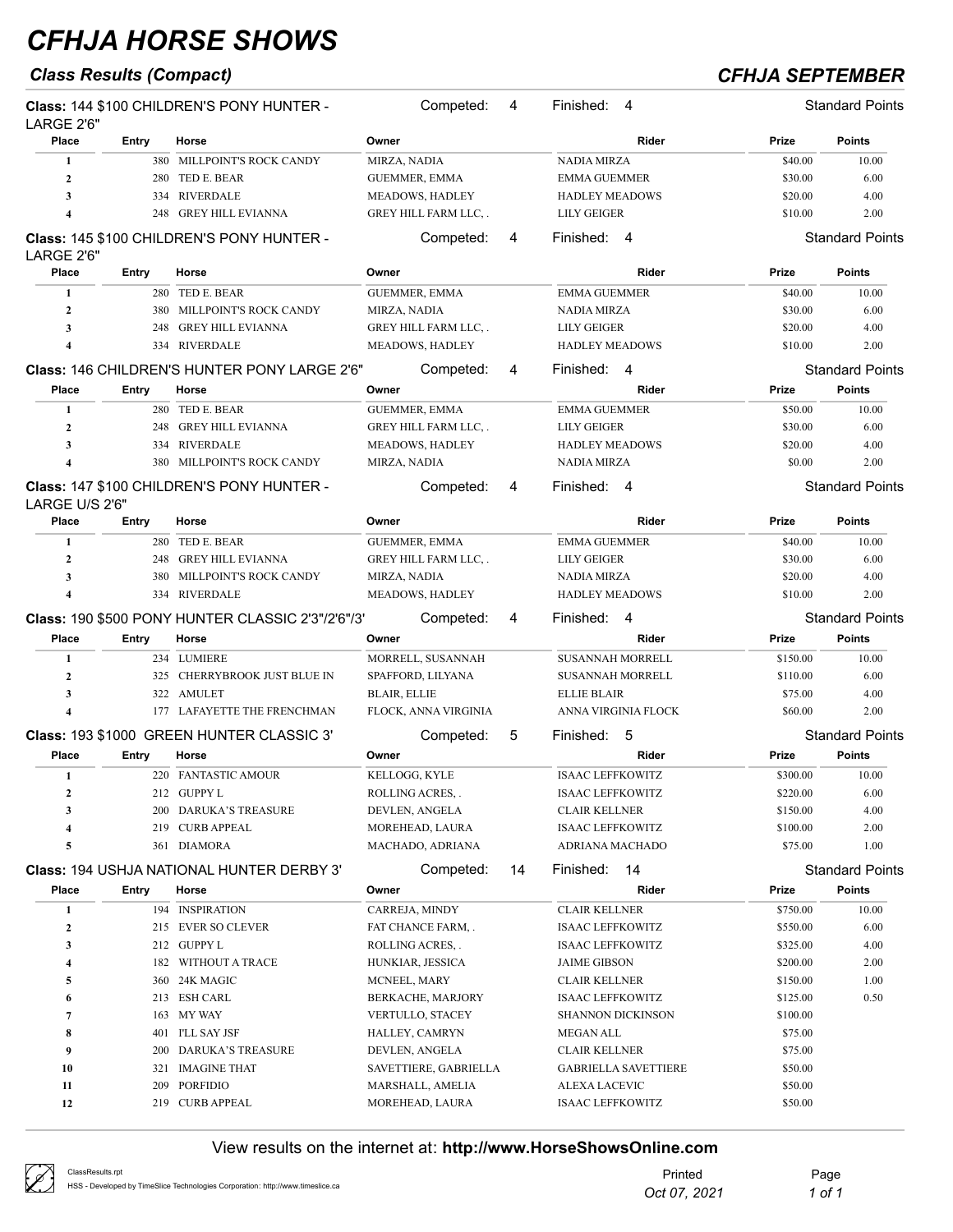# CFHJA HORSE SHOWS

## Class Results (Compact)

## CFHJA SEPTEMBER

**Class:** 144 $100 CHILDREN'S PONY HUNTER - LARGE 2'6" — Competed: 4 — Finished: 4 — Standard Points

| Place | Entry | Horse | Owner | Rider | Prize | Points |
|---|---|---|---|---|---|---|
| 1 | 380 | MILLPOINT'S ROCK CANDY | MIRZA, NADIA | NADIA MIRZA | $40.00 | 10.00 |
| 2 | 280 | TED E. BEAR | GUEMMER, EMMA | EMMA GUEMMER | $30.00 | 6.00 |
| 3 | 334 | RIVERDALE | MEADOWS, HADLEY | HADLEY MEADOWS | $20.00 | 4.00 |
| 4 | 248 | GREY HILL EVIANNA | GREY HILL FARM LLC, . | LILY GEIGER | $10.00 | 2.00 |

**Class:** 145 $100 CHILDREN'S PONY HUNTER - LARGE 2'6" — Competed: 4 — Finished: 4 — Standard Points

| Place | Entry | Horse | Owner | Rider | Prize | Points |
|---|---|---|---|---|---|---|
| 1 | 280 | TED E. BEAR | GUEMMER, EMMA | EMMA GUEMMER | $40.00 | 10.00 |
| 2 | 380 | MILLPOINT'S ROCK CANDY | MIRZA, NADIA | NADIA MIRZA | $30.00 | 6.00 |
| 3 | 248 | GREY HILL EVIANNA | GREY HILL FARM LLC, . | LILY GEIGER | $20.00 | 4.00 |
| 4 | 334 | RIVERDALE | MEADOWS, HADLEY | HADLEY MEADOWS | $10.00 | 2.00 |

**Class:** 146 CHILDREN'S HUNTER PONY LARGE 2'6" — Competed: 4 — Finished: 4 — Standard Points

| Place | Entry | Horse | Owner | Rider | Prize | Points |
|---|---|---|---|---|---|---|
| 1 | 280 | TED E. BEAR | GUEMMER, EMMA | EMMA GUEMMER | $50.00 | 10.00 |
| 2 | 248 | GREY HILL EVIANNA | GREY HILL FARM LLC, . | LILY GEIGER | $30.00 | 6.00 |
| 3 | 334 | RIVERDALE | MEADOWS, HADLEY | HADLEY MEADOWS | $20.00 | 4.00 |
| 4 | 380 | MILLPOINT'S ROCK CANDY | MIRZA, NADIA | NADIA MIRZA | $0.00 | 2.00 |

**Class:** 147 $100 CHILDREN'S PONY HUNTER - LARGE U/S 2'6" — Competed: 4 — Finished: 4 — Standard Points

| Place | Entry | Horse | Owner | Rider | Prize | Points |
|---|---|---|---|---|---|---|
| 1 | 280 | TED E. BEAR | GUEMMER, EMMA | EMMA GUEMMER | $40.00 | 10.00 |
| 2 | 248 | GREY HILL EVIANNA | GREY HILL FARM LLC, . | LILY GEIGER | $30.00 | 6.00 |
| 3 | 380 | MILLPOINT'S ROCK CANDY | MIRZA, NADIA | NADIA MIRZA | $20.00 | 4.00 |
| 4 | 334 | RIVERDALE | MEADOWS, HADLEY | HADLEY MEADOWS | $10.00 | 2.00 |

**Class:** 190 $500 PONY HUNTER CLASSIC 2'3"/2'6"/3' — Competed: 4 — Finished: 4 — Standard Points

| Place | Entry | Horse | Owner | Rider | Prize | Points |
|---|---|---|---|---|---|---|
| 1 | 234 | LUMIERE | MORRELL, SUSANNAH | SUSANNAH MORRELL | $150.00 | 10.00 |
| 2 | 325 | CHERRYBROOK JUST BLUE IN | SPAFFORD, LILYANA | SUSANNAH MORRELL | $110.00 | 6.00 |
| 3 | 322 | AMULET | BLAIR, ELLIE | ELLIE BLAIR | $75.00 | 4.00 |
| 4 | 177 | LAFAYETTE THE FRENCHMAN | FLOCK, ANNA VIRGINIA | ANNA VIRGINIA FLOCK | $60.00 | 2.00 |

**Class:** 193 $1000 GREEN HUNTER CLASSIC 3' — Competed: 5 — Finished: 5 — Standard Points

| Place | Entry | Horse | Owner | Rider | Prize | Points |
|---|---|---|---|---|---|---|
| 1 | 220 | FANTASTIC AMOUR | KELLOGG, KYLE | ISAAC LEFFKOWITZ | $300.00 | 10.00 |
| 2 | 212 | GUPPY L | ROLLING ACRES, . | ISAAC LEFFKOWITZ | $220.00 | 6.00 |
| 3 | 200 | DARUKA'S TREASURE | DEVLEN, ANGELA | CLAIR KELLNER | $150.00 | 4.00 |
| 4 | 219 | CURB APPEAL | MOREHEAD, LAURA | ISAAC LEFFKOWITZ | $100.00 | 2.00 |
| 5 | 361 | DIAMORA | MACHADO, ADRIANA | ADRIANA MACHADO | $75.00 | 1.00 |

**Class:** 194 USHJA NATIONAL HUNTER DERBY 3' — Competed: 14 — Finished: 14 — Standard Points

| Place | Entry | Horse | Owner | Rider | Prize | Points |
|---|---|---|---|---|---|---|
| 1 | 194 | INSPIRATION | CARREJA, MINDY | CLAIR KELLNER | $750.00 | 10.00 |
| 2 | 215 | EVER SO CLEVER | FAT CHANCE FARM, . | ISAAC LEFFKOWITZ | $550.00 | 6.00 |
| 3 | 212 | GUPPY L | ROLLING ACRES, . | ISAAC LEFFKOWITZ | $325.00 | 4.00 |
| 4 | 182 | WITHOUT A TRACE | HUNKIAR, JESSICA | JAIME GIBSON | $200.00 | 2.00 |
| 5 | 360 | 24K MAGIC | MCNEEL, MARY | CLAIR KELLNER | $150.00 | 1.00 |
| 6 | 213 | ESH CARL | BERKACHE, MARJORY | ISAAC LEFFKOWITZ | $125.00 | 0.50 |
| 7 | 163 | MY WAY | VERTULLO, STACEY | SHANNON DICKINSON | $100.00 | |
| 8 | 401 | I'LL SAY JSF | HALLEY, CAMRYN | MEGAN ALL | $75.00 | |
| 9 | 200 | DARUKA'S TREASURE | DEVLEN, ANGELA | CLAIR KELLNER | $75.00 | |
| 10 | 321 | IMAGINE THAT | SAVETTIERE, GABRIELLA | GABRIELLA SAVETTIERE | $50.00 | |
| 11 | 209 | PORFIDIO | MARSHALL, AMELIA | ALEXA LACEVIC | $50.00 | |
| 12 | 219 | CURB APPEAL | MOREHEAD, LAURA | ISAAC LEFFKOWITZ | $50.00 | |

View results on the internet at: **http://www.HorseShowsOnline.com**

ClassResults.rpt
HSS - Developed by TimeSlice Technologies Corporation: http://www.timeslice.ca

Printed Oct 07, 2021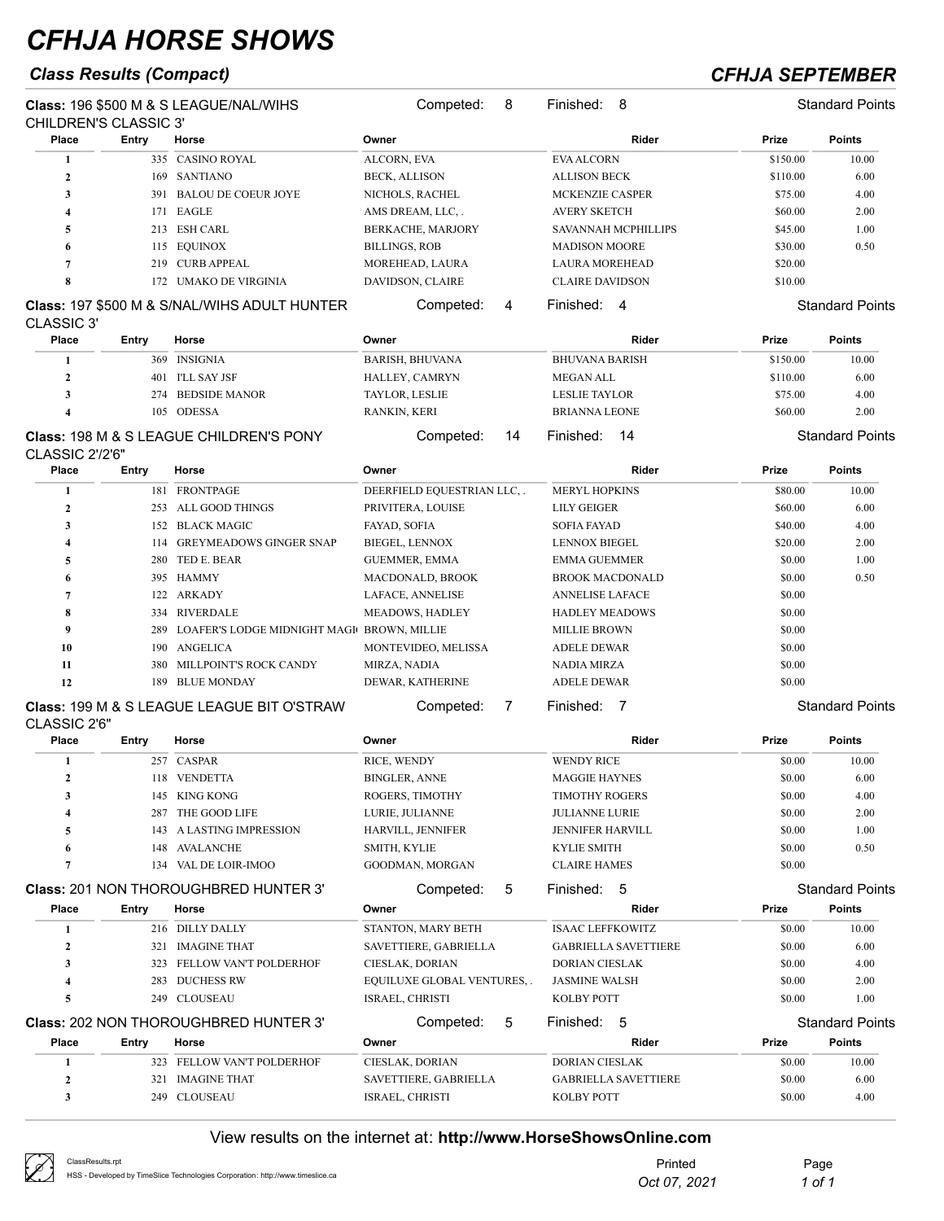# CFHJA HORSE SHOWS

## Class Results (Compact)

## CFHJA SEPTEMBER

**Class:** 196 $500 M & S LEAGUE/NAL/WIHS CHILDREN'S CLASSIC 3' — Competed: 8 — Finished: 8 — Standard Points

| Place | Entry | Horse | Owner | Rider | Prize | Points |
|---|---|---|---|---|---|---|
| 1 | 335 | CASINO ROYAL | ALCORN, EVA | EVA ALCORN | $150.00 | 10.00 |
| 2 | 169 | SANTIANO | BECK, ALLISON | ALLISON BECK | $110.00 | 6.00 |
| 3 | 391 | BALOU DE COEUR JOYE | NICHOLS, RACHEL | MCKENZIE CASPER | $75.00 | 4.00 |
| 4 | 171 | EAGLE | AMS DREAM, LLC, . | AVERY SKETCH | $60.00 | 2.00 |
| 5 | 213 | ESH CARL | BERKACHE, MARJORY | SAVANNAH MCPHILLIPS | $45.00 | 1.00 |
| 6 | 115 | EQUINOX | BILLINGS, ROB | MADISON MOORE | $30.00 | 0.50 |
| 7 | 219 | CURB APPEAL | MOREHEAD, LAURA | LAURA MOREHEAD | $20.00 | |
| 8 | 172 | UMAKO DE VIRGINIA | DAVIDSON, CLAIRE | CLAIRE DAVIDSON | $10.00 | |

**Class:** 197 $500 M & S/NAL/WIHS ADULT HUNTER CLASSIC 3' — Competed: 4 — Finished: 4 — Standard Points

| Place | Entry | Horse | Owner | Rider | Prize | Points |
|---|---|---|---|---|---|---|
| 1 | 369 | INSIGNIA | BARISH, BHUVANA | BHUVANA BARISH | $150.00 | 10.00 |
| 2 | 401 | I'LL SAY JSF | HALLEY, CAMRYN | MEGAN ALL | $110.00 | 6.00 |
| 3 | 274 | BEDSIDE MANOR | TAYLOR, LESLIE | LESLIE TAYLOR | $75.00 | 4.00 |
| 4 | 105 | ODESSA | RANKIN, KERI | BRIANNA LEONE | $60.00 | 2.00 |

**Class:** 198 M & S LEAGUE CHILDREN'S PONY CLASSIC 2'/2'6" — Competed: 14 — Finished: 14 — Standard Points

| Place | Entry | Horse | Owner | Rider | Prize | Points |
|---|---|---|---|---|---|---|
| 1 | 181 | FRONTPAGE | DEERFIELD EQUESTRIAN LLC, . | MERYL HOPKINS | $80.00 | 10.00 |
| 2 | 253 | ALL GOOD THINGS | PRIVITERA, LOUISE | LILY GEIGER | $60.00 | 6.00 |
| 3 | 152 | BLACK MAGIC | FAYAD, SOFIA | SOFIA FAYAD | $40.00 | 4.00 |
| 4 | 114 | GREYMEADOWS GINGER SNAP | BIEGEL, LENNOX | LENNOX BIEGEL | $20.00 | 2.00 |
| 5 | 280 | TED E. BEAR | GUEMMER, EMMA | EMMA GUEMMER | $0.00 | 1.00 |
| 6 | 395 | HAMMY | MACDONALD, BROOK | BROOK MACDONALD | $0.00 | 0.50 |
| 7 | 122 | ARKADY | LAFACE, ANNELISE | ANNELISE LAFACE | $0.00 | |
| 8 | 334 | RIVERDALE | MEADOWS, HADLEY | HADLEY MEADOWS | $0.00 | |
| 9 | 289 | LOAFER'S LODGE MIDNIGHT MAGI | BROWN, MILLIE | MILLIE BROWN | $0.00 | |
| 10 | 190 | ANGELICA | MONTEVIDEO, MELISSA | ADELE DEWAR | $0.00 | |
| 11 | 380 | MILLPOINT'S ROCK CANDY | MIRZA, NADIA | NADIA MIRZA | $0.00 | |
| 12 | 189 | BLUE MONDAY | DEWAR, KATHERINE | ADELE DEWAR | $0.00 | |

**Class:** 199 M & S LEAGUE LEAGUE BIT O'STRAW CLASSIC 2'6" — Competed: 7 — Finished: 7 — Standard Points

| Place | Entry | Horse | Owner | Rider | Prize | Points |
|---|---|---|---|---|---|---|
| 1 | 257 | CASPAR | RICE, WENDY | WENDY RICE | $0.00 | 10.00 |
| 2 | 118 | VENDETTA | BINGLER, ANNE | MAGGIE HAYNES | $0.00 | 6.00 |
| 3 | 145 | KING KONG | ROGERS, TIMOTHY | TIMOTHY ROGERS | $0.00 | 4.00 |
| 4 | 287 | THE GOOD LIFE | LURIE, JULIANNE | JULIANNE LURIE | $0.00 | 2.00 |
| 5 | 143 | A LASTING IMPRESSION | HARVILL, JENNIFER | JENNIFER HARVILL | $0.00 | 1.00 |
| 6 | 148 | AVALANCHE | SMITH, KYLIE | KYLIE SMITH | $0.00 | 0.50 |
| 7 | 134 | VAL DE LOIR-IMOO | GOODMAN, MORGAN | CLAIRE HAMES | $0.00 | |

**Class:** 201 NON THOROUGHBRED HUNTER 3' — Competed: 5 — Finished: 5 — Standard Points

| Place | Entry | Horse | Owner | Rider | Prize | Points |
|---|---|---|---|---|---|---|
| 1 | 216 | DILLY DALLY | STANTON, MARY BETH | ISAAC LEFFKOWITZ | $0.00 | 10.00 |
| 2 | 321 | IMAGINE THAT | SAVETTIERE, GABRIELLA | GABRIELLA SAVETTIERE | $0.00 | 6.00 |
| 3 | 323 | FELLOW VAN'T POLDERHOF | CIESLAK, DORIAN | DORIAN CIESLAK | $0.00 | 4.00 |
| 4 | 283 | DUCHESS RW | EQUILUXE GLOBAL VENTURES, . | JASMINE WALSH | $0.00 | 2.00 |
| 5 | 249 | CLOUSEAU | ISRAEL, CHRISTI | KOLBY POTT | $0.00 | 1.00 |

**Class:** 202 NON THOROUGHBRED HUNTER 3' — Competed: 5 — Finished: 5 — Standard Points

| Place | Entry | Horse | Owner | Rider | Prize | Points |
|---|---|---|---|---|---|---|
| 1 | 323 | FELLOW VAN'T POLDERHOF | CIESLAK, DORIAN | DORIAN CIESLAK | $0.00 | 10.00 |
| 2 | 321 | IMAGINE THAT | SAVETTIERE, GABRIELLA | GABRIELLA SAVETTIERE | $0.00 | 6.00 |
| 3 | 249 | CLOUSEAU | ISRAEL, CHRISTI | KOLBY POTT | $0.00 | 4.00 |

View results on the internet at: **http://www.HorseShowsOnline.com**

ClassResults.rpt
HSS - Developed by TimeSlice Technologies Corporation: http://www.timeslice.ca

Printed *Oct 07, 2021*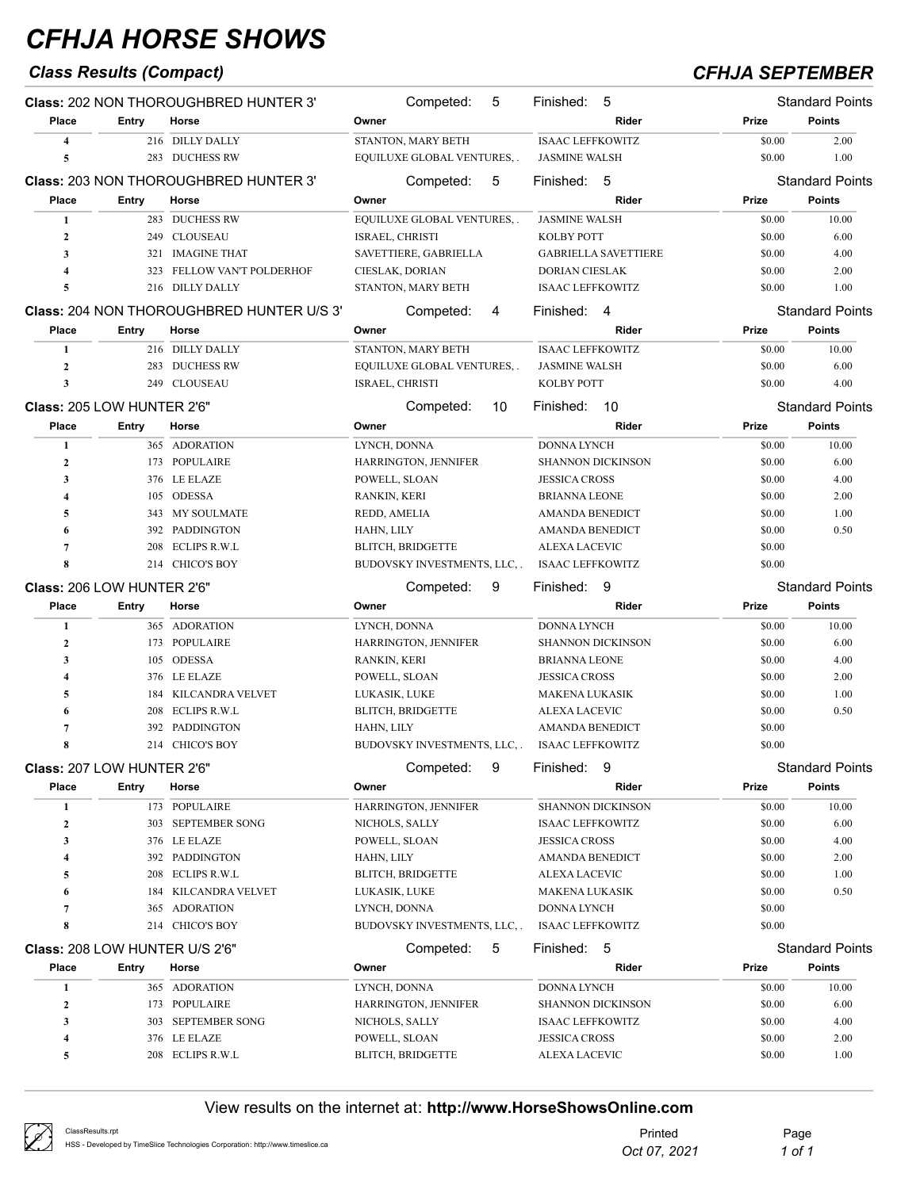# CFHJA HORSE SHOWS

## Class Results (Compact)

## CFHJA SEPTEMBER

**Class:** 202 NON THOROUGHBRED HUNTER 3' — Competed: 5 — Finished: 5 — Standard Points

| Place | Entry | Horse | Owner | Rider | Prize | Points |
|---|---|---|---|---|---|---|
| 4 | 216 | DILLY DALLY | STANTON, MARY BETH | ISAAC LEFFKOWITZ | $0.00 | 2.00 |
| 5 | 283 | DUCHESS RW | EQUILUXE GLOBAL VENTURES, . | JASMINE WALSH | $0.00 | 1.00 |

**Class:** 203 NON THOROUGHBRED HUNTER 3' — Competed: 5 — Finished: 5 — Standard Points

| Place | Entry | Horse | Owner | Rider | Prize | Points |
|---|---|---|---|---|---|---|
| 1 | 283 | DUCHESS RW | EQUILUXE GLOBAL VENTURES, . | JASMINE WALSH | $0.00 | 10.00 |
| 2 | 249 | CLOUSEAU | ISRAEL, CHRISTI | KOLBY POTT | $0.00 | 6.00 |
| 3 | 321 | IMAGINE THAT | SAVETTIERE, GABRIELLA | GABRIELLA SAVETTIERE | $0.00 | 4.00 |
| 4 | 323 | FELLOW VAN'T POLDERHOF | CIESLAK, DORIAN | DORIAN CIESLAK | $0.00 | 2.00 |
| 5 | 216 | DILLY DALLY | STANTON, MARY BETH | ISAAC LEFFKOWITZ | $0.00 | 1.00 |

**Class:** 204 NON THOROUGHBRED HUNTER U/S 3' — Competed: 4 — Finished: 4 — Standard Points

| Place | Entry | Horse | Owner | Rider | Prize | Points |
|---|---|---|---|---|---|---|
| 1 | 216 | DILLY DALLY | STANTON, MARY BETH | ISAAC LEFFKOWITZ | $0.00 | 10.00 |
| 2 | 283 | DUCHESS RW | EQUILUXE GLOBAL VENTURES, . | JASMINE WALSH | $0.00 | 6.00 |
| 3 | 249 | CLOUSEAU | ISRAEL, CHRISTI | KOLBY POTT | $0.00 | 4.00 |

**Class:** 205 LOW HUNTER 2'6" — Competed: 10 — Finished: 10 — Standard Points

| Place | Entry | Horse | Owner | Rider | Prize | Points |
|---|---|---|---|---|---|---|
| 1 | 365 | ADORATION | LYNCH, DONNA | DONNA LYNCH | $0.00 | 10.00 |
| 2 | 173 | POPULAIRE | HARRINGTON, JENNIFER | SHANNON DICKINSON | $0.00 | 6.00 |
| 3 | 376 | LE ELAZE | POWELL, SLOAN | JESSICA CROSS | $0.00 | 4.00 |
| 4 | 105 | ODESSA | RANKIN, KERI | BRIANNA LEONE | $0.00 | 2.00 |
| 5 | 343 | MY SOULMATE | REDD, AMELIA | AMANDA BENEDICT | $0.00 | 1.00 |
| 6 | 392 | PADDINGTON | HAHN, LILY | AMANDA BENEDICT | $0.00 | 0.50 |
| 7 | 208 | ECLIPS R.W.L | BLITCH, BRIDGETTE | ALEXA LACEVIC | $0.00 | |
| 8 | 214 | CHICO'S BOY | BUDOVSKY INVESTMENTS, LLC, . | ISAAC LEFFKOWITZ | $0.00 | |

**Class:** 206 LOW HUNTER 2'6" — Competed: 9 — Finished: 9 — Standard Points

| Place | Entry | Horse | Owner | Rider | Prize | Points |
|---|---|---|---|---|---|---|
| 1 | 365 | ADORATION | LYNCH, DONNA | DONNA LYNCH | $0.00 | 10.00 |
| 2 | 173 | POPULAIRE | HARRINGTON, JENNIFER | SHANNON DICKINSON | $0.00 | 6.00 |
| 3 | 105 | ODESSA | RANKIN, KERI | BRIANNA LEONE | $0.00 | 4.00 |
| 4 | 376 | LE ELAZE | POWELL, SLOAN | JESSICA CROSS | $0.00 | 2.00 |
| 5 | 184 | KILCANDRA VELVET | LUKASIK, LUKE | MAKENA LUKASIK | $0.00 | 1.00 |
| 6 | 208 | ECLIPS R.W.L | BLITCH, BRIDGETTE | ALEXA LACEVIC | $0.00 | 0.50 |
| 7 | 392 | PADDINGTON | HAHN, LILY | AMANDA BENEDICT | $0.00 | |
| 8 | 214 | CHICO'S BOY | BUDOVSKY INVESTMENTS, LLC, . | ISAAC LEFFKOWITZ | $0.00 | |

**Class:** 207 LOW HUNTER 2'6" — Competed: 9 — Finished: 9 — Standard Points

| Place | Entry | Horse | Owner | Rider | Prize | Points |
|---|---|---|---|---|---|---|
| 1 | 173 | POPULAIRE | HARRINGTON, JENNIFER | SHANNON DICKINSON | $0.00 | 10.00 |
| 2 | 303 | SEPTEMBER SONG | NICHOLS, SALLY | ISAAC LEFFKOWITZ | $0.00 | 6.00 |
| 3 | 376 | LE ELAZE | POWELL, SLOAN | JESSICA CROSS | $0.00 | 4.00 |
| 4 | 392 | PADDINGTON | HAHN, LILY | AMANDA BENEDICT | $0.00 | 2.00 |
| 5 | 208 | ECLIPS R.W.L | BLITCH, BRIDGETTE | ALEXA LACEVIC | $0.00 | 1.00 |
| 6 | 184 | KILCANDRA VELVET | LUKASIK, LUKE | MAKENA LUKASIK | $0.00 | 0.50 |
| 7 | 365 | ADORATION | LYNCH, DONNA | DONNA LYNCH | $0.00 | |
| 8 | 214 | CHICO'S BOY | BUDOVSKY INVESTMENTS, LLC, . | ISAAC LEFFKOWITZ | $0.00 | |

**Class:** 208 LOW HUNTER U/S 2'6" — Competed: 5 — Finished: 5 — Standard Points

| Place | Entry | Horse | Owner | Rider | Prize | Points |
|---|---|---|---|---|---|---|
| 1 | 365 | ADORATION | LYNCH, DONNA | DONNA LYNCH | $0.00 | 10.00 |
| 2 | 173 | POPULAIRE | HARRINGTON, JENNIFER | SHANNON DICKINSON | $0.00 | 6.00 |
| 3 | 303 | SEPTEMBER SONG | NICHOLS, SALLY | ISAAC LEFFKOWITZ | $0.00 | 4.00 |
| 4 | 376 | LE ELAZE | POWELL, SLOAN | JESSICA CROSS | $0.00 | 2.00 |
| 5 | 208 | ECLIPS R.W.L | BLITCH, BRIDGETTE | ALEXA LACEVIC | $0.00 | 1.00 |

View results on the internet at: **http://www.HorseShowsOnline.com**

ClassResults.rpt
HSS - Developed by TimeSlice Technologies Corporation: http://www.timeslice.ca

Printed Oct 07, 2021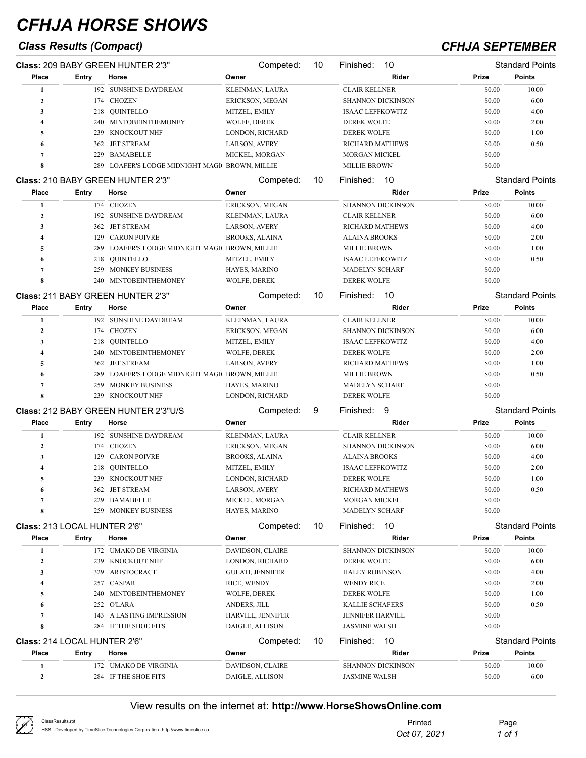# CFHJA HORSE SHOWS

## Class Results (Compact)

## CFHJA SEPTEMBER

**Class:** 209 BABY GREEN HUNTER 2'3" — Competed: 10 — Finished: 10 — Standard Points

| Place | Entry | Horse | Owner | Rider | Prize | Points |
|---|---|---|---|---|---|---|
| 1 | 192 | SUNSHINE DAYDREAM | KLEINMAN, LAURA | CLAIR KELLNER | $0.00 | 10.00 |
| 2 | 174 | CHOZEN | ERICKSON, MEGAN | SHANNON DICKINSON | $0.00 | 6.00 |
| 3 | 218 | QUINTELLO | MITZEL, EMILY | ISAAC LEFFKOWITZ | $0.00 | 4.00 |
| 4 | 240 | MINTOBEINTHEMONEY | WOLFE, DEREK | DEREK WOLFE | $0.00 | 2.00 |
| 5 | 239 | KNOCKOUT NHF | LONDON, RICHARD | DEREK WOLFE | $0.00 | 1.00 |
| 6 | 362 | JET STREAM | LARSON, AVERY | RICHARD MATHEWS | $0.00 | 0.50 |
| 7 | 229 | BAMABELLE | MICKEL, MORGAN | MORGAN MICKEL | $0.00 | |
| 8 | 289 | LOAFER'S LODGE MIDNIGHT MAGI | BROWN, MILLIE | MILLIE BROWN | $0.00 | |

**Class:** 210 BABY GREEN HUNTER 2'3" — Competed: 10 — Finished: 10 — Standard Points

| Place | Entry | Horse | Owner | Rider | Prize | Points |
|---|---|---|---|---|---|---|
| 1 | 174 | CHOZEN | ERICKSON, MEGAN | SHANNON DICKINSON | $0.00 | 10.00 |
| 2 | 192 | SUNSHINE DAYDREAM | KLEINMAN, LAURA | CLAIR KELLNER | $0.00 | 6.00 |
| 3 | 362 | JET STREAM | LARSON, AVERY | RICHARD MATHEWS | $0.00 | 4.00 |
| 4 | 129 | CARON POIVRE | BROOKS, ALAINA | ALAINA BROOKS | $0.00 | 2.00 |
| 5 | 289 | LOAFER'S LODGE MIDNIGHT MAGI | BROWN, MILLIE | MILLIE BROWN | $0.00 | 1.00 |
| 6 | 218 | QUINTELLO | MITZEL, EMILY | ISAAC LEFFKOWITZ | $0.00 | 0.50 |
| 7 | 259 | MONKEY BUSINESS | HAYES, MARINO | MADELYN SCHARF | $0.00 | |
| 8 | 240 | MINTOBEINTHEMONEY | WOLFE, DEREK | DEREK WOLFE | $0.00 | |

**Class:** 211 BABY GREEN HUNTER 2'3" — Competed: 10 — Finished: 10 — Standard Points

| Place | Entry | Horse | Owner | Rider | Prize | Points |
|---|---|---|---|---|---|---|
| 1 | 192 | SUNSHINE DAYDREAM | KLEINMAN, LAURA | CLAIR KELLNER | $0.00 | 10.00 |
| 2 | 174 | CHOZEN | ERICKSON, MEGAN | SHANNON DICKINSON | $0.00 | 6.00 |
| 3 | 218 | QUINTELLO | MITZEL, EMILY | ISAAC LEFFKOWITZ | $0.00 | 4.00 |
| 4 | 240 | MINTOBEINTHEMONEY | WOLFE, DEREK | DEREK WOLFE | $0.00 | 2.00 |
| 5 | 362 | JET STREAM | LARSON, AVERY | RICHARD MATHEWS | $0.00 | 1.00 |
| 6 | 289 | LOAFER'S LODGE MIDNIGHT MAGI | BROWN, MILLIE | MILLIE BROWN | $0.00 | 0.50 |
| 7 | 259 | MONKEY BUSINESS | HAYES, MARINO | MADELYN SCHARF | $0.00 | |
| 8 | 239 | KNOCKOUT NHF | LONDON, RICHARD | DEREK WOLFE | $0.00 | |

**Class:** 212 BABY GREEN HUNTER 2'3"U/S — Competed: 9 — Finished: 9 — Standard Points

| Place | Entry | Horse | Owner | Rider | Prize | Points |
|---|---|---|---|---|---|---|
| 1 | 192 | SUNSHINE DAYDREAM | KLEINMAN, LAURA | CLAIR KELLNER | $0.00 | 10.00 |
| 2 | 174 | CHOZEN | ERICKSON, MEGAN | SHANNON DICKINSON | $0.00 | 6.00 |
| 3 | 129 | CARON POIVRE | BROOKS, ALAINA | ALAINA BROOKS | $0.00 | 4.00 |
| 4 | 218 | QUINTELLO | MITZEL, EMILY | ISAAC LEFFKOWITZ | $0.00 | 2.00 |
| 5 | 239 | KNOCKOUT NHF | LONDON, RICHARD | DEREK WOLFE | $0.00 | 1.00 |
| 6 | 362 | JET STREAM | LARSON, AVERY | RICHARD MATHEWS | $0.00 | 0.50 |
| 7 | 229 | BAMABELLE | MICKEL, MORGAN | MORGAN MICKEL | $0.00 | |
| 8 | 259 | MONKEY BUSINESS | HAYES, MARINO | MADELYN SCHARF | $0.00 | |

**Class:** 213 LOCAL HUNTER 2'6" — Competed: 10 — Finished: 10 — Standard Points

| Place | Entry | Horse | Owner | Rider | Prize | Points |
|---|---|---|---|---|---|---|
| 1 | 172 | UMAKO DE VIRGINIA | DAVIDSON, CLAIRE | SHANNON DICKINSON | $0.00 | 10.00 |
| 2 | 239 | KNOCKOUT NHF | LONDON, RICHARD | DEREK WOLFE | $0.00 | 6.00 |
| 3 | 329 | ARISTOCRACT | GULATI, JENNIFER | HALEY ROBINSON | $0.00 | 4.00 |
| 4 | 257 | CASPAR | RICE, WENDY | WENDY RICE | $0.00 | 2.00 |
| 5 | 240 | MINTOBEINTHEMONEY | WOLFE, DEREK | DEREK WOLFE | $0.00 | 1.00 |
| 6 | 252 | O'LARA | ANDERS, JILL | KALLIE SCHAFERS | $0.00 | 0.50 |
| 7 | 143 | A LASTING IMPRESSION | HARVILL, JENNIFER | JENNIFER HARVILL | $0.00 | |
| 8 | 284 | IF THE SHOE FITS | DAIGLE, ALLISON | JASMINE WALSH | $0.00 | |

**Class:** 214 LOCAL HUNTER 2'6" — Competed: 10 — Finished: 10 — Standard Points

| Place | Entry | Horse | Owner | Rider | Prize | Points |
|---|---|---|---|---|---|---|
| 1 | 172 | UMAKO DE VIRGINIA | DAVIDSON, CLAIRE | SHANNON DICKINSON | $0.00 | 10.00 |
| 2 | 284 | IF THE SHOE FITS | DAIGLE, ALLISON | JASMINE WALSH | $0.00 | 6.00 |

View results on the internet at: **http://www.HorseShowsOnline.com**

ClassResults.rpt
HSS - Developed by TimeSlice Technologies Corporation: http://www.timeslice.ca

Printed Oct 07, 2021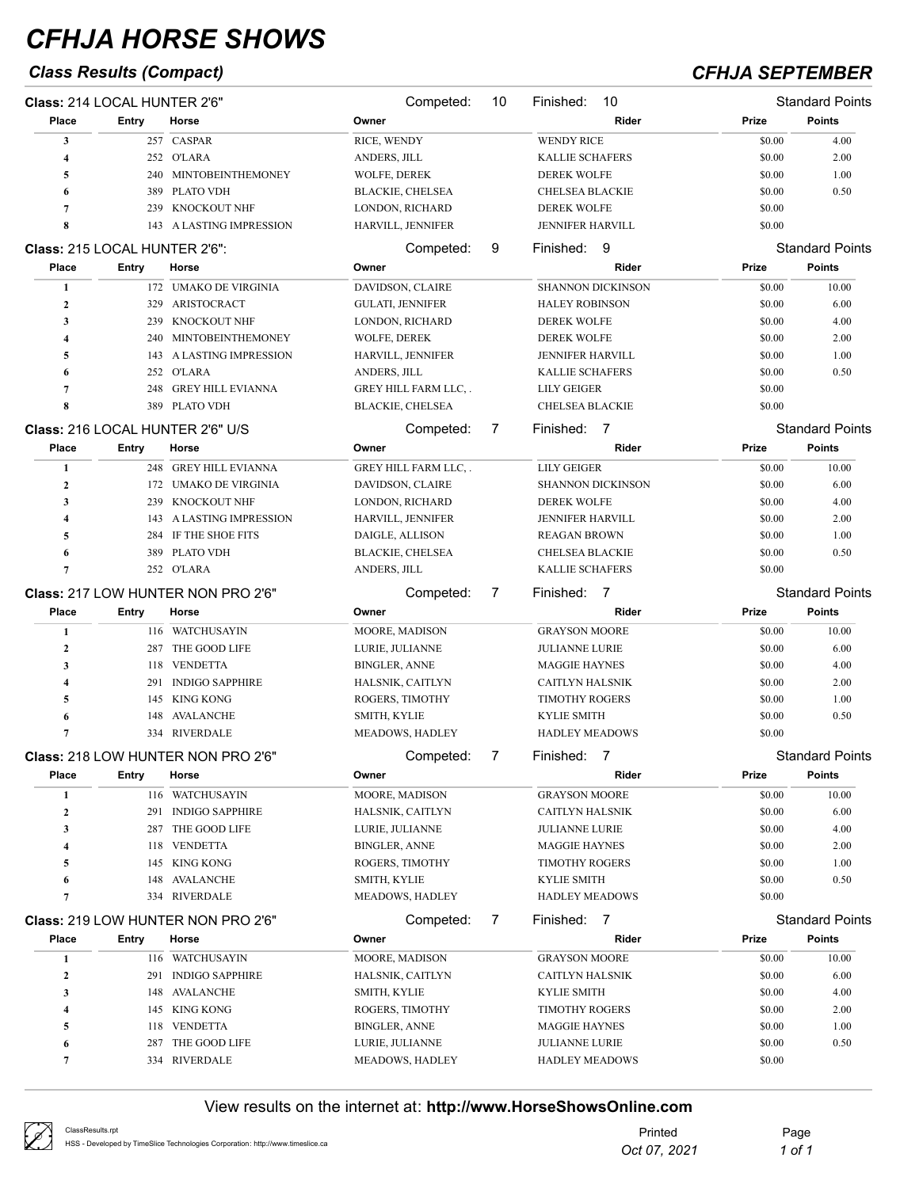# CFHJA HORSE SHOWS

## Class Results (Compact)

## CFHJA SEPTEMBER

**Class:** 214 LOCAL HUNTER 2'6" — Competed: 10 — Finished: 10 — Standard Points

| Place | Entry | Horse | Owner | Rider | Prize | Points |
|---|---|---|---|---|---|---|
| 3 | 257 | CASPAR | RICE, WENDY | WENDY RICE | $0.00 | 4.00 |
| 4 | 252 | O'LARA | ANDERS, JILL | KALLIE SCHAFERS | $0.00 | 2.00 |
| 5 | 240 | MINTOBEINTHEMONEY | WOLFE, DEREK | DEREK WOLFE | $0.00 | 1.00 |
| 6 | 389 | PLATO VDH | BLACKIE, CHELSEA | CHELSEA BLACKIE | $0.00 | 0.50 |
| 7 | 239 | KNOCKOUT NHF | LONDON, RICHARD | DEREK WOLFE | $0.00 | |
| 8 | 143 | A LASTING IMPRESSION | HARVILL, JENNIFER | JENNIFER HARVILL | $0.00 | |

**Class:** 215 LOCAL HUNTER 2'6": — Competed: 9 — Finished: 9 — Standard Points

| Place | Entry | Horse | Owner | Rider | Prize | Points |
|---|---|---|---|---|---|---|
| 1 | 172 | UMAKO DE VIRGINIA | DAVIDSON, CLAIRE | SHANNON DICKINSON | $0.00 | 10.00 |
| 2 | 329 | ARISTOCRACT | GULATI, JENNIFER | HALEY ROBINSON | $0.00 | 6.00 |
| 3 | 239 | KNOCKOUT NHF | LONDON, RICHARD | DEREK WOLFE | $0.00 | 4.00 |
| 4 | 240 | MINTOBEINTHEMONEY | WOLFE, DEREK | DEREK WOLFE | $0.00 | 2.00 |
| 5 | 143 | A LASTING IMPRESSION | HARVILL, JENNIFER | JENNIFER HARVILL | $0.00 | 1.00 |
| 6 | 252 | O'LARA | ANDERS, JILL | KALLIE SCHAFERS | $0.00 | 0.50 |
| 7 | 248 | GREY HILL EVIANNA | GREY HILL FARM LLC, . | LILY GEIGER | $0.00 | |
| 8 | 389 | PLATO VDH | BLACKIE, CHELSEA | CHELSEA BLACKIE | $0.00 | |

**Class:** 216 LOCAL HUNTER 2'6" U/S — Competed: 7 — Finished: 7 — Standard Points

| Place | Entry | Horse | Owner | Rider | Prize | Points |
|---|---|---|---|---|---|---|
| 1 | 248 | GREY HILL EVIANNA | GREY HILL FARM LLC, . | LILY GEIGER | $0.00 | 10.00 |
| 2 | 172 | UMAKO DE VIRGINIA | DAVIDSON, CLAIRE | SHANNON DICKINSON | $0.00 | 6.00 |
| 3 | 239 | KNOCKOUT NHF | LONDON, RICHARD | DEREK WOLFE | $0.00 | 4.00 |
| 4 | 143 | A LASTING IMPRESSION | HARVILL, JENNIFER | JENNIFER HARVILL | $0.00 | 2.00 |
| 5 | 284 | IF THE SHOE FITS | DAIGLE, ALLISON | REAGAN BROWN | $0.00 | 1.00 |
| 6 | 389 | PLATO VDH | BLACKIE, CHELSEA | CHELSEA BLACKIE | $0.00 | 0.50 |
| 7 | 252 | O'LARA | ANDERS, JILL | KALLIE SCHAFERS | $0.00 | |

**Class:** 217 LOW HUNTER NON PRO 2'6" — Competed: 7 — Finished: 7 — Standard Points

| Place | Entry | Horse | Owner | Rider | Prize | Points |
|---|---|---|---|---|---|---|
| 1 | 116 | WATCHUSAYIN | MOORE, MADISON | GRAYSON MOORE | $0.00 | 10.00 |
| 2 | 287 | THE GOOD LIFE | LURIE, JULIANNE | JULIANNE LURIE | $0.00 | 6.00 |
| 3 | 118 | VENDETTA | BINGLER, ANNE | MAGGIE HAYNES | $0.00 | 4.00 |
| 4 | 291 | INDIGO SAPPHIRE | HALSNIK, CAITLYN | CAITLYN HALSNIK | $0.00 | 2.00 |
| 5 | 145 | KING KONG | ROGERS, TIMOTHY | TIMOTHY ROGERS | $0.00 | 1.00 |
| 6 | 148 | AVALANCHE | SMITH, KYLIE | KYLIE SMITH | $0.00 | 0.50 |
| 7 | 334 | RIVERDALE | MEADOWS, HADLEY | HADLEY MEADOWS | $0.00 | |

**Class:** 218 LOW HUNTER NON PRO 2'6" — Competed: 7 — Finished: 7 — Standard Points

| Place | Entry | Horse | Owner | Rider | Prize | Points |
|---|---|---|---|---|---|---|
| 1 | 116 | WATCHUSAYIN | MOORE, MADISON | GRAYSON MOORE | $0.00 | 10.00 |
| 2 | 291 | INDIGO SAPPHIRE | HALSNIK, CAITLYN | CAITLYN HALSNIK | $0.00 | 6.00 |
| 3 | 287 | THE GOOD LIFE | LURIE, JULIANNE | JULIANNE LURIE | $0.00 | 4.00 |
| 4 | 118 | VENDETTA | BINGLER, ANNE | MAGGIE HAYNES | $0.00 | 2.00 |
| 5 | 145 | KING KONG | ROGERS, TIMOTHY | TIMOTHY ROGERS | $0.00 | 1.00 |
| 6 | 148 | AVALANCHE | SMITH, KYLIE | KYLIE SMITH | $0.00 | 0.50 |
| 7 | 334 | RIVERDALE | MEADOWS, HADLEY | HADLEY MEADOWS | $0.00 | |

**Class:** 219 LOW HUNTER NON PRO 2'6" — Competed: 7 — Finished: 7 — Standard Points

| Place | Entry | Horse | Owner | Rider | Prize | Points |
|---|---|---|---|---|---|---|
| 1 | 116 | WATCHUSAYIN | MOORE, MADISON | GRAYSON MOORE | $0.00 | 10.00 |
| 2 | 291 | INDIGO SAPPHIRE | HALSNIK, CAITLYN | CAITLYN HALSNIK | $0.00 | 6.00 |
| 3 | 148 | AVALANCHE | SMITH, KYLIE | KYLIE SMITH | $0.00 | 4.00 |
| 4 | 145 | KING KONG | ROGERS, TIMOTHY | TIMOTHY ROGERS | $0.00 | 2.00 |
| 5 | 118 | VENDETTA | BINGLER, ANNE | MAGGIE HAYNES | $0.00 | 1.00 |
| 6 | 287 | THE GOOD LIFE | LURIE, JULIANNE | JULIANNE LURIE | $0.00 | 0.50 |
| 7 | 334 | RIVERDALE | MEADOWS, HADLEY | HADLEY MEADOWS | $0.00 | |

View results on the internet at: **http://www.HorseShowsOnline.com**

ClassResults.rpt
HSS - Developed by TimeSlice Technologies Corporation: http://www.timeslice.ca

Printed Oct 07, 2021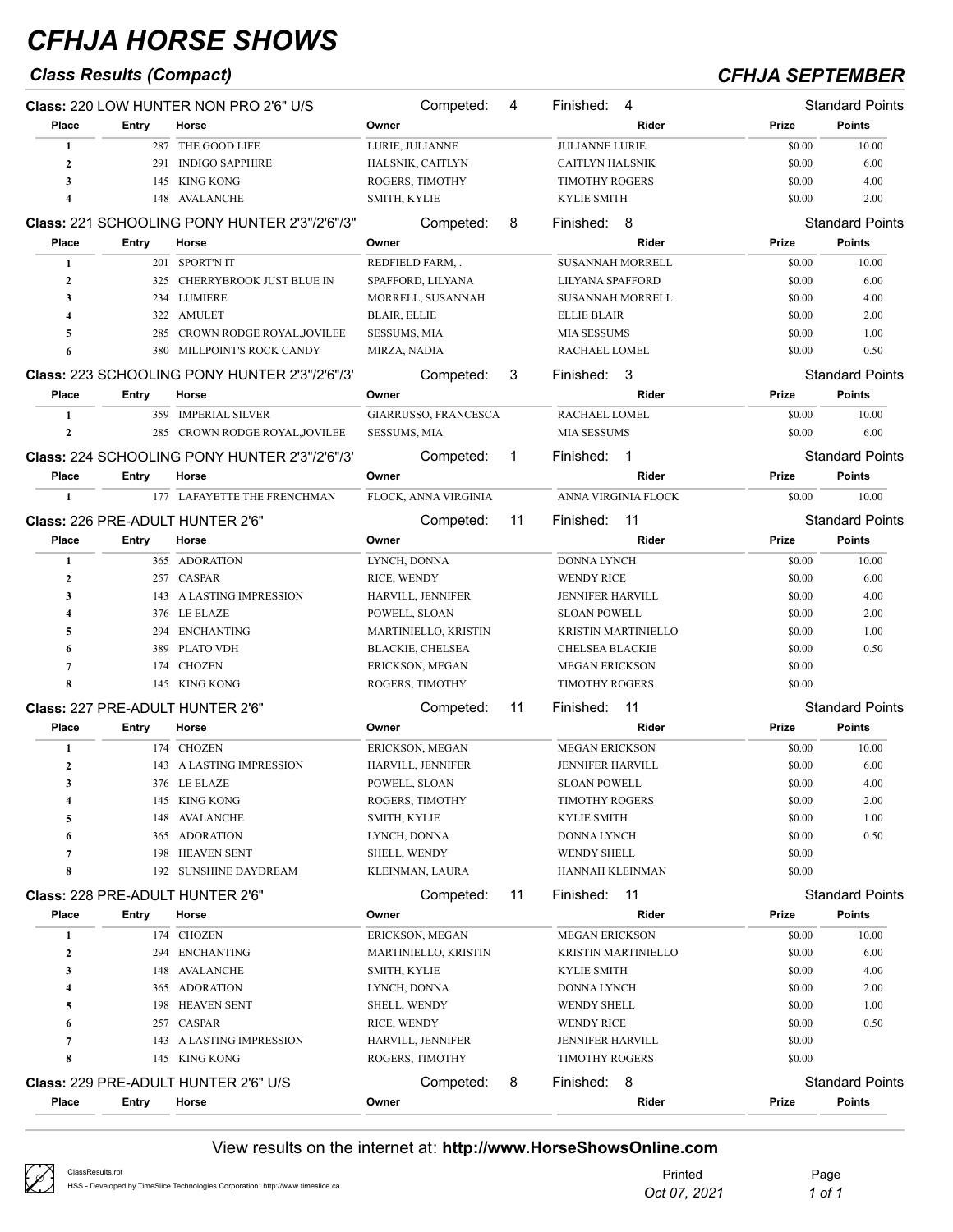# CFHJA HORSE SHOWS

## Class Results (Compact)

## CFHJA SEPTEMBER

**Class:** 220 LOW HUNTER NON PRO 2'6" U/S — Competed: 4 — Finished: 4 — Standard Points

| Place | Entry | Horse | Owner | Rider | Prize | Points |
|---|---|---|---|---|---|---|
| 1 | 287 | THE GOOD LIFE | LURIE, JULIANNE | JULIANNE LURIE | $0.00 | 10.00 |
| 2 | 291 | INDIGO SAPPHIRE | HALSNIK, CAITLYN | CAITLYN HALSNIK | $0.00 | 6.00 |
| 3 | 145 | KING KONG | ROGERS, TIMOTHY | TIMOTHY ROGERS | $0.00 | 4.00 |
| 4 | 148 | AVALANCHE | SMITH, KYLIE | KYLIE SMITH | $0.00 | 2.00 |

**Class:** 221 SCHOOLING PONY HUNTER 2'3"/2'6"/3" — Competed: 8 — Finished: 8 — Standard Points

| Place | Entry | Horse | Owner | Rider | Prize | Points |
|---|---|---|---|---|---|---|
| 1 | 201 | SPORT'N IT | REDFIELD FARM, . | SUSANNAH MORRELL | $0.00 | 10.00 |
| 2 | 325 | CHERRYBROOK JUST BLUE IN | SPAFFORD, LILYANA | LILYANA SPAFFORD | $0.00 | 6.00 |
| 3 | 234 | LUMIERE | MORRELL, SUSANNAH | SUSANNAH MORRELL | $0.00 | 4.00 |
| 4 | 322 | AMULET | BLAIR, ELLIE | ELLIE BLAIR | $0.00 | 2.00 |
| 5 | 285 | CROWN RODGE ROYAL,JOVILEE | SESSUMS, MIA | MIA SESSUMS | $0.00 | 1.00 |
| 6 | 380 | MILLPOINT'S ROCK CANDY | MIRZA, NADIA | RACHAEL LOMEL | $0.00 | 0.50 |

**Class:** 223 SCHOOLING PONY HUNTER 2'3"/2'6"/3' — Competed: 3 — Finished: 3 — Standard Points

| Place | Entry | Horse | Owner | Rider | Prize | Points |
|---|---|---|---|---|---|---|
| 1 | 359 | IMPERIAL SILVER | GIARRUSSO, FRANCESCA | RACHAEL LOMEL | $0.00 | 10.00 |
| 2 | 285 | CROWN RODGE ROYAL,JOVILEE | SESSUMS, MIA | MIA SESSUMS | $0.00 | 6.00 |

**Class:** 224 SCHOOLING PONY HUNTER 2'3"/2'6"/3' — Competed: 1 — Finished: 1 — Standard Points

| Place | Entry | Horse | Owner | Rider | Prize | Points |
|---|---|---|---|---|---|---|
| 1 | 177 | LAFAYETTE THE FRENCHMAN | FLOCK, ANNA VIRGINIA | ANNA VIRGINIA FLOCK | $0.00 | 10.00 |

**Class:** 226 PRE-ADULT HUNTER 2'6" — Competed: 11 — Finished: 11 — Standard Points

| Place | Entry | Horse | Owner | Rider | Prize | Points |
|---|---|---|---|---|---|---|
| 1 | 365 | ADORATION | LYNCH, DONNA | DONNA LYNCH | $0.00 | 10.00 |
| 2 | 257 | CASPAR | RICE, WENDY | WENDY RICE | $0.00 | 6.00 |
| 3 | 143 | A LASTING IMPRESSION | HARVILL, JENNIFER | JENNIFER HARVILL | $0.00 | 4.00 |
| 4 | 376 | LE ELAZE | POWELL, SLOAN | SLOAN POWELL | $0.00 | 2.00 |
| 5 | 294 | ENCHANTING | MARTINIELLO, KRISTIN | KRISTIN MARTINIELLO | $0.00 | 1.00 |
| 6 | 389 | PLATO VDH | BLACKIE, CHELSEA | CHELSEA BLACKIE | $0.00 | 0.50 |
| 7 | 174 | CHOZEN | ERICKSON, MEGAN | MEGAN ERICKSON | $0.00 | |
| 8 | 145 | KING KONG | ROGERS, TIMOTHY | TIMOTHY ROGERS | $0.00 | |

**Class:** 227 PRE-ADULT HUNTER 2'6" — Competed: 11 — Finished: 11 — Standard Points

| Place | Entry | Horse | Owner | Rider | Prize | Points |
|---|---|---|---|---|---|---|
| 1 | 174 | CHOZEN | ERICKSON, MEGAN | MEGAN ERICKSON | $0.00 | 10.00 |
| 2 | 143 | A LASTING IMPRESSION | HARVILL, JENNIFER | JENNIFER HARVILL | $0.00 | 6.00 |
| 3 | 376 | LE ELAZE | POWELL, SLOAN | SLOAN POWELL | $0.00 | 4.00 |
| 4 | 145 | KING KONG | ROGERS, TIMOTHY | TIMOTHY ROGERS | $0.00 | 2.00 |
| 5 | 148 | AVALANCHE | SMITH, KYLIE | KYLIE SMITH | $0.00 | 1.00 |
| 6 | 365 | ADORATION | LYNCH, DONNA | DONNA LYNCH | $0.00 | 0.50 |
| 7 | 198 | HEAVEN SENT | SHELL, WENDY | WENDY SHELL | $0.00 | |
| 8 | 192 | SUNSHINE DAYDREAM | KLEINMAN, LAURA | HANNAH KLEINMAN | $0.00 | |

**Class:** 228 PRE-ADULT HUNTER 2'6" — Competed: 11 — Finished: 11 — Standard Points

| Place | Entry | Horse | Owner | Rider | Prize | Points |
|---|---|---|---|---|---|---|
| 1 | 174 | CHOZEN | ERICKSON, MEGAN | MEGAN ERICKSON | $0.00 | 10.00 |
| 2 | 294 | ENCHANTING | MARTINIELLO, KRISTIN | KRISTIN MARTINIELLO | $0.00 | 6.00 |
| 3 | 148 | AVALANCHE | SMITH, KYLIE | KYLIE SMITH | $0.00 | 4.00 |
| 4 | 365 | ADORATION | LYNCH, DONNA | DONNA LYNCH | $0.00 | 2.00 |
| 5 | 198 | HEAVEN SENT | SHELL, WENDY | WENDY SHELL | $0.00 | 1.00 |
| 6 | 257 | CASPAR | RICE, WENDY | WENDY RICE | $0.00 | 0.50 |
| 7 | 143 | A LASTING IMPRESSION | HARVILL, JENNIFER | JENNIFER HARVILL | $0.00 | |
| 8 | 145 | KING KONG | ROGERS, TIMOTHY | TIMOTHY ROGERS | $0.00 | |

**Class:** 229 PRE-ADULT HUNTER 2'6" U/S — Competed: 8 — Finished: 8 — Standard Points

| Place | Entry | Horse | Owner | Rider | Prize | Points |
|---|---|---|---|---|---|---|

View results on the internet at: **http://www.HorseShowsOnline.com**

ClassResults.rpt
HSS - Developed by TimeSlice Technologies Corporation: http://www.timeslice.ca

Printed Oct 07, 2021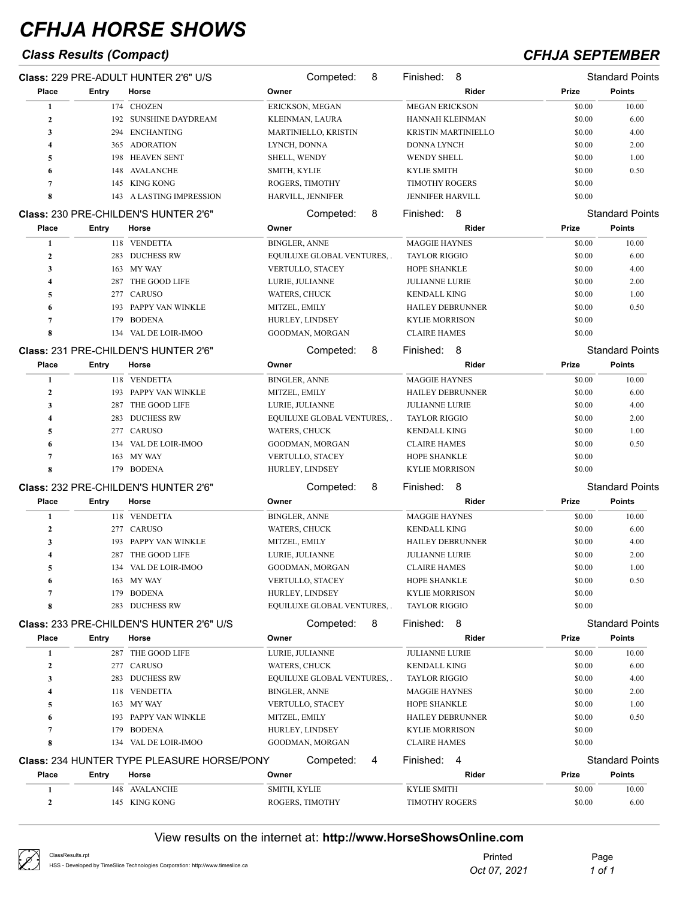# CFHJA HORSE SHOWS

## Class Results (Compact)

## CFHJA SEPTEMBER

**Class:** 229 PRE-ADULT HUNTER 2'6" U/S — Competed: 8 — Finished: 8 — Standard Points

| Place | Entry | Horse | Owner | Rider | Prize | Points |
|---|---|---|---|---|---|---|
| 1 | 174 | CHOZEN | ERICKSON, MEGAN | MEGAN ERICKSON | $0.00 | 10.00 |
| 2 | 192 | SUNSHINE DAYDREAM | KLEINMAN, LAURA | HANNAH KLEINMAN | $0.00 | 6.00 |
| 3 | 294 | ENCHANTING | MARTINIELLO, KRISTIN | KRISTIN MARTINIELLO | $0.00 | 4.00 |
| 4 | 365 | ADORATION | LYNCH, DONNA | DONNA LYNCH | $0.00 | 2.00 |
| 5 | 198 | HEAVEN SENT | SHELL, WENDY | WENDY SHELL | $0.00 | 1.00 |
| 6 | 148 | AVALANCHE | SMITH, KYLIE | KYLIE SMITH | $0.00 | 0.50 |
| 7 | 145 | KING KONG | ROGERS, TIMOTHY | TIMOTHY ROGERS | $0.00 | |
| 8 | 143 | A LASTING IMPRESSION | HARVILL, JENNIFER | JENNIFER HARVILL | $0.00 | |

**Class:** 230 PRE-CHILDEN'S HUNTER 2'6" — Competed: 8 — Finished: 8 — Standard Points

| Place | Entry | Horse | Owner | Rider | Prize | Points |
|---|---|---|---|---|---|---|
| 1 | 118 | VENDETTA | BINGLER, ANNE | MAGGIE HAYNES | $0.00 | 10.00 |
| 2 | 283 | DUCHESS RW | EQUILUXE GLOBAL VENTURES, . | TAYLOR RIGGIO | $0.00 | 6.00 |
| 3 | 163 | MY WAY | VERTULLO, STACEY | HOPE SHANKLE | $0.00 | 4.00 |
| 4 | 287 | THE GOOD LIFE | LURIE, JULIANNE | JULIANNE LURIE | $0.00 | 2.00 |
| 5 | 277 | CARUSO | WATERS, CHUCK | KENDALL KING | $0.00 | 1.00 |
| 6 | 193 | PAPPY VAN WINKLE | MITZEL, EMILY | HAILEY DEBRUNNER | $0.00 | 0.50 |
| 7 | 179 | BODENA | HURLEY, LINDSEY | KYLIE MORRISON | $0.00 | |
| 8 | 134 | VAL DE LOIR-IMOO | GOODMAN, MORGAN | CLAIRE HAMES | $0.00 | |

**Class:** 231 PRE-CHILDEN'S HUNTER 2'6" — Competed: 8 — Finished: 8 — Standard Points

| Place | Entry | Horse | Owner | Rider | Prize | Points |
|---|---|---|---|---|---|---|
| 1 | 118 | VENDETTA | BINGLER, ANNE | MAGGIE HAYNES | $0.00 | 10.00 |
| 2 | 193 | PAPPY VAN WINKLE | MITZEL, EMILY | HAILEY DEBRUNNER | $0.00 | 6.00 |
| 3 | 287 | THE GOOD LIFE | LURIE, JULIANNE | JULIANNE LURIE | $0.00 | 4.00 |
| 4 | 283 | DUCHESS RW | EQUILUXE GLOBAL VENTURES, . | TAYLOR RIGGIO | $0.00 | 2.00 |
| 5 | 277 | CARUSO | WATERS, CHUCK | KENDALL KING | $0.00 | 1.00 |
| 6 | 134 | VAL DE LOIR-IMOO | GOODMAN, MORGAN | CLAIRE HAMES | $0.00 | 0.50 |
| 7 | 163 | MY WAY | VERTULLO, STACEY | HOPE SHANKLE | $0.00 | |
| 8 | 179 | BODENA | HURLEY, LINDSEY | KYLIE MORRISON | $0.00 | |

**Class:** 232 PRE-CHILDEN'S HUNTER 2'6" — Competed: 8 — Finished: 8 — Standard Points

| Place | Entry | Horse | Owner | Rider | Prize | Points |
|---|---|---|---|---|---|---|
| 1 | 118 | VENDETTA | BINGLER, ANNE | MAGGIE HAYNES | $0.00 | 10.00 |
| 2 | 277 | CARUSO | WATERS, CHUCK | KENDALL KING | $0.00 | 6.00 |
| 3 | 193 | PAPPY VAN WINKLE | MITZEL, EMILY | HAILEY DEBRUNNER | $0.00 | 4.00 |
| 4 | 287 | THE GOOD LIFE | LURIE, JULIANNE | JULIANNE LURIE | $0.00 | 2.00 |
| 5 | 134 | VAL DE LOIR-IMOO | GOODMAN, MORGAN | CLAIRE HAMES | $0.00 | 1.00 |
| 6 | 163 | MY WAY | VERTULLO, STACEY | HOPE SHANKLE | $0.00 | 0.50 |
| 7 | 179 | BODENA | HURLEY, LINDSEY | KYLIE MORRISON | $0.00 | |
| 8 | 283 | DUCHESS RW | EQUILUXE GLOBAL VENTURES, . | TAYLOR RIGGIO | $0.00 | |

**Class:** 233 PRE-CHILDEN'S HUNTER 2'6" U/S — Competed: 8 — Finished: 8 — Standard Points

| Place | Entry | Horse | Owner | Rider | Prize | Points |
|---|---|---|---|---|---|---|
| 1 | 287 | THE GOOD LIFE | LURIE, JULIANNE | JULIANNE LURIE | $0.00 | 10.00 |
| 2 | 277 | CARUSO | WATERS, CHUCK | KENDALL KING | $0.00 | 6.00 |
| 3 | 283 | DUCHESS RW | EQUILUXE GLOBAL VENTURES, . | TAYLOR RIGGIO | $0.00 | 4.00 |
| 4 | 118 | VENDETTA | BINGLER, ANNE | MAGGIE HAYNES | $0.00 | 2.00 |
| 5 | 163 | MY WAY | VERTULLO, STACEY | HOPE SHANKLE | $0.00 | 1.00 |
| 6 | 193 | PAPPY VAN WINKLE | MITZEL, EMILY | HAILEY DEBRUNNER | $0.00 | 0.50 |
| 7 | 179 | BODENA | HURLEY, LINDSEY | KYLIE MORRISON | $0.00 | |
| 8 | 134 | VAL DE LOIR-IMOO | GOODMAN, MORGAN | CLAIRE HAMES | $0.00 | |

**Class:** 234 HUNTER TYPE PLEASURE HORSE/PONY — Competed: 4 — Finished: 4 — Standard Points

| Place | Entry | Horse | Owner | Rider | Prize | Points |
|---|---|---|---|---|---|---|
| 1 | 148 | AVALANCHE | SMITH, KYLIE | KYLIE SMITH | $0.00 | 10.00 |
| 2 | 145 | KING KONG | ROGERS, TIMOTHY | TIMOTHY ROGERS | $0.00 | 6.00 |

View results on the internet at: **http://www.HorseShowsOnline.com**

ClassResults.rpt
HSS - Developed by TimeSlice Technologies Corporation: http://www.timeslice.ca

Printed *Oct 07, 2021*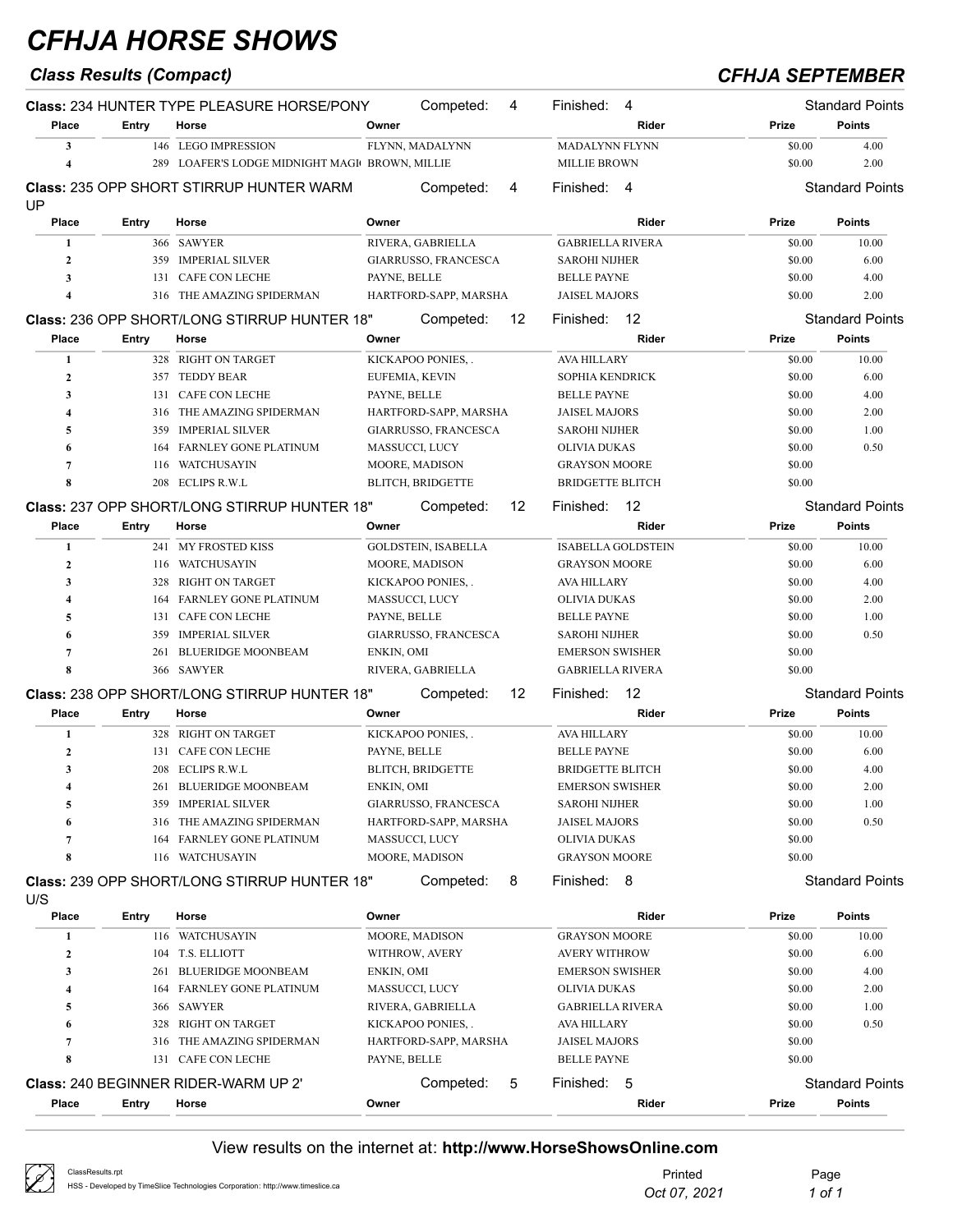# CFHJA HORSE SHOWS

## Class Results (Compact)

## CFHJA SEPTEMBER

**Class:** 234 HUNTER TYPE PLEASURE HORSE/PONY — Competed: 4 — Finished: 4 — Standard Points

| Place | Entry | Horse | Owner | Rider | Prize | Points |
|---|---|---|---|---|---|---|
| 3 | 146 | LEGO IMPRESSION | FLYNN, MADALYNN | MADALYNN FLYNN | $0.00 | 4.00 |
| 4 | 289 | LOAFER'S LODGE MIDNIGHT MAGI | BROWN, MILLIE | MILLIE BROWN | $0.00 | 2.00 |

**Class:** 235 OPP SHORT STIRRUP HUNTER WARM UP — Competed: 4 — Finished: 4 — Standard Points

| Place | Entry | Horse | Owner | Rider | Prize | Points |
|---|---|---|---|---|---|---|
| 1 | 366 | SAWYER | RIVERA, GABRIELLA | GABRIELLA RIVERA | $0.00 | 10.00 |
| 2 | 359 | IMPERIAL SILVER | GIARRUSSO, FRANCESCA | SAROHI NIJHER | $0.00 | 6.00 |
| 3 | 131 | CAFE CON LECHE | PAYNE, BELLE | BELLE PAYNE | $0.00 | 4.00 |
| 4 | 316 | THE AMAZING SPIDERMAN | HARTFORD-SAPP, MARSHA | JAISEL MAJORS | $0.00 | 2.00 |

**Class:** 236 OPP SHORT/LONG STIRRUP HUNTER 18" — Competed: 12 — Finished: 12 — Standard Points

| Place | Entry | Horse | Owner | Rider | Prize | Points |
|---|---|---|---|---|---|---|
| 1 | 328 | RIGHT ON TARGET | KICKAPOO PONIES, . | AVA HILLARY | $0.00 | 10.00 |
| 2 | 357 | TEDDY BEAR | EUFEMIA, KEVIN | SOPHIA KENDRICK | $0.00 | 6.00 |
| 3 | 131 | CAFE CON LECHE | PAYNE, BELLE | BELLE PAYNE | $0.00 | 4.00 |
| 4 | 316 | THE AMAZING SPIDERMAN | HARTFORD-SAPP, MARSHA | JAISEL MAJORS | $0.00 | 2.00 |
| 5 | 359 | IMPERIAL SILVER | GIARRUSSO, FRANCESCA | SAROHI NIJHER | $0.00 | 1.00 |
| 6 | 164 | FARNLEY GONE PLATINUM | MASSUCCI, LUCY | OLIVIA DUKAS | $0.00 | 0.50 |
| 7 | 116 | WATCHUSAYIN | MOORE, MADISON | GRAYSON MOORE | $0.00 | |
| 8 | 208 | ECLIPS R.W.L | BLITCH, BRIDGETTE | BRIDGETTE BLITCH | $0.00 | |

**Class:** 237 OPP SHORT/LONG STIRRUP HUNTER 18" — Competed: 12 — Finished: 12 — Standard Points

| Place | Entry | Horse | Owner | Rider | Prize | Points |
|---|---|---|---|---|---|---|
| 1 | 241 | MY FROSTED KISS | GOLDSTEIN, ISABELLA | ISABELLA GOLDSTEIN | $0.00 | 10.00 |
| 2 | 116 | WATCHUSAYIN | MOORE, MADISON | GRAYSON MOORE | $0.00 | 6.00 |
| 3 | 328 | RIGHT ON TARGET | KICKAPOO PONIES, . | AVA HILLARY | $0.00 | 4.00 |
| 4 | 164 | FARNLEY GONE PLATINUM | MASSUCCI, LUCY | OLIVIA DUKAS | $0.00 | 2.00 |
| 5 | 131 | CAFE CON LECHE | PAYNE, BELLE | BELLE PAYNE | $0.00 | 1.00 |
| 6 | 359 | IMPERIAL SILVER | GIARRUSSO, FRANCESCA | SAROHI NIJHER | $0.00 | 0.50 |
| 7 | 261 | BLUERIDGE MOONBEAM | ENKIN, OMI | EMERSON SWISHER | $0.00 | |
| 8 | 366 | SAWYER | RIVERA, GABRIELLA | GABRIELLA RIVERA | $0.00 | |

**Class:** 238 OPP SHORT/LONG STIRRUP HUNTER 18" — Competed: 12 — Finished: 12 — Standard Points

| Place | Entry | Horse | Owner | Rider | Prize | Points |
|---|---|---|---|---|---|---|
| 1 | 328 | RIGHT ON TARGET | KICKAPOO PONIES, . | AVA HILLARY | $0.00 | 10.00 |
| 2 | 131 | CAFE CON LECHE | PAYNE, BELLE | BELLE PAYNE | $0.00 | 6.00 |
| 3 | 208 | ECLIPS R.W.L | BLITCH, BRIDGETTE | BRIDGETTE BLITCH | $0.00 | 4.00 |
| 4 | 261 | BLUERIDGE MOONBEAM | ENKIN, OMI | EMERSON SWISHER | $0.00 | 2.00 |
| 5 | 359 | IMPERIAL SILVER | GIARRUSSO, FRANCESCA | SAROHI NIJHER | $0.00 | 1.00 |
| 6 | 316 | THE AMAZING SPIDERMAN | HARTFORD-SAPP, MARSHA | JAISEL MAJORS | $0.00 | 0.50 |
| 7 | 164 | FARNLEY GONE PLATINUM | MASSUCCI, LUCY | OLIVIA DUKAS | $0.00 | |
| 8 | 116 | WATCHUSAYIN | MOORE, MADISON | GRAYSON MOORE | $0.00 | |

**Class:** 239 OPP SHORT/LONG STIRRUP HUNTER 18" U/S — Competed: 8 — Finished: 8 — Standard Points

| Place | Entry | Horse | Owner | Rider | Prize | Points |
|---|---|---|---|---|---|---|
| 1 | 116 | WATCHUSAYIN | MOORE, MADISON | GRAYSON MOORE | $0.00 | 10.00 |
| 2 | 104 | T.S. ELLIOTT | WITHROW, AVERY | AVERY WITHROW | $0.00 | 6.00 |
| 3 | 261 | BLUERIDGE MOONBEAM | ENKIN, OMI | EMERSON SWISHER | $0.00 | 4.00 |
| 4 | 164 | FARNLEY GONE PLATINUM | MASSUCCI, LUCY | OLIVIA DUKAS | $0.00 | 2.00 |
| 5 | 366 | SAWYER | RIVERA, GABRIELLA | GABRIELLA RIVERA | $0.00 | 1.00 |
| 6 | 328 | RIGHT ON TARGET | KICKAPOO PONIES, . | AVA HILLARY | $0.00 | 0.50 |
| 7 | 316 | THE AMAZING SPIDERMAN | HARTFORD-SAPP, MARSHA | JAISEL MAJORS | $0.00 | |
| 8 | 131 | CAFE CON LECHE | PAYNE, BELLE | BELLE PAYNE | $0.00 | |

**Class:** 240 BEGINNER RIDER-WARM UP 2' — Competed: 5 — Finished: 5 — Standard Points

| Place | Entry | Horse | Owner | Rider | Prize | Points |
|---|---|---|---|---|---|---|

View results on the internet at: **http://www.HorseShowsOnline.com**

ClassResults.rpt
HSS - Developed by TimeSlice Technologies Corporation: http://www.timeslice.ca

Printed *Oct 07, 2021*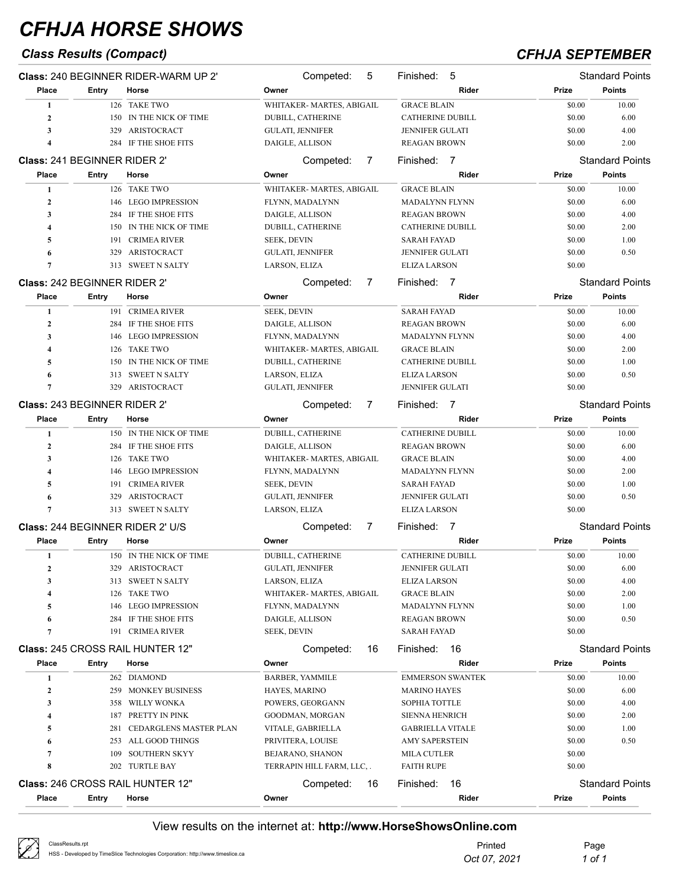# CFHJA HORSE SHOWS

### Class Results (Compact)

### CFHJA SEPTEMBER

**Class:** 240 BEGINNER RIDER-WARM UP 2' — Competed: 5 — Finished: 5 — Standard Points

| Place | Entry | Horse | Owner | Rider | Prize | Points |
|---|---|---|---|---|---|---|
| 1 | 126 | TAKE TWO | WHITAKER- MARTES, ABIGAIL | GRACE BLAIN | $0.00 | 10.00 |
| 2 | 150 | IN THE NICK OF TIME | DUBILL, CATHERINE | CATHERINE DUBILL | $0.00 | 6.00 |
| 3 | 329 | ARISTOCRACT | GULATI, JENNIFER | JENNIFER GULATI | $0.00 | 4.00 |
| 4 | 284 | IF THE SHOE FITS | DAIGLE, ALLISON | REAGAN BROWN | $0.00 | 2.00 |

**Class:** 241 BEGINNER RIDER 2' — Competed: 7 — Finished: 7 — Standard Points

| Place | Entry | Horse | Owner | Rider | Prize | Points |
|---|---|---|---|---|---|---|
| 1 | 126 | TAKE TWO | WHITAKER- MARTES, ABIGAIL | GRACE BLAIN | $0.00 | 10.00 |
| 2 | 146 | LEGO IMPRESSION | FLYNN, MADALYNN | MADALYNN FLYNN | $0.00 | 6.00 |
| 3 | 284 | IF THE SHOE FITS | DAIGLE, ALLISON | REAGAN BROWN | $0.00 | 4.00 |
| 4 | 150 | IN THE NICK OF TIME | DUBILL, CATHERINE | CATHERINE DUBILL | $0.00 | 2.00 |
| 5 | 191 | CRIMEA RIVER | SEEK, DEVIN | SARAH FAYAD | $0.00 | 1.00 |
| 6 | 329 | ARISTOCRACT | GULATI, JENNIFER | JENNIFER GULATI | $0.00 | 0.50 |
| 7 | 313 | SWEET N SALTY | LARSON, ELIZA | ELIZA LARSON | $0.00 | |

**Class:** 242 BEGINNER RIDER 2' — Competed: 7 — Finished: 7 — Standard Points

| Place | Entry | Horse | Owner | Rider | Prize | Points |
|---|---|---|---|---|---|---|
| 1 | 191 | CRIMEA RIVER | SEEK, DEVIN | SARAH FAYAD | $0.00 | 10.00 |
| 2 | 284 | IF THE SHOE FITS | DAIGLE, ALLISON | REAGAN BROWN | $0.00 | 6.00 |
| 3 | 146 | LEGO IMPRESSION | FLYNN, MADALYNN | MADALYNN FLYNN | $0.00 | 4.00 |
| 4 | 126 | TAKE TWO | WHITAKER- MARTES, ABIGAIL | GRACE BLAIN | $0.00 | 2.00 |
| 5 | 150 | IN THE NICK OF TIME | DUBILL, CATHERINE | CATHERINE DUBILL | $0.00 | 1.00 |
| 6 | 313 | SWEET N SALTY | LARSON, ELIZA | ELIZA LARSON | $0.00 | 0.50 |
| 7 | 329 | ARISTOCRACT | GULATI, JENNIFER | JENNIFER GULATI | $0.00 | |

**Class:** 243 BEGINNER RIDER 2' — Competed: 7 — Finished: 7 — Standard Points

| Place | Entry | Horse | Owner | Rider | Prize | Points |
|---|---|---|---|---|---|---|
| 1 | 150 | IN THE NICK OF TIME | DUBILL, CATHERINE | CATHERINE DUBILL | $0.00 | 10.00 |
| 2 | 284 | IF THE SHOE FITS | DAIGLE, ALLISON | REAGAN BROWN | $0.00 | 6.00 |
| 3 | 126 | TAKE TWO | WHITAKER- MARTES, ABIGAIL | GRACE BLAIN | $0.00 | 4.00 |
| 4 | 146 | LEGO IMPRESSION | FLYNN, MADALYNN | MADALYNN FLYNN | $0.00 | 2.00 |
| 5 | 191 | CRIMEA RIVER | SEEK, DEVIN | SARAH FAYAD | $0.00 | 1.00 |
| 6 | 329 | ARISTOCRACT | GULATI, JENNIFER | JENNIFER GULATI | $0.00 | 0.50 |
| 7 | 313 | SWEET N SALTY | LARSON, ELIZA | ELIZA LARSON | $0.00 | |

**Class:** 244 BEGINNER RIDER 2' U/S — Competed: 7 — Finished: 7 — Standard Points

| Place | Entry | Horse | Owner | Rider | Prize | Points |
|---|---|---|---|---|---|---|
| 1 | 150 | IN THE NICK OF TIME | DUBILL, CATHERINE | CATHERINE DUBILL | $0.00 | 10.00 |
| 2 | 329 | ARISTOCRACT | GULATI, JENNIFER | JENNIFER GULATI | $0.00 | 6.00 |
| 3 | 313 | SWEET N SALTY | LARSON, ELIZA | ELIZA LARSON | $0.00 | 4.00 |
| 4 | 126 | TAKE TWO | WHITAKER- MARTES, ABIGAIL | GRACE BLAIN | $0.00 | 2.00 |
| 5 | 146 | LEGO IMPRESSION | FLYNN, MADALYNN | MADALYNN FLYNN | $0.00 | 1.00 |
| 6 | 284 | IF THE SHOE FITS | DAIGLE, ALLISON | REAGAN BROWN | $0.00 | 0.50 |
| 7 | 191 | CRIMEA RIVER | SEEK, DEVIN | SARAH FAYAD | $0.00 | |

**Class:** 245 CROSS RAIL HUNTER 12" — Competed: 16 — Finished: 16 — Standard Points

| Place | Entry | Horse | Owner | Rider | Prize | Points |
|---|---|---|---|---|---|---|
| 1 | 262 | DIAMOND | BARBER, YAMMILE | EMMERSON SWANTEK | $0.00 | 10.00 |
| 2 | 259 | MONKEY BUSINESS | HAYES, MARINO | MARINO HAYES | $0.00 | 6.00 |
| 3 | 358 | WILLY WONKA | POWERS, GEORGANN | SOPHIA TOTTLE | $0.00 | 4.00 |
| 4 | 187 | PRETTY IN PINK | GOODMAN, MORGAN | SIENNA HENRICH | $0.00 | 2.00 |
| 5 | 281 | CEDARGLENS MASTER PLAN | VITALE, GABRIELLA | GABRIELLA VITALE | $0.00 | 1.00 |
| 6 | 253 | ALL GOOD THINGS | PRIVITERA, LOUISE | AMY SAPERSTEIN | $0.00 | 0.50 |
| 7 | 109 | SOUTHERN SKYY | BEJARANO, SHANON | MILA CUTLER | $0.00 | |
| 8 | 202 | TURTLE BAY | TERRAPIN HILL FARM, LLC, . | FAITH RUPE | $0.00 | |

**Class:** 246 CROSS RAIL HUNTER 12" — Competed: 16 — Finished: 16 — Standard Points

| Place | Entry | Horse | Owner | Rider | Prize | Points |
|---|---|---|---|---|---|---|

View results on the internet at: **http://www.HorseShowsOnline.com**

Printed Oct 07, 2021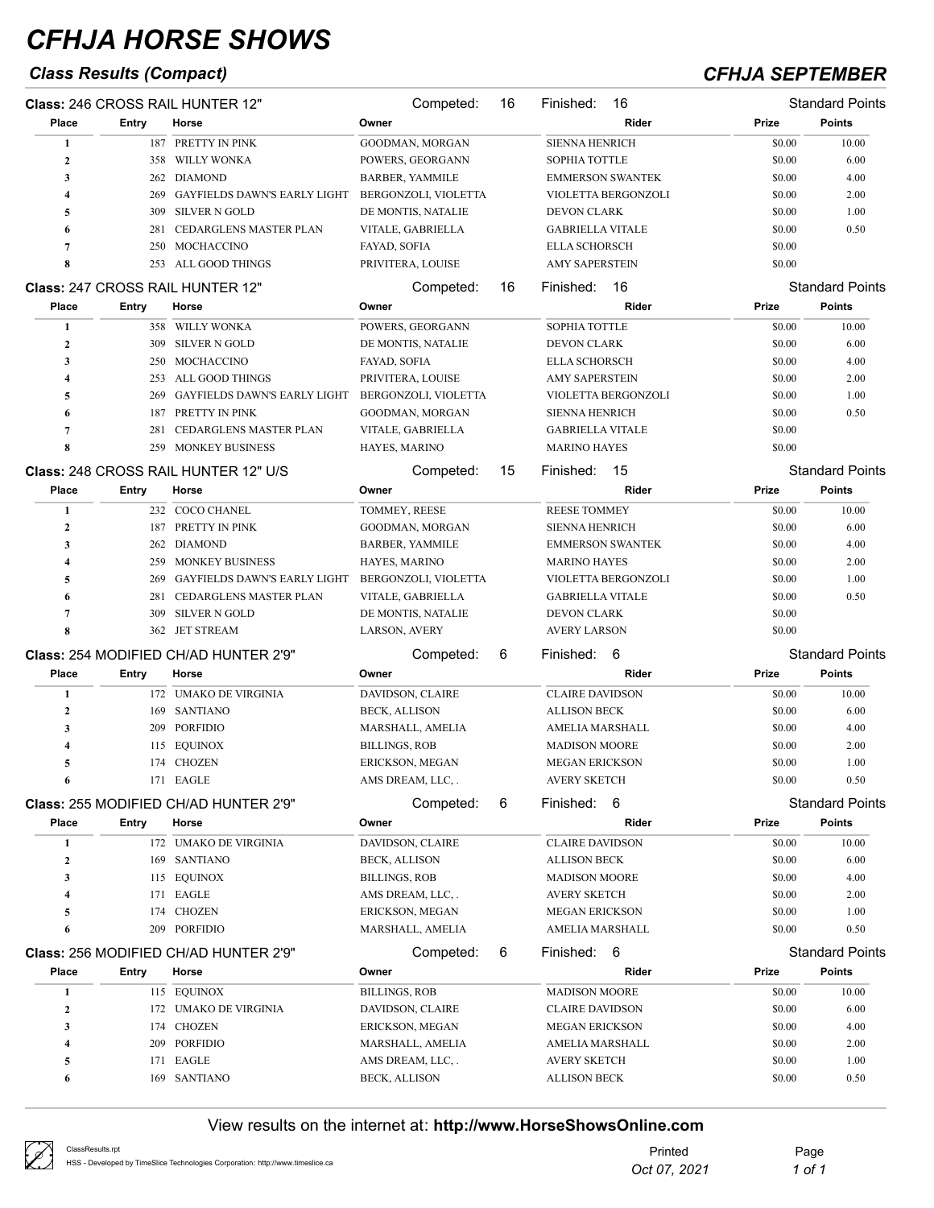# CFHJA HORSE SHOWS

## Class Results (Compact)

## CFHJA SEPTEMBER

### Class: 246 CROSS RAIL HUNTER 12"

Competed: 16 | Finished: 16 | Standard Points

| Place | Entry | Horse | Owner | Rider | Prize | Points |
|---|---|---|---|---|---|---|
| 1 | 187 | PRETTY IN PINK | GOODMAN, MORGAN | SIENNA HENRICH | $0.00 | 10.00 |
| 2 | 358 | WILLY WONKA | POWERS, GEORGANN | SOPHIA TOTTLE | $0.00 | 6.00 |
| 3 | 262 | DIAMOND | BARBER, YAMMILE | EMMERSON SWANTEK | $0.00 | 4.00 |
| 4 | 269 | GAYFIELDS DAWN'S EARLY LIGHT | BERGONZOLI, VIOLETTA | VIOLETTA BERGONZOLI | $0.00 | 2.00 |
| 5 | 309 | SILVER N GOLD | DE MONTIS, NATALIE | DEVON CLARK | $0.00 | 1.00 |
| 6 | 281 | CEDARGLENS MASTER PLAN | VITALE, GABRIELLA | GABRIELLA VITALE | $0.00 | 0.50 |
| 7 | 250 | MOCHACCINO | FAYAD, SOFIA | ELLA SCHORSCH | $0.00 | |
| 8 | 253 | ALL GOOD THINGS | PRIVITERA, LOUISE | AMY SAPERSTEIN | $0.00 | |

### Class: 247 CROSS RAIL HUNTER 12"

Competed: 16 | Finished: 16 | Standard Points

| Place | Entry | Horse | Owner | Rider | Prize | Points |
|---|---|---|---|---|---|---|
| 1 | 358 | WILLY WONKA | POWERS, GEORGANN | SOPHIA TOTTLE | $0.00 | 10.00 |
| 2 | 309 | SILVER N GOLD | DE MONTIS, NATALIE | DEVON CLARK | $0.00 | 6.00 |
| 3 | 250 | MOCHACCINO | FAYAD, SOFIA | ELLA SCHORSCH | $0.00 | 4.00 |
| 4 | 253 | ALL GOOD THINGS | PRIVITERA, LOUISE | AMY SAPERSTEIN | $0.00 | 2.00 |
| 5 | 269 | GAYFIELDS DAWN'S EARLY LIGHT | BERGONZOLI, VIOLETTA | VIOLETTA BERGONZOLI | $0.00 | 1.00 |
| 6 | 187 | PRETTY IN PINK | GOODMAN, MORGAN | SIENNA HENRICH | $0.00 | 0.50 |
| 7 | 281 | CEDARGLENS MASTER PLAN | VITALE, GABRIELLA | GABRIELLA VITALE | $0.00 | |
| 8 | 259 | MONKEY BUSINESS | HAYES, MARINO | MARINO HAYES | $0.00 | |

### Class: 248 CROSS RAIL HUNTER 12" U/S

Competed: 15 | Finished: 15 | Standard Points

| Place | Entry | Horse | Owner | Rider | Prize | Points |
|---|---|---|---|---|---|---|
| 1 | 232 | COCO CHANEL | TOMMEY, REESE | REESE TOMMEY | $0.00 | 10.00 |
| 2 | 187 | PRETTY IN PINK | GOODMAN, MORGAN | SIENNA HENRICH | $0.00 | 6.00 |
| 3 | 262 | DIAMOND | BARBER, YAMMILE | EMMERSON SWANTEK | $0.00 | 4.00 |
| 4 | 259 | MONKEY BUSINESS | HAYES, MARINO | MARINO HAYES | $0.00 | 2.00 |
| 5 | 269 | GAYFIELDS DAWN'S EARLY LIGHT | BERGONZOLI, VIOLETTA | VIOLETTA BERGONZOLI | $0.00 | 1.00 |
| 6 | 281 | CEDARGLENS MASTER PLAN | VITALE, GABRIELLA | GABRIELLA VITALE | $0.00 | 0.50 |
| 7 | 309 | SILVER N GOLD | DE MONTIS, NATALIE | DEVON CLARK | $0.00 | |
| 8 | 362 | JET STREAM | LARSON, AVERY | AVERY LARSON | $0.00 | |

### Class: 254 MODIFIED CH/AD HUNTER 2'9"

Competed: 6 | Finished: 6 | Standard Points

| Place | Entry | Horse | Owner | Rider | Prize | Points |
|---|---|---|---|---|---|---|
| 1 | 172 | UMAKO DE VIRGINIA | DAVIDSON, CLAIRE | CLAIRE DAVIDSON | $0.00 | 10.00 |
| 2 | 169 | SANTIANO | BECK, ALLISON | ALLISON BECK | $0.00 | 6.00 |
| 3 | 209 | PORFIDIO | MARSHALL, AMELIA | AMELIA MARSHALL | $0.00 | 4.00 |
| 4 | 115 | EQUINOX | BILLINGS, ROB | MADISON MOORE | $0.00 | 2.00 |
| 5 | 174 | CHOZEN | ERICKSON, MEGAN | MEGAN ERICKSON | $0.00 | 1.00 |
| 6 | 171 | EAGLE | AMS DREAM, LLC, . | AVERY SKETCH | $0.00 | 0.50 |

### Class: 255 MODIFIED CH/AD HUNTER 2'9"

Competed: 6 | Finished: 6 | Standard Points

| Place | Entry | Horse | Owner | Rider | Prize | Points |
|---|---|---|---|---|---|---|
| 1 | 172 | UMAKO DE VIRGINIA | DAVIDSON, CLAIRE | CLAIRE DAVIDSON | $0.00 | 10.00 |
| 2 | 169 | SANTIANO | BECK, ALLISON | ALLISON BECK | $0.00 | 6.00 |
| 3 | 115 | EQUINOX | BILLINGS, ROB | MADISON MOORE | $0.00 | 4.00 |
| 4 | 171 | EAGLE | AMS DREAM, LLC, . | AVERY SKETCH | $0.00 | 2.00 |
| 5 | 174 | CHOZEN | ERICKSON, MEGAN | MEGAN ERICKSON | $0.00 | 1.00 |
| 6 | 209 | PORFIDIO | MARSHALL, AMELIA | AMELIA MARSHALL | $0.00 | 0.50 |

### Class: 256 MODIFIED CH/AD HUNTER 2'9"

Competed: 6 | Finished: 6 | Standard Points

| Place | Entry | Horse | Owner | Rider | Prize | Points |
|---|---|---|---|---|---|---|
| 1 | 115 | EQUINOX | BILLINGS, ROB | MADISON MOORE | $0.00 | 10.00 |
| 2 | 172 | UMAKO DE VIRGINIA | DAVIDSON, CLAIRE | CLAIRE DAVIDSON | $0.00 | 6.00 |
| 3 | 174 | CHOZEN | ERICKSON, MEGAN | MEGAN ERICKSON | $0.00 | 4.00 |
| 4 | 209 | PORFIDIO | MARSHALL, AMELIA | AMELIA MARSHALL | $0.00 | 2.00 |
| 5 | 171 | EAGLE | AMS DREAM, LLC, . | AVERY SKETCH | $0.00 | 1.00 |
| 6 | 169 | SANTIANO | BECK, ALLISON | ALLISON BECK | $0.00 | 0.50 |

View results on the internet at: **http://www.HorseShowsOnline.com**

ClassResults.rpt
HSS - Developed by TimeSlice Technologies Corporation: http://www.timeslice.ca

Printed *Oct 07, 2021*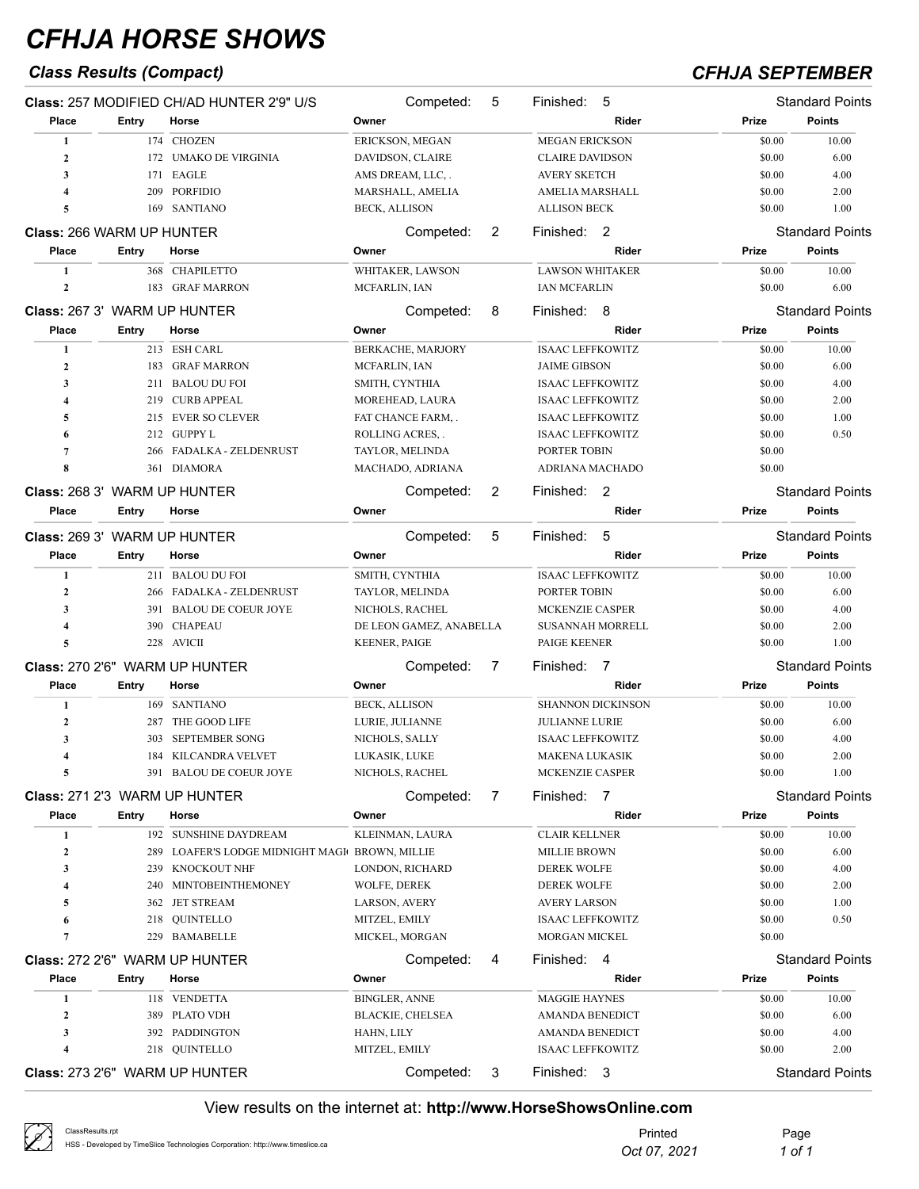# CFHJA HORSE SHOWS

## Class Results (Compact)

## CFHJA SEPTEMBER

**Class:** 257 MODIFIED CH/AD HUNTER 2'9" U/S — Competed: 5 — Finished: 5 — Standard Points

| Place | Entry | Horse | Owner | Rider | Prize | Points |
|---|---|---|---|---|---|---|
| 1 | 174 | CHOZEN | ERICKSON, MEGAN | MEGAN ERICKSON | $0.00 | 10.00 |
| 2 | 172 | UMAKO DE VIRGINIA | DAVIDSON, CLAIRE | CLAIRE DAVIDSON | $0.00 | 6.00 |
| 3 | 171 | EAGLE | AMS DREAM, LLC, . | AVERY SKETCH | $0.00 | 4.00 |
| 4 | 209 | PORFIDIO | MARSHALL, AMELIA | AMELIA MARSHALL | $0.00 | 2.00 |
| 5 | 169 | SANTIANO | BECK, ALLISON | ALLISON BECK | $0.00 | 1.00 |

**Class:** 266 WARM UP HUNTER — Competed: 2 — Finished: 2 — Standard Points

| Place | Entry | Horse | Owner | Rider | Prize | Points |
|---|---|---|---|---|---|---|
| 1 | 368 | CHAPILETTO | WHITAKER, LAWSON | LAWSON WHITAKER | $0.00 | 10.00 |
| 2 | 183 | GRAF MARRON | MCFARLIN, IAN | IAN MCFARLIN | $0.00 | 6.00 |

**Class:** 267 3' WARM UP HUNTER — Competed: 8 — Finished: 8 — Standard Points

| Place | Entry | Horse | Owner | Rider | Prize | Points |
|---|---|---|---|---|---|---|
| 1 | 213 | ESH CARL | BERKACHE, MARJORY | ISAAC LEFFKOWITZ | $0.00 | 10.00 |
| 2 | 183 | GRAF MARRON | MCFARLIN, IAN | JAIME GIBSON | $0.00 | 6.00 |
| 3 | 211 | BALOU DU FOI | SMITH, CYNTHIA | ISAAC LEFFKOWITZ | $0.00 | 4.00 |
| 4 | 219 | CURB APPEAL | MOREHEAD, LAURA | ISAAC LEFFKOWITZ | $0.00 | 2.00 |
| 5 | 215 | EVER SO CLEVER | FAT CHANCE FARM, . | ISAAC LEFFKOWITZ | $0.00 | 1.00 |
| 6 | 212 | GUPPY L | ROLLING ACRES, . | ISAAC LEFFKOWITZ | $0.00 | 0.50 |
| 7 | 266 | FADALKA - ZELDENRUST | TAYLOR, MELINDA | PORTER TOBIN | $0.00 | |
| 8 | 361 | DIAMORA | MACHADO, ADRIANA | ADRIANA MACHADO | $0.00 | |

**Class:** 268 3' WARM UP HUNTER — Competed: 2 — Finished: 2 — Standard Points

| Place | Entry | Horse | Owner | Rider | Prize | Points |
|---|---|---|---|---|---|---|

**Class:** 269 3' WARM UP HUNTER — Competed: 5 — Finished: 5 — Standard Points

| Place | Entry | Horse | Owner | Rider | Prize | Points |
|---|---|---|---|---|---|---|
| 1 | 211 | BALOU DU FOI | SMITH, CYNTHIA | ISAAC LEFFKOWITZ | $0.00 | 10.00 |
| 2 | 266 | FADALKA - ZELDENRUST | TAYLOR, MELINDA | PORTER TOBIN | $0.00 | 6.00 |
| 3 | 391 | BALOU DE COEUR JOYE | NICHOLS, RACHEL | MCKENZIE CASPER | $0.00 | 4.00 |
| 4 | 390 | CHAPEAU | DE LEON GAMEZ, ANABELLA | SUSANNAH MORRELL | $0.00 | 2.00 |
| 5 | 228 | AVICII | KEENER, PAIGE | PAIGE KEENER | $0.00 | 1.00 |

**Class:** 270 2'6" WARM UP HUNTER — Competed: 7 — Finished: 7 — Standard Points

| Place | Entry | Horse | Owner | Rider | Prize | Points |
|---|---|---|---|---|---|---|
| 1 | 169 | SANTIANO | BECK, ALLISON | SHANNON DICKINSON | $0.00 | 10.00 |
| 2 | 287 | THE GOOD LIFE | LURIE, JULIANNE | JULIANNE LURIE | $0.00 | 6.00 |
| 3 | 303 | SEPTEMBER SONG | NICHOLS, SALLY | ISAAC LEFFKOWITZ | $0.00 | 4.00 |
| 4 | 184 | KILCANDRA VELVET | LUKASIK, LUKE | MAKENA LUKASIK | $0.00 | 2.00 |
| 5 | 391 | BALOU DE COEUR JOYE | NICHOLS, RACHEL | MCKENZIE CASPER | $0.00 | 1.00 |

**Class:** 271 2'3 WARM UP HUNTER — Competed: 7 — Finished: 7 — Standard Points

| Place | Entry | Horse | Owner | Rider | Prize | Points |
|---|---|---|---|---|---|---|
| 1 | 192 | SUNSHINE DAYDREAM | KLEINMAN, LAURA | CLAIR KELLNER | $0.00 | 10.00 |
| 2 | 289 | LOAFER'S LODGE MIDNIGHT MAGI | BROWN, MILLIE | MILLIE BROWN | $0.00 | 6.00 |
| 3 | 239 | KNOCKOUT NHF | LONDON, RICHARD | DEREK WOLFE | $0.00 | 4.00 |
| 4 | 240 | MINTOBEINTHEMONEY | WOLFE, DEREK | DEREK WOLFE | $0.00 | 2.00 |
| 5 | 362 | JET STREAM | LARSON, AVERY | AVERY LARSON | $0.00 | 1.00 |
| 6 | 218 | QUINTELLO | MITZEL, EMILY | ISAAC LEFFKOWITZ | $0.00 | 0.50 |
| 7 | 229 | BAMABELLE | MICKEL, MORGAN | MORGAN MICKEL | $0.00 | |

**Class:** 272 2'6" WARM UP HUNTER — Competed: 4 — Finished: 4 — Standard Points

| Place | Entry | Horse | Owner | Rider | Prize | Points |
|---|---|---|---|---|---|---|
| 1 | 118 | VENDETTA | BINGLER, ANNE | MAGGIE HAYNES | $0.00 | 10.00 |
| 2 | 389 | PLATO VDH | BLACKIE, CHELSEA | AMANDA BENEDICT | $0.00 | 6.00 |
| 3 | 392 | PADDINGTON | HAHN, LILY | AMANDA BENEDICT | $0.00 | 4.00 |
| 4 | 218 | QUINTELLO | MITZEL, EMILY | ISAAC LEFFKOWITZ | $0.00 | 2.00 |

**Class:** 273 2'6" WARM UP HUNTER — Competed: 3 — Finished: 3 — Standard Points

View results on the internet at: **http://www.HorseShowsOnline.com**

Printed Oct 07, 2021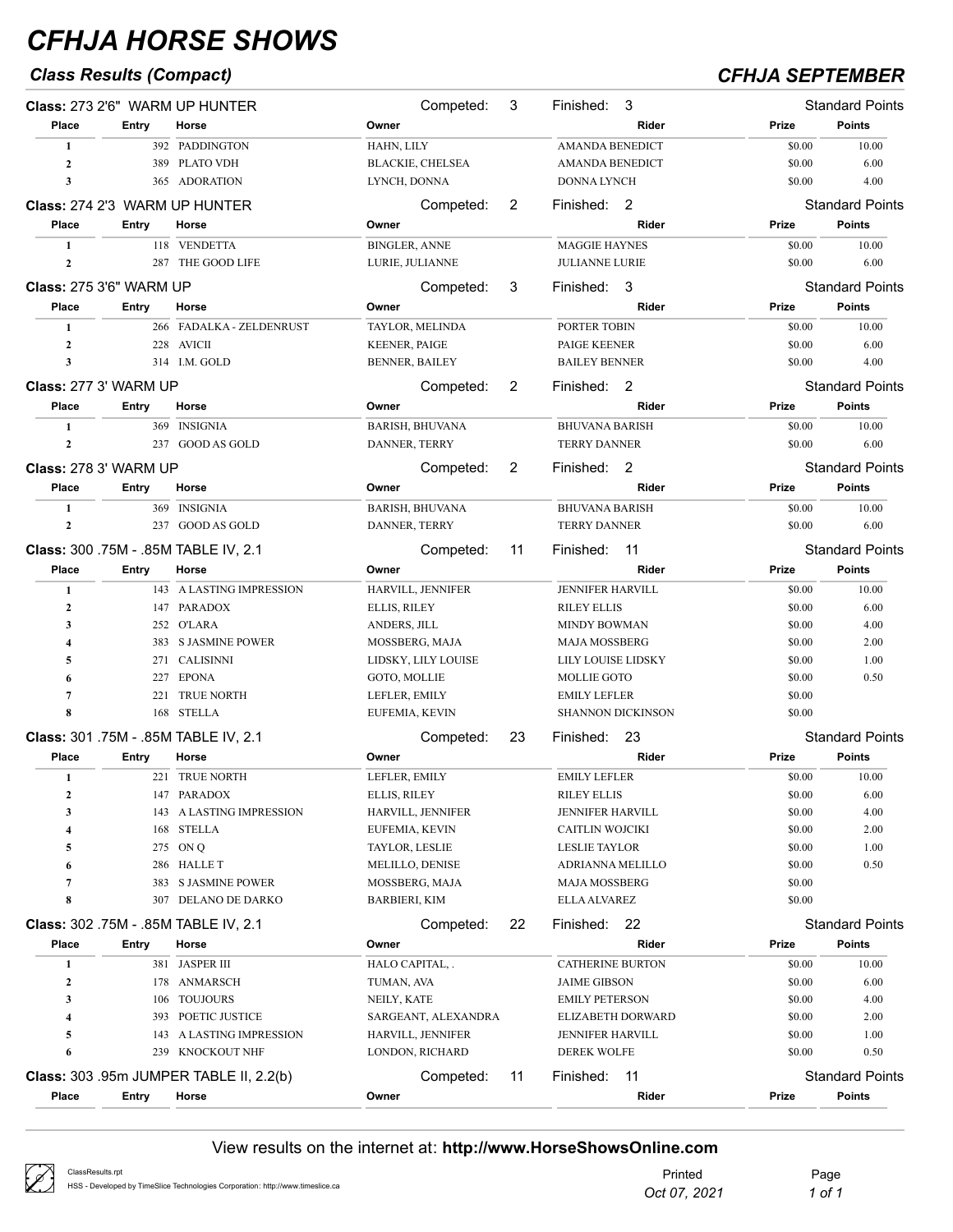# CFHJA HORSE SHOWS

## Class Results (Compact)

## CFHJA SEPTEMBER

**Class:** 273 2'6" WARM UP HUNTER — Competed: 3 — Finished: 3 — Standard Points

| Place | Entry | Horse | Owner | Rider | Prize | Points |
|---|---|---|---|---|---|---|
| 1 | 392 | PADDINGTON | HAHN, LILY | AMANDA BENEDICT | $0.00 | 10.00 |
| 2 | 389 | PLATO VDH | BLACKIE, CHELSEA | AMANDA BENEDICT | $0.00 | 6.00 |
| 3 | 365 | ADORATION | LYNCH, DONNA | DONNA LYNCH | $0.00 | 4.00 |

**Class:** 274 2'3 WARM UP HUNTER — Competed: 2 — Finished: 2 — Standard Points

| Place | Entry | Horse | Owner | Rider | Prize | Points |
|---|---|---|---|---|---|---|
| 1 | 118 | VENDETTA | BINGLER, ANNE | MAGGIE HAYNES | $0.00 | 10.00 |
| 2 | 287 | THE GOOD LIFE | LURIE, JULIANNE | JULIANNE LURIE | $0.00 | 6.00 |

**Class:** 275 3'6" WARM UP — Competed: 3 — Finished: 3 — Standard Points

| Place | Entry | Horse | Owner | Rider | Prize | Points |
|---|---|---|---|---|---|---|
| 1 | 266 | FADALKA - ZELDENRUST | TAYLOR, MELINDA | PORTER TOBIN | $0.00 | 10.00 |
| 2 | 228 | AVICII | KEENER, PAIGE | PAIGE KEENER | $0.00 | 6.00 |
| 3 | 314 | I.M. GOLD | BENNER, BAILEY | BAILEY BENNER | $0.00 | 4.00 |

**Class:** 277 3' WARM UP — Competed: 2 — Finished: 2 — Standard Points

| Place | Entry | Horse | Owner | Rider | Prize | Points |
|---|---|---|---|---|---|---|
| 1 | 369 | INSIGNIA | BARISH, BHUVANA | BHUVANA BARISH | $0.00 | 10.00 |
| 2 | 237 | GOOD AS GOLD | DANNER, TERRY | TERRY DANNER | $0.00 | 6.00 |

**Class:** 278 3' WARM UP — Competed: 2 — Finished: 2 — Standard Points

| Place | Entry | Horse | Owner | Rider | Prize | Points |
|---|---|---|---|---|---|---|
| 1 | 369 | INSIGNIA | BARISH, BHUVANA | BHUVANA BARISH | $0.00 | 10.00 |
| 2 | 237 | GOOD AS GOLD | DANNER, TERRY | TERRY DANNER | $0.00 | 6.00 |

**Class:** 300 .75M - .85M TABLE IV, 2.1 — Competed: 11 — Finished: 11 — Standard Points

| Place | Entry | Horse | Owner | Rider | Prize | Points |
|---|---|---|---|---|---|---|
| 1 | 143 | A LASTING IMPRESSION | HARVILL, JENNIFER | JENNIFER HARVILL | $0.00 | 10.00 |
| 2 | 147 | PARADOX | ELLIS, RILEY | RILEY ELLIS | $0.00 | 6.00 |
| 3 | 252 | O'LARA | ANDERS, JILL | MINDY BOWMAN | $0.00 | 4.00 |
| 4 | 383 | S JASMINE POWER | MOSSBERG, MAJA | MAJA MOSSBERG | $0.00 | 2.00 |
| 5 | 271 | CALISINNI | LIDSKY, LILY LOUISE | LILY LOUISE LIDSKY | $0.00 | 1.00 |
| 6 | 227 | EPONA | GOTO, MOLLIE | MOLLIE GOTO | $0.00 | 0.50 |
| 7 | 221 | TRUE NORTH | LEFLER, EMILY | EMILY LEFLER | $0.00 | |
| 8 | 168 | STELLA | EUFEMIA, KEVIN | SHANNON DICKINSON | $0.00 | |

**Class:** 301 .75M - .85M TABLE IV, 2.1 — Competed: 23 — Finished: 23 — Standard Points

| Place | Entry | Horse | Owner | Rider | Prize | Points |
|---|---|---|---|---|---|---|
| 1 | 221 | TRUE NORTH | LEFLER, EMILY | EMILY LEFLER | $0.00 | 10.00 |
| 2 | 147 | PARADOX | ELLIS, RILEY | RILEY ELLIS | $0.00 | 6.00 |
| 3 | 143 | A LASTING IMPRESSION | HARVILL, JENNIFER | JENNIFER HARVILL | $0.00 | 4.00 |
| 4 | 168 | STELLA | EUFEMIA, KEVIN | CAITLIN WOJCIKI | $0.00 | 2.00 |
| 5 | 275 | ON Q | TAYLOR, LESLIE | LESLIE TAYLOR | $0.00 | 1.00 |
| 6 | 286 | HALLE T | MELILLO, DENISE | ADRIANNA MELILLO | $0.00 | 0.50 |
| 7 | 383 | S JASMINE POWER | MOSSBERG, MAJA | MAJA MOSSBERG | $0.00 | |
| 8 | 307 | DELANO DE DARKO | BARBIERI, KIM | ELLA ALVAREZ | $0.00 | |

**Class:** 302 .75M - .85M TABLE IV, 2.1 — Competed: 22 — Finished: 22 — Standard Points

| Place | Entry | Horse | Owner | Rider | Prize | Points |
|---|---|---|---|---|---|---|
| 1 | 381 | JASPER III | HALO CAPITAL, . | CATHERINE BURTON | $0.00 | 10.00 |
| 2 | 178 | ANMARSCH | TUMAN, AVA | JAIME GIBSON | $0.00 | 6.00 |
| 3 | 106 | TOUJOURS | NEILY, KATE | EMILY PETERSON | $0.00 | 4.00 |
| 4 | 393 | POETIC JUSTICE | SARGEANT, ALEXANDRA | ELIZABETH DORWARD | $0.00 | 2.00 |
| 5 | 143 | A LASTING IMPRESSION | HARVILL, JENNIFER | JENNIFER HARVILL | $0.00 | 1.00 |
| 6 | 239 | KNOCKOUT NHF | LONDON, RICHARD | DEREK WOLFE | $0.00 | 0.50 |

**Class:** 303 .95m JUMPER TABLE II, 2.2(b) — Competed: 11 — Finished: 11 — Standard Points

| Place | Entry | Horse | Owner | Rider | Prize | Points |
|---|---|---|---|---|---|---|

View results on the internet at: **http://www.HorseShowsOnline.com**

ClassResults.rpt
HSS - Developed by TimeSlice Technologies Corporation: http://www.timeslice.ca

Printed Oct 07, 2021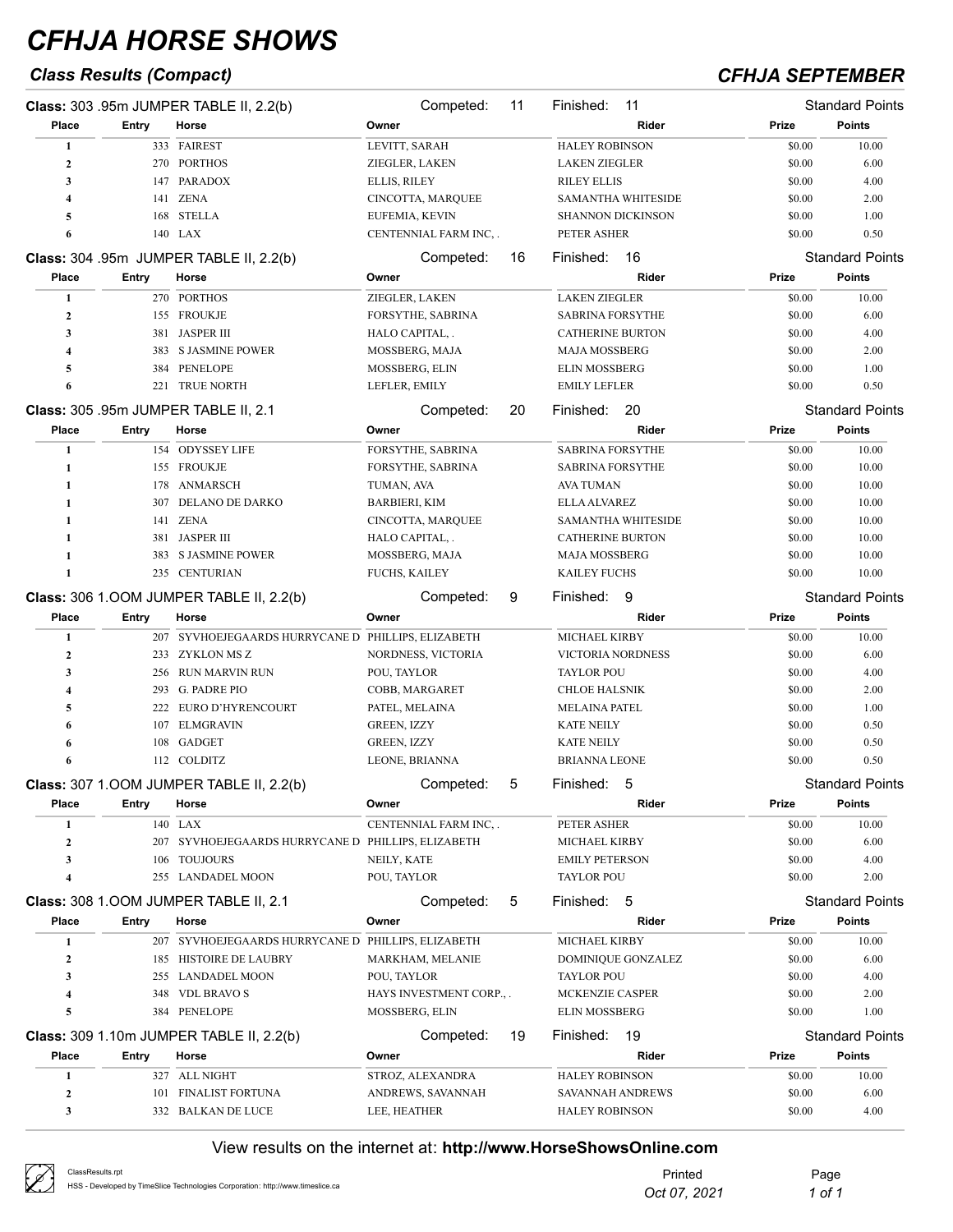# CFHJA HORSE SHOWS

## Class Results (Compact)

## CFHJA SEPTEMBER

### Class: 303 .95m JUMPER TABLE II, 2.2(b) — Competed: 11 — Finished: 11 — Standard Points

| Place | Entry | Horse | Owner | Rider | Prize | Points |
|---|---|---|---|---|---|---|
| 1 | 333 | FAIREST | LEVITT, SARAH | HALEY ROBINSON | $0.00 | 10.00 |
| 2 | 270 | PORTHOS | ZIEGLER, LAKEN | LAKEN ZIEGLER | $0.00 | 6.00 |
| 3 | 147 | PARADOX | ELLIS, RILEY | RILEY ELLIS | $0.00 | 4.00 |
| 4 | 141 | ZENA | CINCOTTA, MARQUEE | SAMANTHA WHITESIDE | $0.00 | 2.00 |
| 5 | 168 | STELLA | EUFEMIA, KEVIN | SHANNON DICKINSON | $0.00 | 1.00 |
| 6 | 140 | LAX | CENTENNIAL FARM INC, . | PETER ASHER | $0.00 | 0.50 |

### Class: 304 .95m JUMPER TABLE II, 2.2(b) — Competed: 16 — Finished: 16 — Standard Points

| Place | Entry | Horse | Owner | Rider | Prize | Points |
|---|---|---|---|---|---|---|
| 1 | 270 | PORTHOS | ZIEGLER, LAKEN | LAKEN ZIEGLER | $0.00 | 10.00 |
| 2 | 155 | FROUKJE | FORSYTHE, SABRINA | SABRINA FORSYTHE | $0.00 | 6.00 |
| 3 | 381 | JASPER III | HALO CAPITAL, . | CATHERINE BURTON | $0.00 | 4.00 |
| 4 | 383 | S JASMINE POWER | MOSSBERG, MAJA | MAJA MOSSBERG | $0.00 | 2.00 |
| 5 | 384 | PENELOPE | MOSSBERG, ELIN | ELIN MOSSBERG | $0.00 | 1.00 |
| 6 | 221 | TRUE NORTH | LEFLER, EMILY | EMILY LEFLER | $0.00 | 0.50 |

### Class: 305 .95m JUMPER TABLE II, 2.1 — Competed: 20 — Finished: 20 — Standard Points

| Place | Entry | Horse | Owner | Rider | Prize | Points |
|---|---|---|---|---|---|---|
| 1 | 154 | ODYSSEY LIFE | FORSYTHE, SABRINA | SABRINA FORSYTHE | $0.00 | 10.00 |
| 1 | 155 | FROUKJE | FORSYTHE, SABRINA | SABRINA FORSYTHE | $0.00 | 10.00 |
| 1 | 178 | ANMARSCH | TUMAN, AVA | AVA TUMAN | $0.00 | 10.00 |
| 1 | 307 | DELANO DE DARKO | BARBIERI, KIM | ELLA ALVAREZ | $0.00 | 10.00 |
| 1 | 141 | ZENA | CINCOTTA, MARQUEE | SAMANTHA WHITESIDE | $0.00 | 10.00 |
| 1 | 381 | JASPER III | HALO CAPITAL, . | CATHERINE BURTON | $0.00 | 10.00 |
| 1 | 383 | S JASMINE POWER | MOSSBERG, MAJA | MAJA MOSSBERG | $0.00 | 10.00 |
| 1 | 235 | CENTURIAN | FUCHS, KAILEY | KAILEY FUCHS | $0.00 | 10.00 |

### Class: 306 1.OOM JUMPER TABLE II, 2.2(b) — Competed: 9 — Finished: 9 — Standard Points

| Place | Entry | Horse | Owner | Rider | Prize | Points |
|---|---|---|---|---|---|---|
| 1 | 207 | SYVHOEJEGAARDS HURRYCANE D | PHILLIPS, ELIZABETH | MICHAEL KIRBY | $0.00 | 10.00 |
| 2 | 233 | ZYKLON MS Z | NORDNESS, VICTORIA | VICTORIA NORDNESS | $0.00 | 6.00 |
| 3 | 256 | RUN MARVIN RUN | POU, TAYLOR | TAYLOR POU | $0.00 | 4.00 |
| 4 | 293 | G. PADRE PIO | COBB, MARGARET | CHLOE HALSNIK | $0.00 | 2.00 |
| 5 | 222 | EURO D'HYRENCOURT | PATEL, MELAINA | MELAINA PATEL | $0.00 | 1.00 |
| 6 | 107 | ELMGRAVIN | GREEN, IZZY | KATE NEILY | $0.00 | 0.50 |
| 6 | 108 | GADGET | GREEN, IZZY | KATE NEILY | $0.00 | 0.50 |
| 6 | 112 | COLDITZ | LEONE, BRIANNA | BRIANNA LEONE | $0.00 | 0.50 |

### Class: 307 1.OOM JUMPER TABLE II, 2.2(b) — Competed: 5 — Finished: 5 — Standard Points

| Place | Entry | Horse | Owner | Rider | Prize | Points |
|---|---|---|---|---|---|---|
| 1 | 140 | LAX | CENTENNIAL FARM INC, . | PETER ASHER | $0.00 | 10.00 |
| 2 | 207 | SYVHOEJEGAARDS HURRYCANE D | PHILLIPS, ELIZABETH | MICHAEL KIRBY | $0.00 | 6.00 |
| 3 | 106 | TOUJOURS | NEILY, KATE | EMILY PETERSON | $0.00 | 4.00 |
| 4 | 255 | LANDADEL MOON | POU, TAYLOR | TAYLOR POU | $0.00 | 2.00 |

### Class: 308 1.OOM JUMPER TABLE II, 2.1 — Competed: 5 — Finished: 5 — Standard Points

| Place | Entry | Horse | Owner | Rider | Prize | Points |
|---|---|---|---|---|---|---|
| 1 | 207 | SYVHOEJEGAARDS HURRYCANE D | PHILLIPS, ELIZABETH | MICHAEL KIRBY | $0.00 | 10.00 |
| 2 | 185 | HISTOIRE DE LAUBRY | MARKHAM, MELANIE | DOMINIQUE GONZALEZ | $0.00 | 6.00 |
| 3 | 255 | LANDADEL MOON | POU, TAYLOR | TAYLOR POU | $0.00 | 4.00 |
| 4 | 348 | VDL BRAVO S | HAYS INVESTMENT CORP., . | MCKENZIE CASPER | $0.00 | 2.00 |
| 5 | 384 | PENELOPE | MOSSBERG, ELIN | ELIN MOSSBERG | $0.00 | 1.00 |

### Class: 309 1.10m JUMPER TABLE II, 2.2(b) — Competed: 19 — Finished: 19 — Standard Points

| Place | Entry | Horse | Owner | Rider | Prize | Points |
|---|---|---|---|---|---|---|
| 1 | 327 | ALL NIGHT | STROZ, ALEXANDRA | HALEY ROBINSON | $0.00 | 10.00 |
| 2 | 101 | FINALIST FORTUNA | ANDREWS, SAVANNAH | SAVANNAH ANDREWS | $0.00 | 6.00 |
| 3 | 332 | BALKAN DE LUCE | LEE, HEATHER | HALEY ROBINSON | $0.00 | 4.00 |

View results on the internet at: **http://www.HorseShowsOnline.com**

ClassResults.rpt
HSS - Developed by TimeSlice Technologies Corporation: http://www.timeslice.ca

Printed *Oct 07, 2021*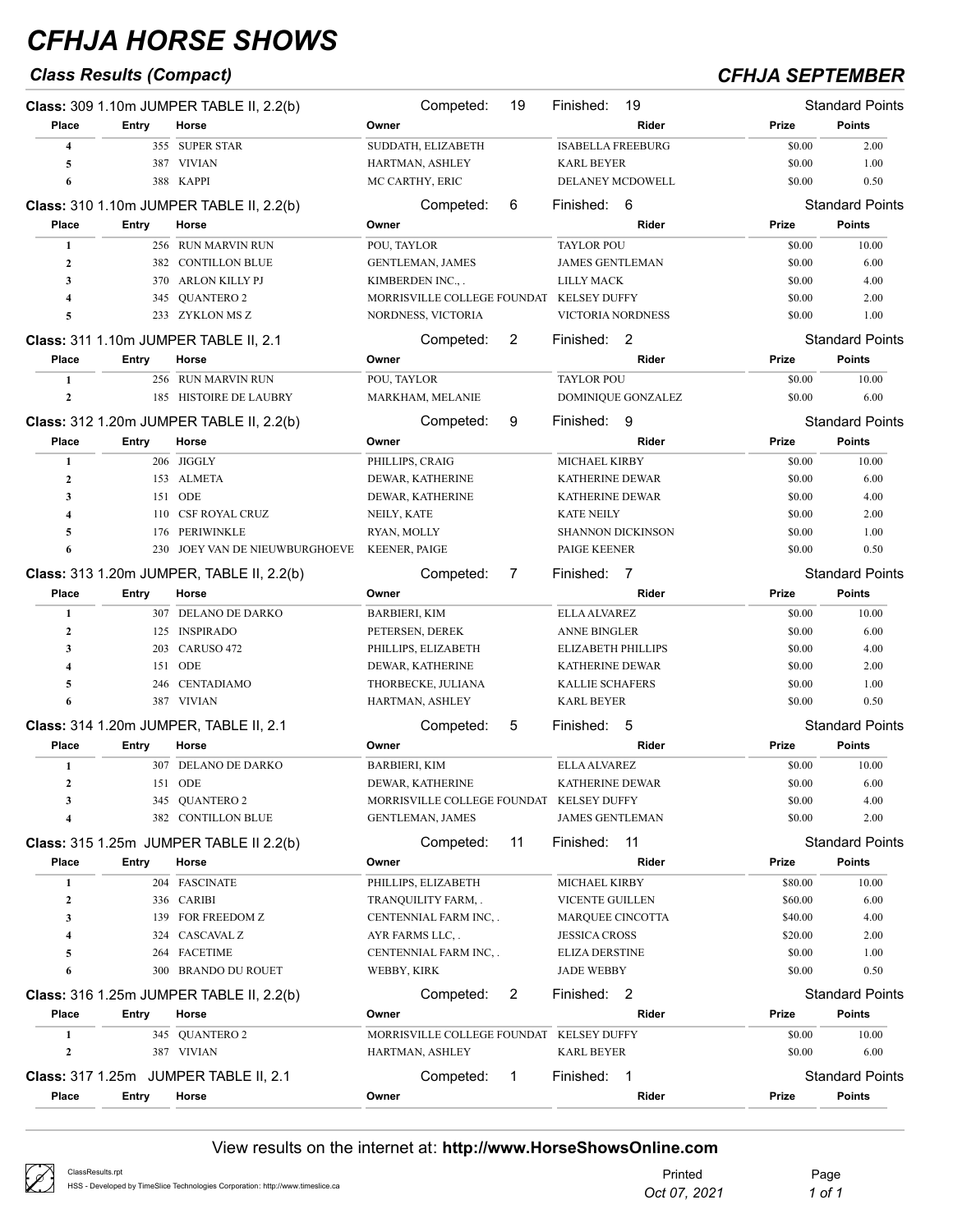# CFHJA HORSE SHOWS

### *Class Results (Compact)*

### *CFHJA SEPTEMBER*

**Class:** 309 1.10m JUMPER TABLE II, 2.2(b) — Competed: 19 — Finished: 19 — Standard Points

| Place | Entry | Horse | Owner | Rider | Prize | Points |
|---|---|---|---|---|---|---|
| 4 | 355 | SUPER STAR | SUDDATH, ELIZABETH | ISABELLA FREEBURG | $0.00 | 2.00 |
| 5 | 387 | VIVIAN | HARTMAN, ASHLEY | KARL BEYER | $0.00 | 1.00 |
| 6 | 388 | KAPPI | MC CARTHY, ERIC | DELANEY MCDOWELL | $0.00 | 0.50 |

**Class:** 310 1.10m JUMPER TABLE II, 2.2(b) — Competed: 6 — Finished: 6 — Standard Points

| Place | Entry | Horse | Owner | Rider | Prize | Points |
|---|---|---|---|---|---|---|
| 1 | 256 | RUN MARVIN RUN | POU, TAYLOR | TAYLOR POU | $0.00 | 10.00 |
| 2 | 382 | CONTILLON BLUE | GENTLEMAN, JAMES | JAMES GENTLEMAN | $0.00 | 6.00 |
| 3 | 370 | ARLON KILLY PJ | KIMBERDEN INC., . | LILLY MACK | $0.00 | 4.00 |
| 4 | 345 | QUANTERO 2 | MORRISVILLE COLLEGE FOUNDAT | KELSEY DUFFY | $0.00 | 2.00 |
| 5 | 233 | ZYKLON MS Z | NORDNESS, VICTORIA | VICTORIA NORDNESS | $0.00 | 1.00 |

**Class:** 311 1.10m JUMPER TABLE II, 2.1 — Competed: 2 — Finished: 2 — Standard Points

| Place | Entry | Horse | Owner | Rider | Prize | Points |
|---|---|---|---|---|---|---|
| 1 | 256 | RUN MARVIN RUN | POU, TAYLOR | TAYLOR POU | $0.00 | 10.00 |
| 2 | 185 | HISTOIRE DE LAUBRY | MARKHAM, MELANIE | DOMINIQUE GONZALEZ | $0.00 | 6.00 |

**Class:** 312 1.20m JUMPER TABLE II, 2.2(b) — Competed: 9 — Finished: 9 — Standard Points

| Place | Entry | Horse | Owner | Rider | Prize | Points |
|---|---|---|---|---|---|---|
| 1 | 206 | JIGGLY | PHILLIPS, CRAIG | MICHAEL KIRBY | $0.00 | 10.00 |
| 2 | 153 | ALMETA | DEWAR, KATHERINE | KATHERINE DEWAR | $0.00 | 6.00 |
| 3 | 151 | ODE | DEWAR, KATHERINE | KATHERINE DEWAR | $0.00 | 4.00 |
| 4 | 110 | CSF ROYAL CRUZ | NEILY, KATE | KATE NEILY | $0.00 | 2.00 |
| 5 | 176 | PERIWINKLE | RYAN, MOLLY | SHANNON DICKINSON | $0.00 | 1.00 |
| 6 | 230 | JOEY VAN DE NIEUWBURGHOEVE | KEENER, PAIGE | PAIGE KEENER | $0.00 | 0.50 |

**Class:** 313 1.20m JUMPER, TABLE II, 2.2(b) — Competed: 7 — Finished: 7 — Standard Points

| Place | Entry | Horse | Owner | Rider | Prize | Points |
|---|---|---|---|---|---|---|
| 1 | 307 | DELANO DE DARKO | BARBIERI, KIM | ELLA ALVAREZ | $0.00 | 10.00 |
| 2 | 125 | INSPIRADO | PETERSEN, DEREK | ANNE BINGLER | $0.00 | 6.00 |
| 3 | 203 | CARUSO 472 | PHILLIPS, ELIZABETH | ELIZABETH PHILLIPS | $0.00 | 4.00 |
| 4 | 151 | ODE | DEWAR, KATHERINE | KATHERINE DEWAR | $0.00 | 2.00 |
| 5 | 246 | CENTADIAMO | THORBECKE, JULIANA | KALLIE SCHAFERS | $0.00 | 1.00 |
| 6 | 387 | VIVIAN | HARTMAN, ASHLEY | KARL BEYER | $0.00 | 0.50 |

**Class:** 314 1.20m JUMPER, TABLE II, 2.1 — Competed: 5 — Finished: 5 — Standard Points

| Place | Entry | Horse | Owner | Rider | Prize | Points |
|---|---|---|---|---|---|---|
| 1 | 307 | DELANO DE DARKO | BARBIERI, KIM | ELLA ALVAREZ | $0.00 | 10.00 |
| 2 | 151 | ODE | DEWAR, KATHERINE | KATHERINE DEWAR | $0.00 | 6.00 |
| 3 | 345 | QUANTERO 2 | MORRISVILLE COLLEGE FOUNDAT | KELSEY DUFFY | $0.00 | 4.00 |
| 4 | 382 | CONTILLON BLUE | GENTLEMAN, JAMES | JAMES GENTLEMAN | $0.00 | 2.00 |

**Class:** 315 1.25m JUMPER TABLE II 2.2(b) — Competed: 11 — Finished: 11 — Standard Points

| Place | Entry | Horse | Owner | Rider | Prize | Points |
|---|---|---|---|---|---|---|
| 1 | 204 | FASCINATE | PHILLIPS, ELIZABETH | MICHAEL KIRBY | $80.00 | 10.00 |
| 2 | 336 | CARIBI | TRANQUILITY FARM, . | VICENTE GUILLEN | $60.00 | 6.00 |
| 3 | 139 | FOR FREEDOM Z | CENTENNIAL FARM INC, . | MARQUEE CINCOTTA | $40.00 | 4.00 |
| 4 | 324 | CASCAVAL Z | AYR FARMS LLC, . | JESSICA CROSS | $20.00 | 2.00 |
| 5 | 264 | FACETIME | CENTENNIAL FARM INC, . | ELIZA DERSTINE | $0.00 | 1.00 |
| 6 | 300 | BRANDO DU ROUET | WEBBY, KIRK | JADE WEBBY | $0.00 | 0.50 |

**Class:** 316 1.25m JUMPER TABLE II, 2.2(b) — Competed: 2 — Finished: 2 — Standard Points

| Place | Entry | Horse | Owner | Rider | Prize | Points |
|---|---|---|---|---|---|---|
| 1 | 345 | QUANTERO 2 | MORRISVILLE COLLEGE FOUNDAT | KELSEY DUFFY | $0.00 | 10.00 |
| 2 | 387 | VIVIAN | HARTMAN, ASHLEY | KARL BEYER | $0.00 | 6.00 |

**Class:** 317 1.25m JUMPER TABLE II, 2.1 — Competed: 1 — Finished: 1 — Standard Points

| Place | Entry | Horse | Owner | Rider | Prize | Points |
|---|---|---|---|---|---|---|

View results on the internet at: **http://www.HorseShowsOnline.com**

ClassResults.rpt
HSS - Developed by TimeSlice Technologies Corporation: http://www.timeslice.ca

Printed *Oct 07, 2021*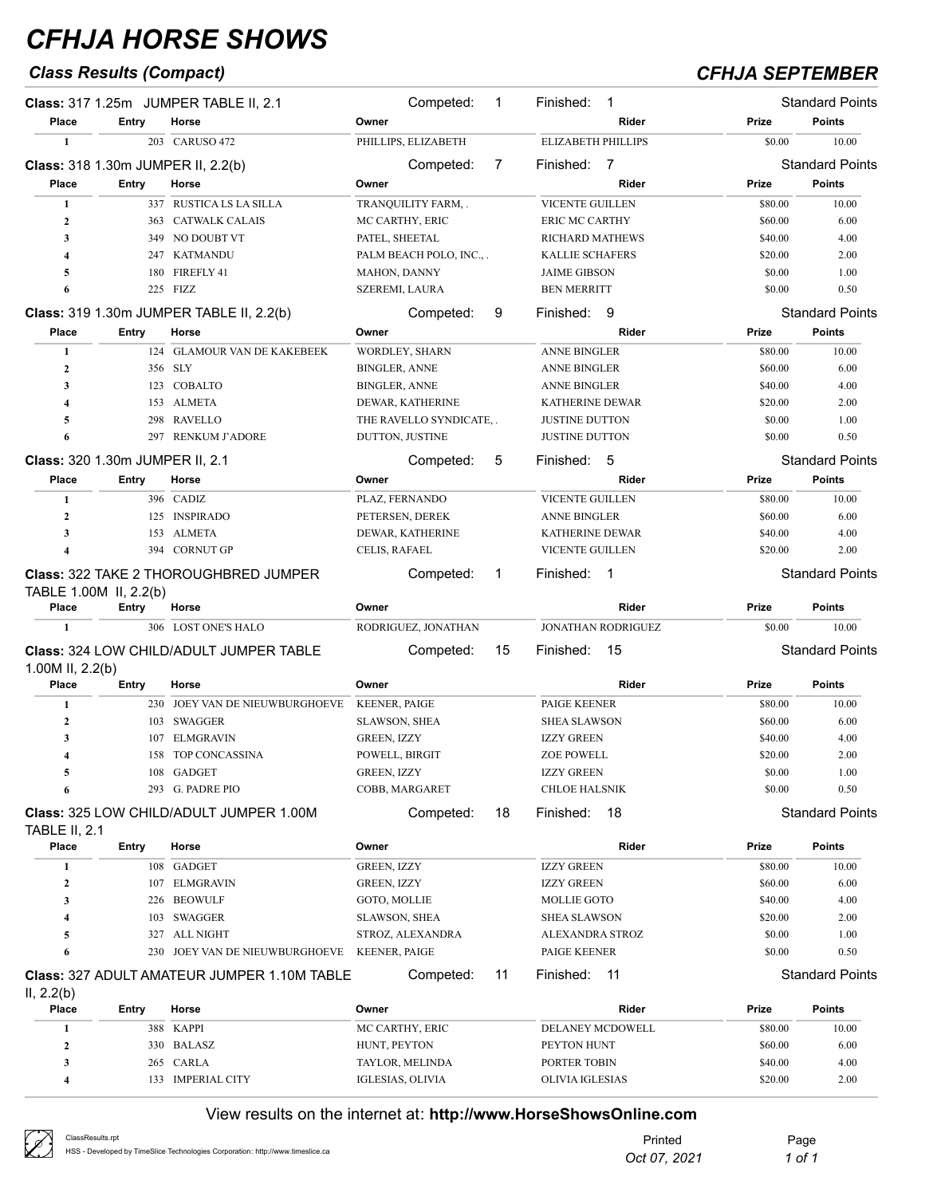# CFHJA HORSE SHOWS

## Class Results (Compact)

## CFHJA SEPTEMBER

**Class:** 317 1.25m JUMPER TABLE II, 2.1 — Competed: 1 — Finished: 1 — Standard Points

| Place | Entry | Horse | Owner | Rider | Prize | Points |
|---|---|---|---|---|---|---|
| 1 | 203 | CARUSO 472 | PHILLIPS, ELIZABETH | ELIZABETH PHILLIPS | $0.00 | 10.00 |

**Class:** 318 1.30m JUMPER II, 2.2(b) — Competed: 7 — Finished: 7 — Standard Points

| Place | Entry | Horse | Owner | Rider | Prize | Points |
|---|---|---|---|---|---|---|
| 1 | 337 | RUSTICA LS LA SILLA | TRANQUILITY FARM, . | VICENTE GUILLEN | $80.00 | 10.00 |
| 2 | 363 | CATWALK CALAIS | MC CARTHY, ERIC | ERIC MC CARTHY | $60.00 | 6.00 |
| 3 | 349 | NO DOUBT VT | PATEL, SHEETAL | RICHARD MATHEWS | $40.00 | 4.00 |
| 4 | 247 | KATMANDU | PALM BEACH POLO, INC., . | KALLIE SCHAFERS | $20.00 | 2.00 |
| 5 | 180 | FIREFLY 41 | MAHON, DANNY | JAIME GIBSON | $0.00 | 1.00 |
| 6 | 225 | FIZZ | SZEREMI, LAURA | BEN MERRITT | $0.00 | 0.50 |

**Class:** 319 1.30m JUMPER TABLE II, 2.2(b) — Competed: 9 — Finished: 9 — Standard Points

| Place | Entry | Horse | Owner | Rider | Prize | Points |
|---|---|---|---|---|---|---|
| 1 | 124 | GLAMOUR VAN DE KAKEBEEK | WORDLEY, SHARN | ANNE BINGLER | $80.00 | 10.00 |
| 2 | 356 | SLY | BINGLER, ANNE | ANNE BINGLER | $60.00 | 6.00 |
| 3 | 123 | COBALTO | BINGLER, ANNE | ANNE BINGLER | $40.00 | 4.00 |
| 4 | 153 | ALMETA | DEWAR, KATHERINE | KATHERINE DEWAR | $20.00 | 2.00 |
| 5 | 298 | RAVELLO | THE RAVELLO SYNDICATE, . | JUSTINE DUTTON | $0.00 | 1.00 |
| 6 | 297 | RENKUM J'ADORE | DUTTON, JUSTINE | JUSTINE DUTTON | $0.00 | 0.50 |

**Class:** 320 1.30m JUMPER II, 2.1 — Competed: 5 — Finished: 5 — Standard Points

| Place | Entry | Horse | Owner | Rider | Prize | Points |
|---|---|---|---|---|---|---|
| 1 | 396 | CADIZ | PLAZ, FERNANDO | VICENTE GUILLEN | $80.00 | 10.00 |
| 2 | 125 | INSPIRADO | PETERSEN, DEREK | ANNE BINGLER | $60.00 | 6.00 |
| 3 | 153 | ALMETA | DEWAR, KATHERINE | KATHERINE DEWAR | $40.00 | 4.00 |
| 4 | 394 | CORNUT GP | CELIS, RAFAEL | VICENTE GUILLEN | $20.00 | 2.00 |

**Class:** 322 TAKE 2 THOROUGHBRED JUMPER TABLE 1.00M II, 2.2(b) — Competed: 1 — Finished: 1 — Standard Points

| Place | Entry | Horse | Owner | Rider | Prize | Points |
|---|---|---|---|---|---|---|
| 1 | 306 | LOST ONE'S HALO | RODRIGUEZ, JONATHAN | JONATHAN RODRIGUEZ | $0.00 | 10.00 |

**Class:** 324 LOW CHILD/ADULT JUMPER TABLE 1.00M II, 2.2(b) — Competed: 15 — Finished: 15 — Standard Points

| Place | Entry | Horse | Owner | Rider | Prize | Points |
|---|---|---|---|---|---|---|
| 1 | 230 | JOEY VAN DE NIEUWBURGHOEVE | KEENER, PAIGE | PAIGE KEENER | $80.00 | 10.00 |
| 2 | 103 | SWAGGER | SLAWSON, SHEA | SHEA SLAWSON | $60.00 | 6.00 |
| 3 | 107 | ELMGRAVIN | GREEN, IZZY | IZZY GREEN | $40.00 | 4.00 |
| 4 | 158 | TOP CONCASSINA | POWELL, BIRGIT | ZOE POWELL | $20.00 | 2.00 |
| 5 | 108 | GADGET | GREEN, IZZY | IZZY GREEN | $0.00 | 1.00 |
| 6 | 293 | G. PADRE PIO | COBB, MARGARET | CHLOE HALSNIK | $0.00 | 0.50 |

**Class:** 325 LOW CHILD/ADULT JUMPER 1.00M TABLE II, 2.1 — Competed: 18 — Finished: 18 — Standard Points

| Place | Entry | Horse | Owner | Rider | Prize | Points |
|---|---|---|---|---|---|---|
| 1 | 108 | GADGET | GREEN, IZZY | IZZY GREEN | $80.00 | 10.00 |
| 2 | 107 | ELMGRAVIN | GREEN, IZZY | IZZY GREEN | $60.00 | 6.00 |
| 3 | 226 | BEOWULF | GOTO, MOLLIE | MOLLIE GOTO | $40.00 | 4.00 |
| 4 | 103 | SWAGGER | SLAWSON, SHEA | SHEA SLAWSON | $20.00 | 2.00 |
| 5 | 327 | ALL NIGHT | STROZ, ALEXANDRA | ALEXANDRA STROZ | $0.00 | 1.00 |
| 6 | 230 | JOEY VAN DE NIEUWBURGHOEVE | KEENER, PAIGE | PAIGE KEENER | $0.00 | 0.50 |

**Class:** 327 ADULT AMATEUR JUMPER 1.10M TABLE II, 2.2(b) — Competed: 11 — Finished: 11 — Standard Points

| Place | Entry | Horse | Owner | Rider | Prize | Points |
|---|---|---|---|---|---|---|
| 1 | 388 | KAPPI | MC CARTHY, ERIC | DELANEY MCDOWELL | $80.00 | 10.00 |
| 2 | 330 | BALASZ | HUNT, PEYTON | PEYTON HUNT | $60.00 | 6.00 |
| 3 | 265 | CARLA | TAYLOR, MELINDA | PORTER TOBIN | $40.00 | 4.00 |
| 4 | 133 | IMPERIAL CITY | IGLESIAS, OLIVIA | OLIVIA IGLESIAS | $20.00 | 2.00 |

View results on the internet at: **http://www.HorseShowsOnline.com**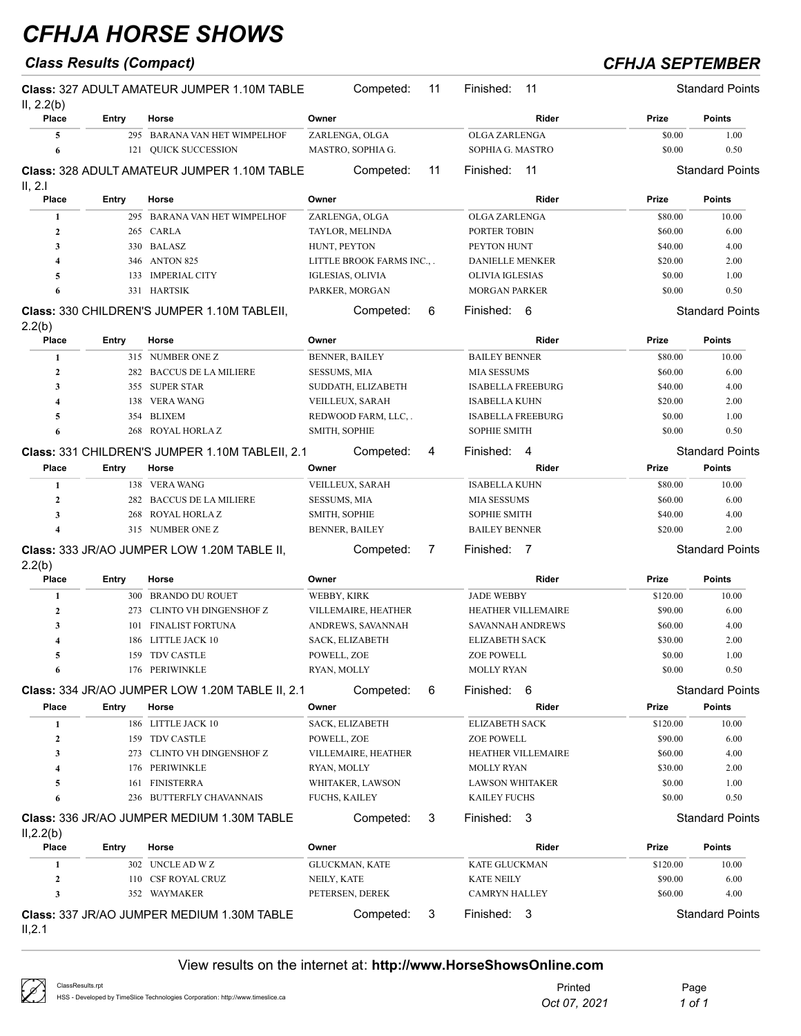# CFHJA HORSE SHOWS

### *Class Results (Compact)*

### *CFHJA SEPTEMBER*

**Class:** 327 ADULT AMATEUR JUMPER 1.10M TABLE II, 2.2(b) — Competed: 11 — Finished: 11 — Standard Points

| Place | Entry | Horse | Owner | Rider | Prize | Points |
|---|---|---|---|---|---|---|
| 5 | 295 | BARANA VAN HET WIMPELHOF | ZARLENGA, OLGA | OLGA ZARLENGA | $0.00 | 1.00 |
| 6 | 121 | QUICK SUCCESSION | MASTRO, SOPHIA G. | SOPHIA G. MASTRO | $0.00 | 0.50 |

**Class:** 328 ADULT AMATEUR JUMPER 1.10M TABLE II, 2.I — Competed: 11 — Finished: 11 — Standard Points

| Place | Entry | Horse | Owner | Rider | Prize | Points |
|---|---|---|---|---|---|---|
| 1 | 295 | BARANA VAN HET WIMPELHOF | ZARLENGA, OLGA | OLGA ZARLENGA | $80.00 | 10.00 |
| 2 | 265 | CARLA | TAYLOR, MELINDA | PORTER TOBIN | $60.00 | 6.00 |
| 3 | 330 | BALASZ | HUNT, PEYTON | PEYTON HUNT | $40.00 | 4.00 |
| 4 | 346 | ANTON 825 | LITTLE BROOK FARMS INC., . | DANIELLE MENKER | $20.00 | 2.00 |
| 5 | 133 | IMPERIAL CITY | IGLESIAS, OLIVIA | OLIVIA IGLESIAS | $0.00 | 1.00 |
| 6 | 331 | HARTSIK | PARKER, MORGAN | MORGAN PARKER | $0.00 | 0.50 |

**Class:** 330 CHILDREN'S JUMPER 1.10M TABLEII, 2.2(b) — Competed: 6 — Finished: 6 — Standard Points

| Place | Entry | Horse | Owner | Rider | Prize | Points |
|---|---|---|---|---|---|---|
| 1 | 315 | NUMBER ONE Z | BENNER, BAILEY | BAILEY BENNER | $80.00 | 10.00 |
| 2 | 282 | BACCUS DE LA MILIERE | SESSUMS, MIA | MIA SESSUMS | $60.00 | 6.00 |
| 3 | 355 | SUPER STAR | SUDDATH, ELIZABETH | ISABELLA FREEBURG | $40.00 | 4.00 |
| 4 | 138 | VERA WANG | VEILLEUX, SARAH | ISABELLA KUHN | $20.00 | 2.00 |
| 5 | 354 | BLIXEM | REDWOOD FARM, LLC, . | ISABELLA FREEBURG | $0.00 | 1.00 |
| 6 | 268 | ROYAL HORLA Z | SMITH, SOPHIE | SOPHIE SMITH | $0.00 | 0.50 |

**Class:** 331 CHILDREN'S JUMPER 1.10M TABLEII, 2.1 — Competed: 4 — Finished: 4 — Standard Points

| Place | Entry | Horse | Owner | Rider | Prize | Points |
|---|---|---|---|---|---|---|
| 1 | 138 | VERA WANG | VEILLEUX, SARAH | ISABELLA KUHN | $80.00 | 10.00 |
| 2 | 282 | BACCUS DE LA MILIERE | SESSUMS, MIA | MIA SESSUMS | $60.00 | 6.00 |
| 3 | 268 | ROYAL HORLA Z | SMITH, SOPHIE | SOPHIE SMITH | $40.00 | 4.00 |
| 4 | 315 | NUMBER ONE Z | BENNER, BAILEY | BAILEY BENNER | $20.00 | 2.00 |

**Class:** 333 JR/AO JUMPER LOW 1.20M TABLE II, 2.2(b) — Competed: 7 — Finished: 7 — Standard Points

| Place | Entry | Horse | Owner | Rider | Prize | Points |
|---|---|---|---|---|---|---|
| 1 | 300 | BRANDO DU ROUET | WEBBY, KIRK | JADE WEBBY | $120.00 | 10.00 |
| 2 | 273 | CLINTO VH DINGENSHOF Z | VILLEMAIRE, HEATHER | HEATHER VILLEMAIRE | $90.00 | 6.00 |
| 3 | 101 | FINALIST FORTUNA | ANDREWS, SAVANNAH | SAVANNAH ANDREWS | $60.00 | 4.00 |
| 4 | 186 | LITTLE JACK 10 | SACK, ELIZABETH | ELIZABETH SACK | $30.00 | 2.00 |
| 5 | 159 | TDV CASTLE | POWELL, ZOE | ZOE POWELL | $0.00 | 1.00 |
| 6 | 176 | PERIWINKLE | RYAN, MOLLY | MOLLY RYAN | $0.00 | 0.50 |

**Class:** 334 JR/AO JUMPER LOW 1.20M TABLE II, 2.1 — Competed: 6 — Finished: 6 — Standard Points

| Place | Entry | Horse | Owner | Rider | Prize | Points |
|---|---|---|---|---|---|---|
| 1 | 186 | LITTLE JACK 10 | SACK, ELIZABETH | ELIZABETH SACK | $120.00 | 10.00 |
| 2 | 159 | TDV CASTLE | POWELL, ZOE | ZOE POWELL | $90.00 | 6.00 |
| 3 | 273 | CLINTO VH DINGENSHOF Z | VILLEMAIRE, HEATHER | HEATHER VILLEMAIRE | $60.00 | 4.00 |
| 4 | 176 | PERIWINKLE | RYAN, MOLLY | MOLLY RYAN | $30.00 | 2.00 |
| 5 | 161 | FINISTERRA | WHITAKER, LAWSON | LAWSON WHITAKER | $0.00 | 1.00 |
| 6 | 236 | BUTTERFLY CHAVANNAIS | FUCHS, KAILEY | KAILEY FUCHS | $0.00 | 0.50 |

**Class:** 336 JR/AO JUMPER MEDIUM 1.30M TABLE II,2.2(b) — Competed: 3 — Finished: 3 — Standard Points

| Place | Entry | Horse | Owner | Rider | Prize | Points |
|---|---|---|---|---|---|---|
| 1 | 302 | UNCLE AD W Z | GLUCKMAN, KATE | KATE GLUCKMAN | $120.00 | 10.00 |
| 2 | 110 | CSF ROYAL CRUZ | NEILY, KATE | KATE NEILY | $90.00 | 6.00 |
| 3 | 352 | WAYMAKER | PETERSEN, DEREK | CAMRYN HALLEY | $60.00 | 4.00 |

**Class:** 337 JR/AO JUMPER MEDIUM 1.30M TABLE II,2.1 — Competed: 3 — Finished: 3 — Standard Points

View results on the internet at: **http://www.HorseShowsOnline.com**

ClassResults.rpt
HSS - Developed by TimeSlice Technologies Corporation: http://www.timeslice.ca

Printed Oct 07, 2021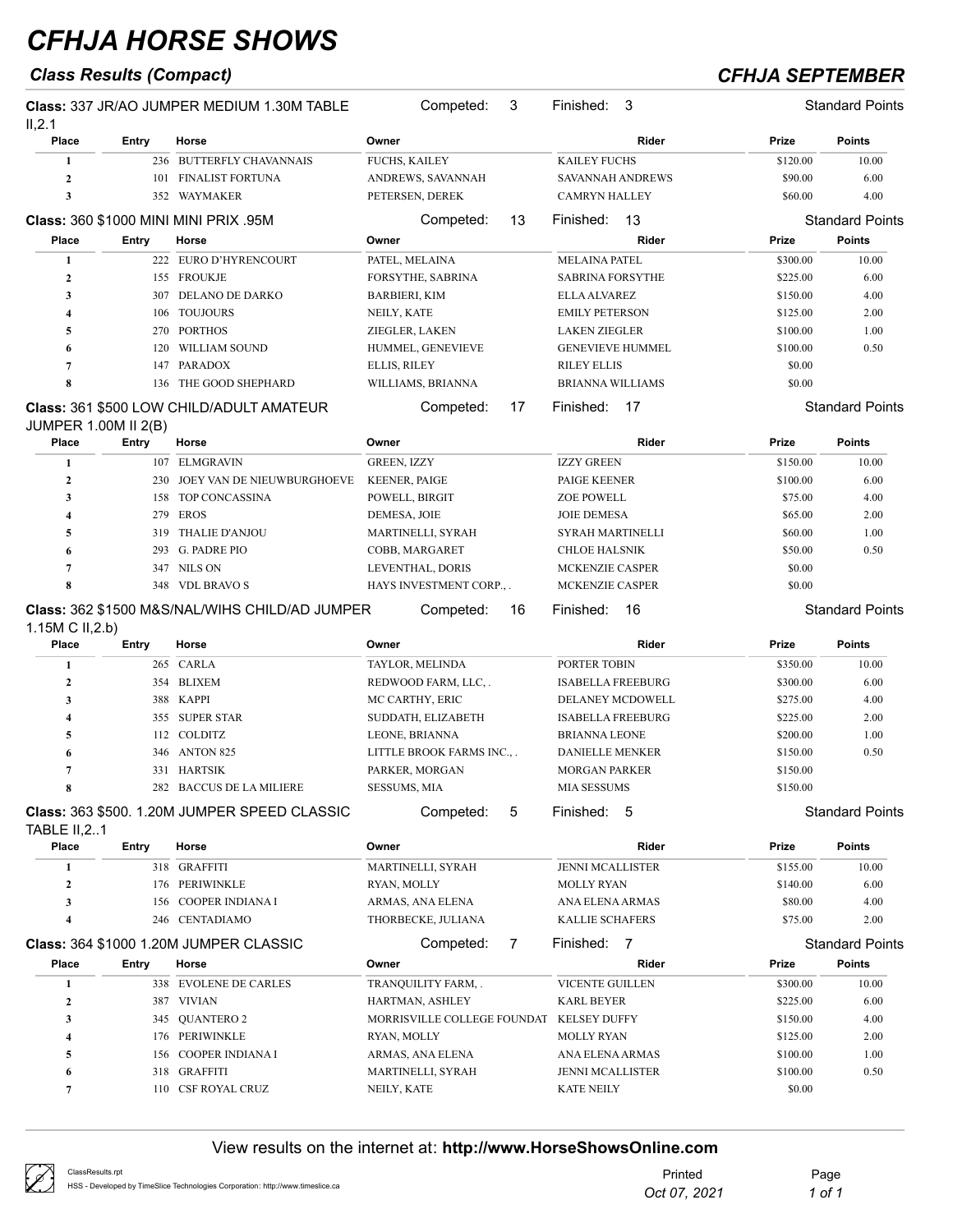# CFHJA HORSE SHOWS

## Class Results (Compact)

## CFHJA SEPTEMBER

**Class:** 337 JR/AO JUMPER MEDIUM 1.30M TABLE II,2.1 — Competed: 3 — Finished: 3 — Standard Points

| Place | Entry | Horse | Owner | Rider | Prize | Points |
|---|---|---|---|---|---|---|
| 1 | 236 | BUTTERFLY CHAVANNAIS | FUCHS, KAILEY | KAILEY FUCHS | $120.00 | 10.00 |
| 2 | 101 | FINALIST FORTUNA | ANDREWS, SAVANNAH | SAVANNAH ANDREWS | $90.00 | 6.00 |
| 3 | 352 | WAYMAKER | PETERSEN, DEREK | CAMRYN HALLEY | $60.00 | 4.00 |

**Class:** 360 $1000 MINI MINI PRIX .95M — Competed: 13 — Finished: 13 — Standard Points

| Place | Entry | Horse | Owner | Rider | Prize | Points |
|---|---|---|---|---|---|---|
| 1 | 222 | EURO D'HYRENCOURT | PATEL, MELAINA | MELAINA PATEL | $300.00 | 10.00 |
| 2 | 155 | FROUKJE | FORSYTHE, SABRINA | SABRINA FORSYTHE | $225.00 | 6.00 |
| 3 | 307 | DELANO DE DARKO | BARBIERI, KIM | ELLA ALVAREZ | $150.00 | 4.00 |
| 4 | 106 | TOUJOURS | NEILY, KATE | EMILY PETERSON | $125.00 | 2.00 |
| 5 | 270 | PORTHOS | ZIEGLER, LAKEN | LAKEN ZIEGLER | $100.00 | 1.00 |
| 6 | 120 | WILLIAM SOUND | HUMMEL, GENEVIEVE | GENEVIEVE HUMMEL | $100.00 | 0.50 |
| 7 | 147 | PARADOX | ELLIS, RILEY | RILEY ELLIS | $0.00 | |
| 8 | 136 | THE GOOD SHEPHARD | WILLIAMS, BRIANNA | BRIANNA WILLIAMS | $0.00 | |

**Class:** 361 $500 LOW CHILD/ADULT AMATEUR JUMPER 1.00M II 2(B) — Competed: 17 — Finished: 17 — Standard Points

| Place | Entry | Horse | Owner | Rider | Prize | Points |
|---|---|---|---|---|---|---|
| 1 | 107 | ELMGRAVIN | GREEN, IZZY | IZZY GREEN | $150.00 | 10.00 |
| 2 | 230 | JOEY VAN DE NIEUWBURGHOEVE | KEENER, PAIGE | PAIGE KEENER | $100.00 | 6.00 |
| 3 | 158 | TOP CONCASSINA | POWELL, BIRGIT | ZOE POWELL | $75.00 | 4.00 |
| 4 | 279 | EROS | DEMESA, JOIE | JOIE DEMESA | $65.00 | 2.00 |
| 5 | 319 | THALIE D'ANJOU | MARTINELLI, SYRAH | SYRAH MARTINELLI | $60.00 | 1.00 |
| 6 | 293 | G. PADRE PIO | COBB, MARGARET | CHLOE HALSNIK | $50.00 | 0.50 |
| 7 | 347 | NILS ON | LEVENTHAL, DORIS | MCKENZIE CASPER | $0.00 | |
| 8 | 348 | VDL BRAVO S | HAYS INVESTMENT CORP., . | MCKENZIE CASPER | $0.00 | |

**Class:** 362 $1500 M&S/NAL/WIHS CHILD/AD JUMPER 1.15M C II,2.b) — Competed: 16 — Finished: 16 — Standard Points

| Place | Entry | Horse | Owner | Rider | Prize | Points |
|---|---|---|---|---|---|---|
| 1 | 265 | CARLA | TAYLOR, MELINDA | PORTER TOBIN | $350.00 | 10.00 |
| 2 | 354 | BLIXEM | REDWOOD FARM, LLC, . | ISABELLA FREEBURG | $300.00 | 6.00 |
| 3 | 388 | KAPPI | MC CARTHY, ERIC | DELANEY MCDOWELL | $275.00 | 4.00 |
| 4 | 355 | SUPER STAR | SUDDATH, ELIZABETH | ISABELLA FREEBURG | $225.00 | 2.00 |
| 5 | 112 | COLDITZ | LEONE, BRIANNA | BRIANNA LEONE | $200.00 | 1.00 |
| 6 | 346 | ANTON 825 | LITTLE BROOK FARMS INC., . | DANIELLE MENKER | $150.00 | 0.50 |
| 7 | 331 | HARTSIK | PARKER, MORGAN | MORGAN PARKER | $150.00 | |
| 8 | 282 | BACCUS DE LA MILIERE | SESSUMS, MIA | MIA SESSUMS | $150.00 | |

**Class:** 363 $500. 1.20M JUMPER SPEED CLASSIC TABLE II,2..1 — Competed: 5 — Finished: 5 — Standard Points

| Place | Entry | Horse | Owner | Rider | Prize | Points |
|---|---|---|---|---|---|---|
| 1 | 318 | GRAFFITI | MARTINELLI, SYRAH | JENNI MCALLISTER | $155.00 | 10.00 |
| 2 | 176 | PERIWINKLE | RYAN, MOLLY | MOLLY RYAN | $140.00 | 6.00 |
| 3 | 156 | COOPER INDIANA I | ARMAS, ANA ELENA | ANA ELENA ARMAS | $80.00 | 4.00 |
| 4 | 246 | CENTADIAMO | THORBECKE, JULIANA | KALLIE SCHAFERS | $75.00 | 2.00 |

**Class:** 364 $1000 1.20M JUMPER CLASSIC — Competed: 7 — Finished: 7 — Standard Points

| Place | Entry | Horse | Owner | Rider | Prize | Points |
|---|---|---|---|---|---|---|
| 1 | 338 | EVOLENE DE CARLES | TRANQUILITY FARM, . | VICENTE GUILLEN | $300.00 | 10.00 |
| 2 | 387 | VIVIAN | HARTMAN, ASHLEY | KARL BEYER | $225.00 | 6.00 |
| 3 | 345 | QUANTERO 2 | MORRISVILLE COLLEGE FOUNDAT | KELSEY DUFFY | $150.00 | 4.00 |
| 4 | 176 | PERIWINKLE | RYAN, MOLLY | MOLLY RYAN | $125.00 | 2.00 |
| 5 | 156 | COOPER INDIANA I | ARMAS, ANA ELENA | ANA ELENA ARMAS | $100.00 | 1.00 |
| 6 | 318 | GRAFFITI | MARTINELLI, SYRAH | JENNI MCALLISTER | $100.00 | 0.50 |
| 7 | 110 | CSF ROYAL CRUZ | NEILY, KATE | KATE NEILY | $0.00 | |

View results on the internet at: **http://www.HorseShowsOnline.com**

ClassResults.rpt
HSS - Developed by TimeSlice Technologies Corporation: http://www.timeslice.ca

Printed *Oct 07, 2021*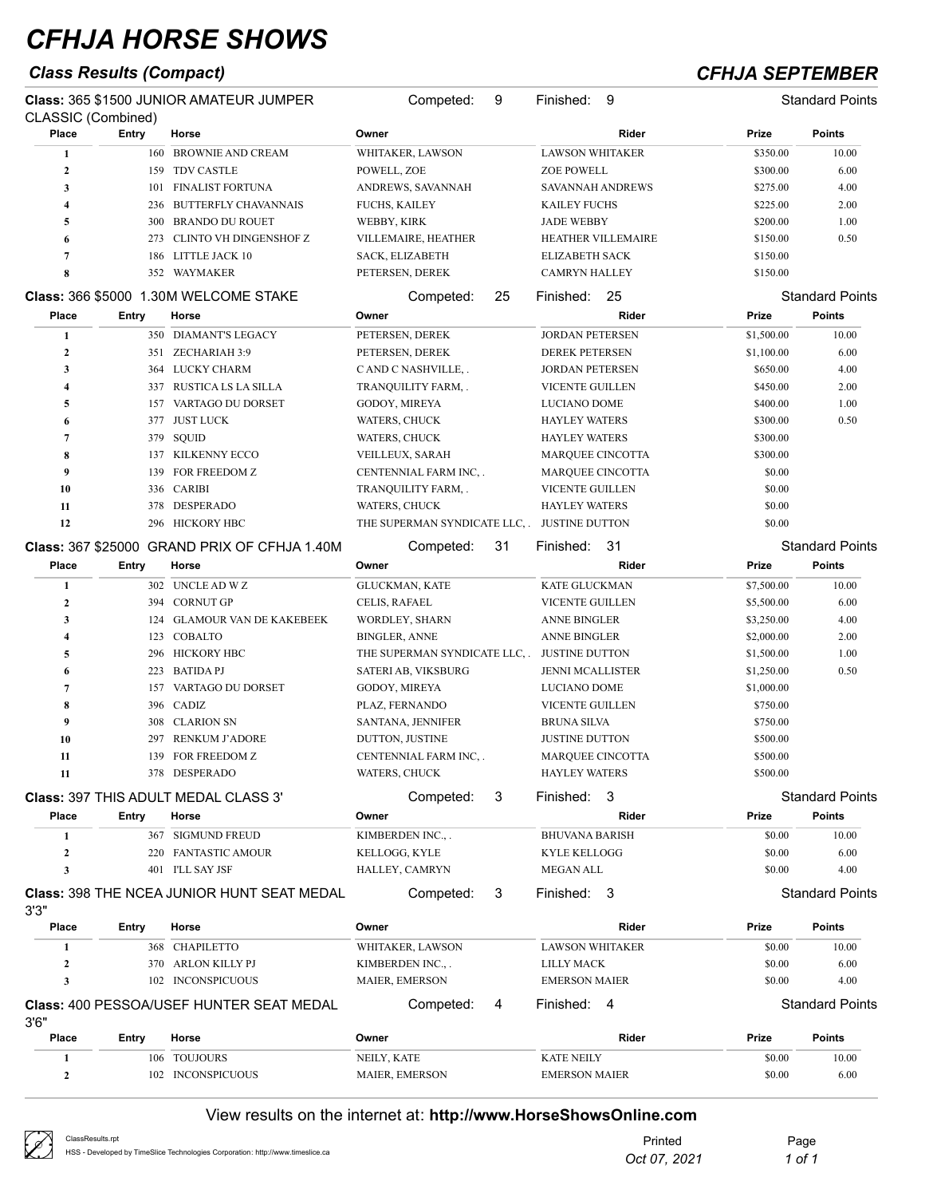# CFHJA HORSE SHOWS

### *Class Results (Compact)*

### *CFHJA SEPTEMBER*

**Class:** 365 $1500 JUNIOR AMATEUR JUMPER CLASSIC (Combined) — Competed: 9 — Finished: 9 — Standard Points

| Place | Entry | Horse | Owner | Rider | Prize | Points |
|---|---|---|---|---|---|---|
| 1 | 160 | BROWNIE AND CREAM | WHITAKER, LAWSON | LAWSON WHITAKER | $350.00 | 10.00 |
| 2 | 159 | TDV CASTLE | POWELL, ZOE | ZOE POWELL | $300.00 | 6.00 |
| 3 | 101 | FINALIST FORTUNA | ANDREWS, SAVANNAH | SAVANNAH ANDREWS | $275.00 | 4.00 |
| 4 | 236 | BUTTERFLY CHAVANNAIS | FUCHS, KAILEY | KAILEY FUCHS | $225.00 | 2.00 |
| 5 | 300 | BRANDO DU ROUET | WEBBY, KIRK | JADE WEBBY | $200.00 | 1.00 |
| 6 | 273 | CLINTO VH DINGENSHOF Z | VILLEMAIRE, HEATHER | HEATHER VILLEMAIRE | $150.00 | 0.50 |
| 7 | 186 | LITTLE JACK 10 | SACK, ELIZABETH | ELIZABETH SACK | $150.00 | |
| 8 | 352 | WAYMAKER | PETERSEN, DEREK | CAMRYN HALLEY | $150.00 | |

**Class:** 366 $5000 1.30M WELCOME STAKE — Competed: 25 — Finished: 25 — Standard Points

| Place | Entry | Horse | Owner | Rider | Prize | Points |
|---|---|---|---|---|---|---|
| 1 | 350 | DIAMANT'S LEGACY | PETERSEN, DEREK | JORDAN PETERSEN | $1,500.00 | 10.00 |
| 2 | 351 | ZECHARIAH 3:9 | PETERSEN, DEREK | DEREK PETERSEN | $1,100.00 | 6.00 |
| 3 | 364 | LUCKY CHARM | C AND C NASHVILLE, . | JORDAN PETERSEN | $650.00 | 4.00 |
| 4 | 337 | RUSTICA LS LA SILLA | TRANQUILITY FARM, . | VICENTE GUILLEN | $450.00 | 2.00 |
| 5 | 157 | VARTAGO DU DORSET | GODOY, MIREYA | LUCIANO DOME | $400.00 | 1.00 |
| 6 | 377 | JUST LUCK | WATERS, CHUCK | HAYLEY WATERS | $300.00 | 0.50 |
| 7 | 379 | SQUID | WATERS, CHUCK | HAYLEY WATERS | $300.00 | |
| 8 | 137 | KILKENNY ECCO | VEILLEUX, SARAH | MARQUEE CINCOTTA | $300.00 | |
| 9 | 139 | FOR FREEDOM Z | CENTENNIAL FARM INC, . | MARQUEE CINCOTTA | $0.00 | |
| 10 | 336 | CARIBI | TRANQUILITY FARM, . | VICENTE GUILLEN | $0.00 | |
| 11 | 378 | DESPERADO | WATERS, CHUCK | HAYLEY WATERS | $0.00 | |
| 12 | 296 | HICKORY HBC | THE SUPERMAN SYNDICATE LLC, . | JUSTINE DUTTON | $0.00 | |

**Class:** 367 $25000 GRAND PRIX OF CFHJA 1.40M — Competed: 31 — Finished: 31 — Standard Points

| Place | Entry | Horse | Owner | Rider | Prize | Points |
|---|---|---|---|---|---|---|
| 1 | 302 | UNCLE AD W Z | GLUCKMAN, KATE | KATE GLUCKMAN | $7,500.00 | 10.00 |
| 2 | 394 | CORNUT GP | CELIS, RAFAEL | VICENTE GUILLEN | $5,500.00 | 6.00 |
| 3 | 124 | GLAMOUR VAN DE KAKEBEEK | WORDLEY, SHARN | ANNE BINGLER | $3,250.00 | 4.00 |
| 4 | 123 | COBALTO | BINGLER, ANNE | ANNE BINGLER | $2,000.00 | 2.00 |
| 5 | 296 | HICKORY HBC | THE SUPERMAN SYNDICATE LLC, . | JUSTINE DUTTON | $1,500.00 | 1.00 |
| 6 | 223 | BATIDA PJ | SATERI AB, VIKSBURG | JENNI MCALLISTER | $1,250.00 | 0.50 |
| 7 | 157 | VARTAGO DU DORSET | GODOY, MIREYA | LUCIANO DOME | $1,000.00 | |
| 8 | 396 | CADIZ | PLAZ, FERNANDO | VICENTE GUILLEN | $750.00 | |
| 9 | 308 | CLARION SN | SANTANA, JENNIFER | BRUNA SILVA | $750.00 | |
| 10 | 297 | RENKUM J'ADORE | DUTTON, JUSTINE | JUSTINE DUTTON | $500.00 | |
| 11 | 139 | FOR FREEDOM Z | CENTENNIAL FARM INC, . | MARQUEE CINCOTTA | $500.00 | |
| 11 | 378 | DESPERADO | WATERS, CHUCK | HAYLEY WATERS | $500.00 | |

**Class:** 397 THIS ADULT MEDAL CLASS 3' — Competed: 3 — Finished: 3 — Standard Points

| Place | Entry | Horse | Owner | Rider | Prize | Points |
|---|---|---|---|---|---|---|
| 1 | 367 | SIGMUND FREUD | KIMBERDEN INC., . | BHUVANA BARISH | $0.00 | 10.00 |
| 2 | 220 | FANTASTIC AMOUR | KELLOGG, KYLE | KYLE KELLOGG | $0.00 | 6.00 |
| 3 | 401 | I'LL SAY JSF | HALLEY, CAMRYN | MEGAN ALL | $0.00 | 4.00 |

**Class:** 398 THE NCEA JUNIOR HUNT SEAT MEDAL 3'3" — Competed: 3 — Finished: 3 — Standard Points

| Place | Entry | Horse | Owner | Rider | Prize | Points |
|---|---|---|---|---|---|---|
| 1 | 368 | CHAPILETTO | WHITAKER, LAWSON | LAWSON WHITAKER | $0.00 | 10.00 |
| 2 | 370 | ARLON KILLY PJ | KIMBERDEN INC., . | LILLY MACK | $0.00 | 6.00 |
| 3 | 102 | INCONSPICUOUS | MAIER, EMERSON | EMERSON MAIER | $0.00 | 4.00 |

**Class:** 400 PESSOA/USEF HUNTER SEAT MEDAL 3'6" — Competed: 4 — Finished: 4 — Standard Points

| Place | Entry | Horse | Owner | Rider | Prize | Points |
|---|---|---|---|---|---|---|
| 1 | 106 | TOUJOURS | NEILY, KATE | KATE NEILY | $0.00 | 10.00 |
| 2 | 102 | INCONSPICUOUS | MAIER, EMERSON | EMERSON MAIER | $0.00 | 6.00 |

View results on the internet at: **http://www.HorseShowsOnline.com**

ClassResults.rpt
HSS - Developed by TimeSlice Technologies Corporation: http://www.timeslice.ca

Printed *Oct 07, 2021*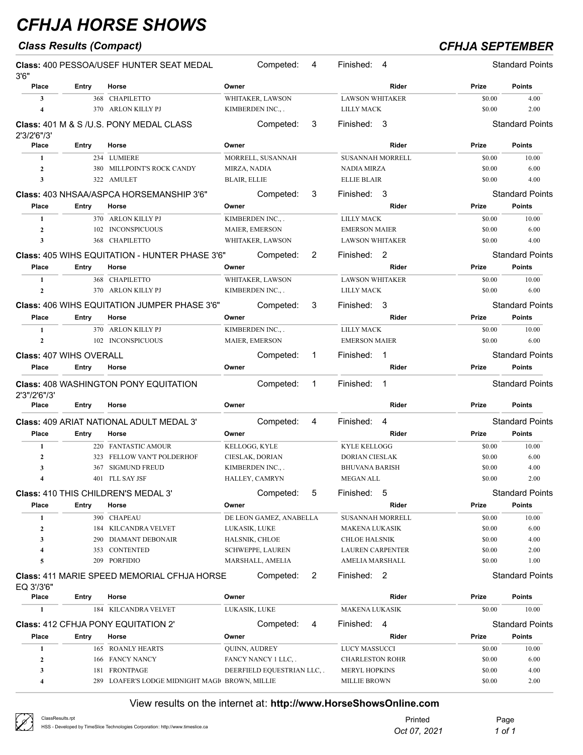# CFHJA HORSE SHOWS

## Class Results (Compact)

## CFHJA SEPTEMBER

**Class:** 400 PESSOA/USEF HUNTER SEAT MEDAL 3'6" — Competed: 4 — Finished: 4 — Standard Points

| Place | Entry | Horse | Owner | Rider | Prize | Points |
|---|---|---|---|---|---|---|
| 3 | 368 | CHAPILETTO | WHITAKER, LAWSON | LAWSON WHITAKER | $0.00 | 4.00 |
| 4 | 370 | ARLON KILLY PJ | KIMBERDEN INC., . | LILLY MACK | $0.00 | 2.00 |

**Class:** 401 M & S /U.S. PONY MEDAL CLASS 2'3/2'6"/3' — Competed: 3 — Finished: 3 — Standard Points

| Place | Entry | Horse | Owner | Rider | Prize | Points |
|---|---|---|---|---|---|---|
| 1 | 234 | LUMIERE | MORRELL, SUSANNAH | SUSANNAH MORRELL | $0.00 | 10.00 |
| 2 | 380 | MILLPOINT'S ROCK CANDY | MIRZA, NADIA | NADIA MIRZA | $0.00 | 6.00 |
| 3 | 322 | AMULET | BLAIR, ELLIE | ELLIE BLAIR | $0.00 | 4.00 |

**Class:** 403 NHSAA/ASPCA HORSEMANSHIP 3'6" — Competed: 3 — Finished: 3 — Standard Points

| Place | Entry | Horse | Owner | Rider | Prize | Points |
|---|---|---|---|---|---|---|
| 1 | 370 | ARLON KILLY PJ | KIMBERDEN INC., . | LILLY MACK | $0.00 | 10.00 |
| 2 | 102 | INCONSPICUOUS | MAIER, EMERSON | EMERSON MAIER | $0.00 | 6.00 |
| 3 | 368 | CHAPILETTO | WHITAKER, LAWSON | LAWSON WHITAKER | $0.00 | 4.00 |

**Class:** 405 WIHS EQUITATION - HUNTER PHASE 3'6" — Competed: 2 — Finished: 2 — Standard Points

| Place | Entry | Horse | Owner | Rider | Prize | Points |
|---|---|---|---|---|---|---|
| 1 | 368 | CHAPILETTO | WHITAKER, LAWSON | LAWSON WHITAKER | $0.00 | 10.00 |
| 2 | 370 | ARLON KILLY PJ | KIMBERDEN INC., . | LILLY MACK | $0.00 | 6.00 |

**Class:** 406 WIHS EQUITATION JUMPER PHASE 3'6" — Competed: 3 — Finished: 3 — Standard Points

| Place | Entry | Horse | Owner | Rider | Prize | Points |
|---|---|---|---|---|---|---|
| 1 | 370 | ARLON KILLY PJ | KIMBERDEN INC., . | LILLY MACK | $0.00 | 10.00 |
| 2 | 102 | INCONSPICUOUS | MAIER, EMERSON | EMERSON MAIER | $0.00 | 6.00 |

**Class:** 407 WIHS OVERALL — Competed: 1 — Finished: 1 — Standard Points

| Place | Entry | Horse | Owner | Rider | Prize | Points |
|---|---|---|---|---|---|---|

**Class:** 408 WASHINGTON PONY EQUITATION 2'3"/2'6"/3' — Competed: 1 — Finished: 1 — Standard Points

| Place | Entry | Horse | Owner | Rider | Prize | Points |
|---|---|---|---|---|---|---|

**Class:** 409 ARIAT NATIONAL ADULT MEDAL 3' — Competed: 4 — Finished: 4 — Standard Points

| Place | Entry | Horse | Owner | Rider | Prize | Points |
|---|---|---|---|---|---|---|
| 1 | 220 | FANTASTIC AMOUR | KELLOGG, KYLE | KYLE KELLOGG | $0.00 | 10.00 |
| 2 | 323 | FELLOW VAN'T POLDERHOF | CIESLAK, DORIAN | DORIAN CIESLAK | $0.00 | 6.00 |
| 3 | 367 | SIGMUND FREUD | KIMBERDEN INC., . | BHUVANA BARISH | $0.00 | 4.00 |
| 4 | 401 | I'LL SAY JSF | HALLEY, CAMRYN | MEGAN ALL | $0.00 | 2.00 |

**Class:** 410 THIS CHILDREN'S MEDAL 3' — Competed: 5 — Finished: 5 — Standard Points

| Place | Entry | Horse | Owner | Rider | Prize | Points |
|---|---|---|---|---|---|---|
| 1 | 390 | CHAPEAU | DE LEON GAMEZ, ANABELLA | SUSANNAH MORRELL | $0.00 | 10.00 |
| 2 | 184 | KILCANDRA VELVET | LUKASIK, LUKE | MAKENA LUKASIK | $0.00 | 6.00 |
| 3 | 290 | DIAMANT DEBONAIR | HALSNIK, CHLOE | CHLOE HALSNIK | $0.00 | 4.00 |
| 4 | 353 | CONTENTED | SCHWEPPE, LAUREN | LAUREN CARPENTER | $0.00 | 2.00 |
| 5 | 209 | PORFIDIO | MARSHALL, AMELIA | AMELIA MARSHALL | $0.00 | 1.00 |

**Class:** 411 MARIE SPEED MEMORIAL CFHJA HORSE EQ 3'/3'6" — Competed: 2 — Finished: 2 — Standard Points

| Place | Entry | Horse | Owner | Rider | Prize | Points |
|---|---|---|---|---|---|---|
| 1 | 184 | KILCANDRA VELVET | LUKASIK, LUKE | MAKENA LUKASIK | $0.00 | 10.00 |

**Class:** 412 CFHJA PONY EQUITATION 2' — Competed: 4 — Finished: 4 — Standard Points

| Place | Entry | Horse | Owner | Rider | Prize | Points |
|---|---|---|---|---|---|---|
| 1 | 165 | ROANLY HEARTS | QUINN, AUDREY | LUCY MASSUCCI | $0.00 | 10.00 |
| 2 | 166 | FANCY NANCY | FANCY NANCY 1 LLC, . | CHARLESTON ROHR | $0.00 | 6.00 |
| 3 | 181 | FRONTPAGE | DEERFIELD EQUESTRIAN LLC, . | MERYL HOPKINS | $0.00 | 4.00 |
| 4 | 289 | LOAFER'S LODGE MIDNIGHT MAGI | BROWN, MILLIE | MILLIE BROWN | $0.00 | 2.00 |

View results on the internet at: **http://www.HorseShowsOnline.com**

ClassResults.rpt
HSS - Developed by TimeSlice Technologies Corporation: http://www.timeslice.ca

Printed *Oct 07, 2021*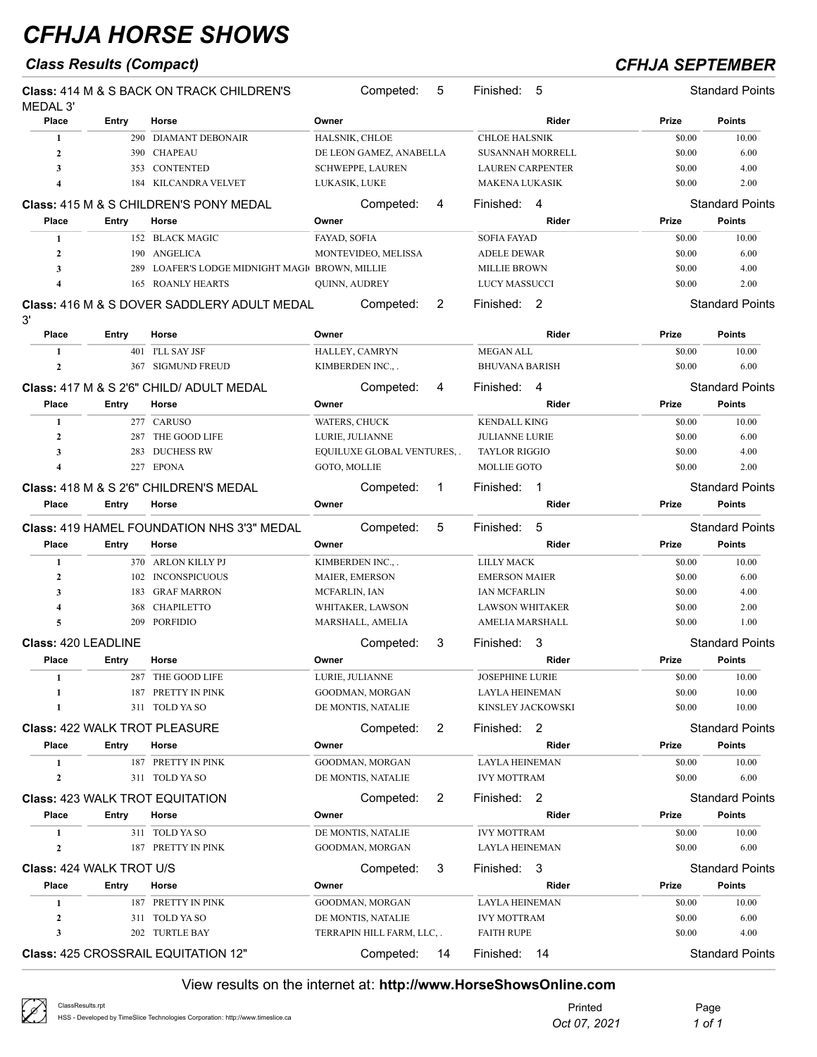# CFHJA HORSE SHOWS

## Class Results (Compact)

## CFHJA SEPTEMBER

**Class:** 414 M & S BACK ON TRACK CHILDREN'S MEDAL 3' — Competed: 5 — Finished: 5 — Standard Points

| Place | Entry | Horse | Owner | Rider | Prize | Points |
|---|---|---|---|---|---|---|
| 1 | 290 | DIAMANT DEBONAIR | HALSNIK, CHLOE | CHLOE HALSNIK | $0.00 | 10.00 |
| 2 | 390 | CHAPEAU | DE LEON GAMEZ, ANABELLA | SUSANNAH MORRELL | $0.00 | 6.00 |
| 3 | 353 | CONTENTED | SCHWEPPE, LAUREN | LAUREN CARPENTER | $0.00 | 4.00 |
| 4 | 184 | KILCANDRA VELVET | LUKASIK, LUKE | MAKENA LUKASIK | $0.00 | 2.00 |

**Class:** 415 M & S CHILDREN'S PONY MEDAL — Competed: 4 — Finished: 4 — Standard Points

| Place | Entry | Horse | Owner | Rider | Prize | Points |
|---|---|---|---|---|---|---|
| 1 | 152 | BLACK MAGIC | FAYAD, SOFIA | SOFIA FAYAD | $0.00 | 10.00 |
| 2 | 190 | ANGELICA | MONTEVIDEO, MELISSA | ADELE DEWAR | $0.00 | 6.00 |
| 3 | 289 | LOAFER'S LODGE MIDNIGHT MAGI | BROWN, MILLIE | MILLIE BROWN | $0.00 | 4.00 |
| 4 | 165 | ROANLY HEARTS | QUINN, AUDREY | LUCY MASSUCCI | $0.00 | 2.00 |

**Class:** 416 M & S DOVER SADDLERY ADULT MEDAL 3' — Competed: 2 — Finished: 2 — Standard Points

| Place | Entry | Horse | Owner | Rider | Prize | Points |
|---|---|---|---|---|---|---|
| 1 | 401 | I'LL SAY JSF | HALLEY, CAMRYN | MEGAN ALL | $0.00 | 10.00 |
| 2 | 367 | SIGMUND FREUD | KIMBERDEN INC., . | BHUVANA BARISH | $0.00 | 6.00 |

**Class:** 417 M & S 2'6" CHILD/ ADULT MEDAL — Competed: 4 — Finished: 4 — Standard Points

| Place | Entry | Horse | Owner | Rider | Prize | Points |
|---|---|---|---|---|---|---|
| 1 | 277 | CARUSO | WATERS, CHUCK | KENDALL KING | $0.00 | 10.00 |
| 2 | 287 | THE GOOD LIFE | LURIE, JULIANNE | JULIANNE LURIE | $0.00 | 6.00 |
| 3 | 283 | DUCHESS RW | EQUILUXE GLOBAL VENTURES, . | TAYLOR RIGGIO | $0.00 | 4.00 |
| 4 | 227 | EPONA | GOTO, MOLLIE | MOLLIE GOTO | $0.00 | 2.00 |

**Class:** 418 M & S 2'6" CHILDREN'S MEDAL — Competed: 1 — Finished: 1 — Standard Points

| Place | Entry | Horse | Owner | Rider | Prize | Points |
|---|---|---|---|---|---|---|

**Class:** 419 HAMEL FOUNDATION NHS 3'3" MEDAL — Competed: 5 — Finished: 5 — Standard Points

| Place | Entry | Horse | Owner | Rider | Prize | Points |
|---|---|---|---|---|---|---|
| 1 | 370 | ARLON KILLY PJ | KIMBERDEN INC., . | LILLY MACK | $0.00 | 10.00 |
| 2 | 102 | INCONSPICUOUS | MAIER, EMERSON | EMERSON MAIER | $0.00 | 6.00 |
| 3 | 183 | GRAF MARRON | MCFARLIN, IAN | IAN MCFARLIN | $0.00 | 4.00 |
| 4 | 368 | CHAPILETTO | WHITAKER, LAWSON | LAWSON WHITAKER | $0.00 | 2.00 |
| 5 | 209 | PORFIDIO | MARSHALL, AMELIA | AMELIA MARSHALL | $0.00 | 1.00 |

**Class:** 420 LEADLINE — Competed: 3 — Finished: 3 — Standard Points

| Place | Entry | Horse | Owner | Rider | Prize | Points |
|---|---|---|---|---|---|---|
| 1 | 287 | THE GOOD LIFE | LURIE, JULIANNE | JOSEPHINE LURIE | $0.00 | 10.00 |
| 1 | 187 | PRETTY IN PINK | GOODMAN, MORGAN | LAYLA HEINEMAN | $0.00 | 10.00 |
| 1 | 311 | TOLD YA SO | DE MONTIS, NATALIE | KINSLEY JACKOWSKI | $0.00 | 10.00 |

**Class:** 422 WALK TROT PLEASURE — Competed: 2 — Finished: 2 — Standard Points

| Place | Entry | Horse | Owner | Rider | Prize | Points |
|---|---|---|---|---|---|---|
| 1 | 187 | PRETTY IN PINK | GOODMAN, MORGAN | LAYLA HEINEMAN | $0.00 | 10.00 |
| 2 | 311 | TOLD YA SO | DE MONTIS, NATALIE | IVY MOTTRAM | $0.00 | 6.00 |

**Class:** 423 WALK TROT EQUITATION — Competed: 2 — Finished: 2 — Standard Points

| Place | Entry | Horse | Owner | Rider | Prize | Points |
|---|---|---|---|---|---|---|
| 1 | 311 | TOLD YA SO | DE MONTIS, NATALIE | IVY MOTTRAM | $0.00 | 10.00 |
| 2 | 187 | PRETTY IN PINK | GOODMAN, MORGAN | LAYLA HEINEMAN | $0.00 | 6.00 |

**Class:** 424 WALK TROT U/S — Competed: 3 — Finished: 3 — Standard Points

| Place | Entry | Horse | Owner | Rider | Prize | Points |
|---|---|---|---|---|---|---|
| 1 | 187 | PRETTY IN PINK | GOODMAN, MORGAN | LAYLA HEINEMAN | $0.00 | 10.00 |
| 2 | 311 | TOLD YA SO | DE MONTIS, NATALIE | IVY MOTTRAM | $0.00 | 6.00 |
| 3 | 202 | TURTLE BAY | TERRAPIN HILL FARM, LLC, . | FAITH RUPE | $0.00 | 4.00 |

**Class:** 425 CROSSRAIL EQUITATION 12" — Competed: 14 — Finished: 14 — Standard Points

View results on the internet at: **http://www.HorseShowsOnline.com**

ClassResults.rpt
HSS - Developed by TimeSlice Technologies Corporation: http://www.timeslice.ca

Printed *Oct 07, 2021*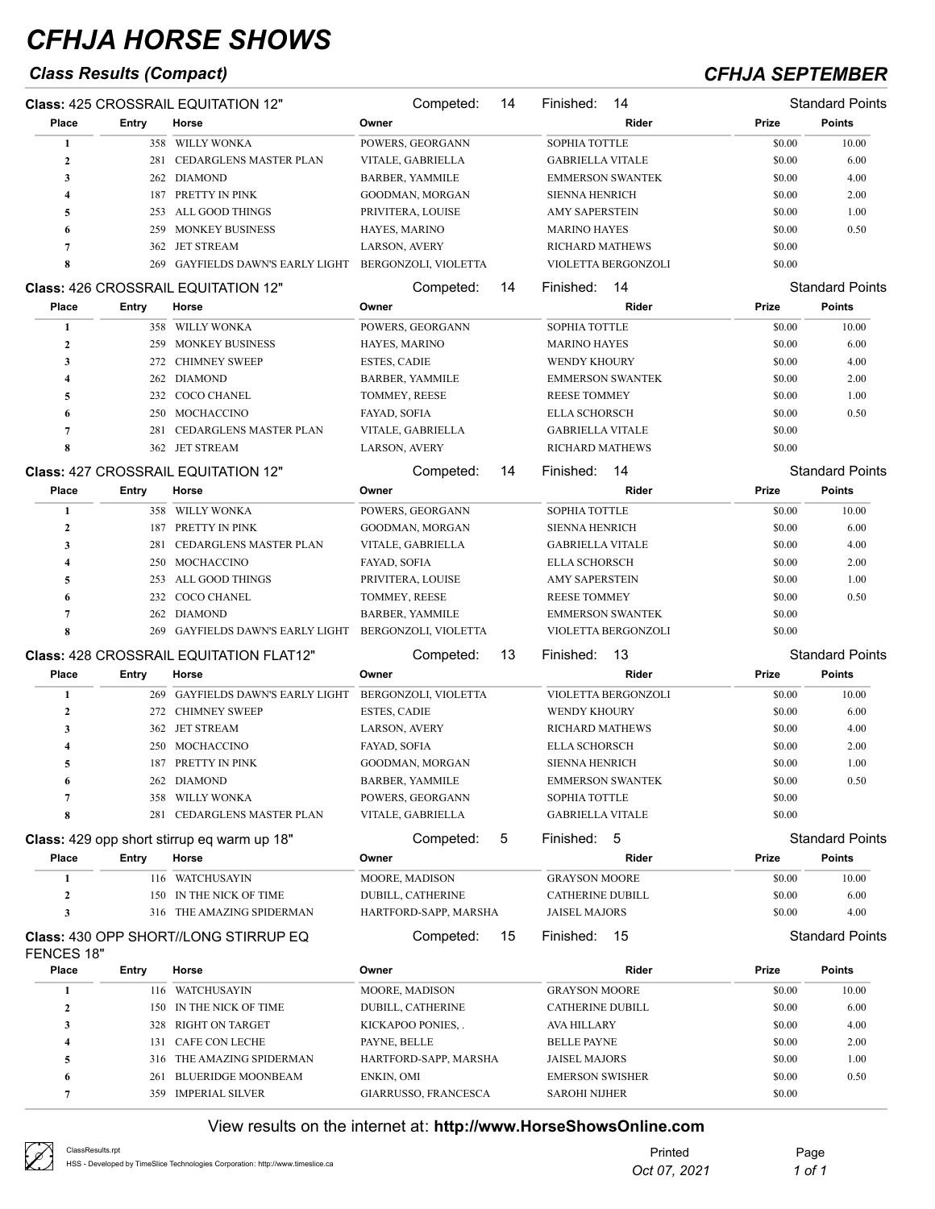# CFHJA HORSE SHOWS

## Class Results (Compact)

## CFHJA SEPTEMBER

**Class:** 425 CROSSRAIL EQUITATION 12" — Competed: 14 — Finished: 14 — Standard Points

| Place | Entry | Horse | Owner | Rider | Prize | Points |
|---|---|---|---|---|---|---|
| 1 | 358 | WILLY WONKA | POWERS, GEORGANN | SOPHIA TOTTLE | $0.00 | 10.00 |
| 2 | 281 | CEDARGLENS MASTER PLAN | VITALE, GABRIELLA | GABRIELLA VITALE | $0.00 | 6.00 |
| 3 | 262 | DIAMOND | BARBER, YAMMILE | EMMERSON SWANTEK | $0.00 | 4.00 |
| 4 | 187 | PRETTY IN PINK | GOODMAN, MORGAN | SIENNA HENRICH | $0.00 | 2.00 |
| 5 | 253 | ALL GOOD THINGS | PRIVITERA, LOUISE | AMY SAPERSTEIN | $0.00 | 1.00 |
| 6 | 259 | MONKEY BUSINESS | HAYES, MARINO | MARINO HAYES | $0.00 | 0.50 |
| 7 | 362 | JET STREAM | LARSON, AVERY | RICHARD MATHEWS | $0.00 | |
| 8 | 269 | GAYFIELDS DAWN'S EARLY LIGHT | BERGONZOLI, VIOLETTA | VIOLETTA BERGONZOLI | $0.00 | |

**Class:** 426 CROSSRAIL EQUITATION 12" — Competed: 14 — Finished: 14 — Standard Points

| Place | Entry | Horse | Owner | Rider | Prize | Points |
|---|---|---|---|---|---|---|
| 1 | 358 | WILLY WONKA | POWERS, GEORGANN | SOPHIA TOTTLE | $0.00 | 10.00 |
| 2 | 259 | MONKEY BUSINESS | HAYES, MARINO | MARINO HAYES | $0.00 | 6.00 |
| 3 | 272 | CHIMNEY SWEEP | ESTES, CADIE | WENDY KHOURY | $0.00 | 4.00 |
| 4 | 262 | DIAMOND | BARBER, YAMMILE | EMMERSON SWANTEK | $0.00 | 2.00 |
| 5 | 232 | COCO CHANEL | TOMMEY, REESE | REESE TOMMEY | $0.00 | 1.00 |
| 6 | 250 | MOCHACCINO | FAYAD, SOFIA | ELLA SCHORSCH | $0.00 | 0.50 |
| 7 | 281 | CEDARGLENS MASTER PLAN | VITALE, GABRIELLA | GABRIELLA VITALE | $0.00 | |
| 8 | 362 | JET STREAM | LARSON, AVERY | RICHARD MATHEWS | $0.00 | |

**Class:** 427 CROSSRAIL EQUITATION 12" — Competed: 14 — Finished: 14 — Standard Points

| Place | Entry | Horse | Owner | Rider | Prize | Points |
|---|---|---|---|---|---|---|
| 1 | 358 | WILLY WONKA | POWERS, GEORGANN | SOPHIA TOTTLE | $0.00 | 10.00 |
| 2 | 187 | PRETTY IN PINK | GOODMAN, MORGAN | SIENNA HENRICH | $0.00 | 6.00 |
| 3 | 281 | CEDARGLENS MASTER PLAN | VITALE, GABRIELLA | GABRIELLA VITALE | $0.00 | 4.00 |
| 4 | 250 | MOCHACCINO | FAYAD, SOFIA | ELLA SCHORSCH | $0.00 | 2.00 |
| 5 | 253 | ALL GOOD THINGS | PRIVITERA, LOUISE | AMY SAPERSTEIN | $0.00 | 1.00 |
| 6 | 232 | COCO CHANEL | TOMMEY, REESE | REESE TOMMEY | $0.00 | 0.50 |
| 7 | 262 | DIAMOND | BARBER, YAMMILE | EMMERSON SWANTEK | $0.00 | |
| 8 | 269 | GAYFIELDS DAWN'S EARLY LIGHT | BERGONZOLI, VIOLETTA | VIOLETTA BERGONZOLI | $0.00 | |

**Class:** 428 CROSSRAIL EQUITATION FLAT12" — Competed: 13 — Finished: 13 — Standard Points

| Place | Entry | Horse | Owner | Rider | Prize | Points |
|---|---|---|---|---|---|---|
| 1 | 269 | GAYFIELDS DAWN'S EARLY LIGHT | BERGONZOLI, VIOLETTA | VIOLETTA BERGONZOLI | $0.00 | 10.00 |
| 2 | 272 | CHIMNEY SWEEP | ESTES, CADIE | WENDY KHOURY | $0.00 | 6.00 |
| 3 | 362 | JET STREAM | LARSON, AVERY | RICHARD MATHEWS | $0.00 | 4.00 |
| 4 | 250 | MOCHACCINO | FAYAD, SOFIA | ELLA SCHORSCH | $0.00 | 2.00 |
| 5 | 187 | PRETTY IN PINK | GOODMAN, MORGAN | SIENNA HENRICH | $0.00 | 1.00 |
| 6 | 262 | DIAMOND | BARBER, YAMMILE | EMMERSON SWANTEK | $0.00 | 0.50 |
| 7 | 358 | WILLY WONKA | POWERS, GEORGANN | SOPHIA TOTTLE | $0.00 | |
| 8 | 281 | CEDARGLENS MASTER PLAN | VITALE, GABRIELLA | GABRIELLA VITALE | $0.00 | |

**Class:** 429 opp short stirrup eq warm up 18" — Competed: 5 — Finished: 5 — Standard Points

| Place | Entry | Horse | Owner | Rider | Prize | Points |
|---|---|---|---|---|---|---|
| 1 | 116 | WATCHUSAYIN | MOORE, MADISON | GRAYSON MOORE | $0.00 | 10.00 |
| 2 | 150 | IN THE NICK OF TIME | DUBILL, CATHERINE | CATHERINE DUBILL | $0.00 | 6.00 |
| 3 | 316 | THE AMAZING SPIDERMAN | HARTFORD-SAPP, MARSHA | JAISEL MAJORS | $0.00 | 4.00 |

**Class:** 430 OPP SHORT//LONG STIRRUP EQ FENCES 18" — Competed: 15 — Finished: 15 — Standard Points

| Place | Entry | Horse | Owner | Rider | Prize | Points |
|---|---|---|---|---|---|---|
| 1 | 116 | WATCHUSAYIN | MOORE, MADISON | GRAYSON MOORE | $0.00 | 10.00 |
| 2 | 150 | IN THE NICK OF TIME | DUBILL, CATHERINE | CATHERINE DUBILL | $0.00 | 6.00 |
| 3 | 328 | RIGHT ON TARGET | KICKAPOO PONIES, . | AVA HILLARY | $0.00 | 4.00 |
| 4 | 131 | CAFE CON LECHE | PAYNE, BELLE | BELLE PAYNE | $0.00 | 2.00 |
| 5 | 316 | THE AMAZING SPIDERMAN | HARTFORD-SAPP, MARSHA | JAISEL MAJORS | $0.00 | 1.00 |
| 6 | 261 | BLUERIDGE MOONBEAM | ENKIN, OMI | EMERSON SWISHER | $0.00 | 0.50 |
| 7 | 359 | IMPERIAL SILVER | GIARRUSSO, FRANCESCA | SAROHI NIJHER | $0.00 | |

View results on the internet at: **http://www.HorseShowsOnline.com**

ClassResults.rpt
HSS - Developed by TimeSlice Technologies Corporation: http://www.timeslice.ca

Printed Oct 07, 2021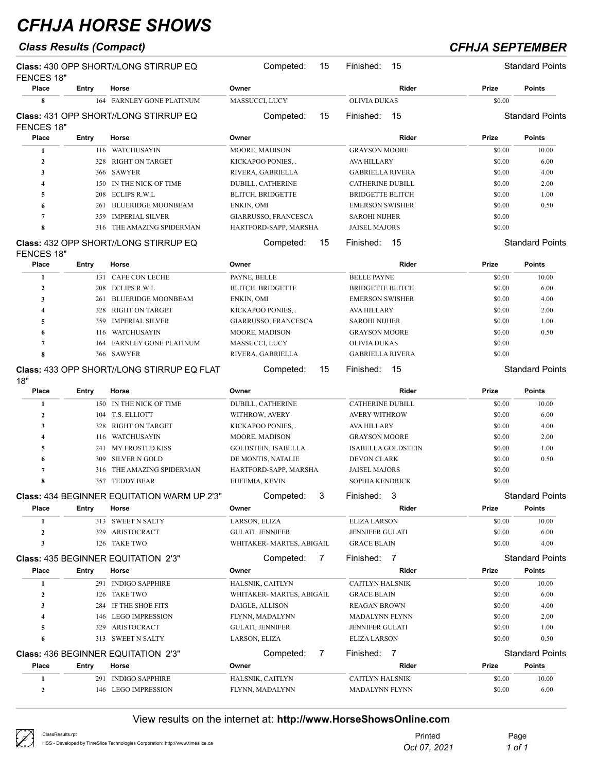# CFHJA HORSE SHOWS

## Class Results (Compact)

## CFHJA SEPTEMBER

**Class:** 430 OPP SHORT//LONG STIRRUP EQ FENCES 18" — Competed: 15 — Finished: 15 — Standard Points

| Place | Entry | Horse | Owner | Rider | Prize | Points |
|---|---|---|---|---|---|---|
| 8 | 164 | FARNLEY GONE PLATINUM | MASSUCCI, LUCY | OLIVIA DUKAS | $0.00 | |

**Class:** 431 OPP SHORT//LONG STIRRUP EQ FENCES 18" — Competed: 15 — Finished: 15 — Standard Points

| Place | Entry | Horse | Owner | Rider | Prize | Points |
|---|---|---|---|---|---|---|
| 1 | 116 | WATCHUSAYIN | MOORE, MADISON | GRAYSON MOORE | $0.00 | 10.00 |
| 2 | 328 | RIGHT ON TARGET | KICKAPOO PONIES, . | AVA HILLARY | $0.00 | 6.00 |
| 3 | 366 | SAWYER | RIVERA, GABRIELLA | GABRIELLA RIVERA | $0.00 | 4.00 |
| 4 | 150 | IN THE NICK OF TIME | DUBILL, CATHERINE | CATHERINE DUBILL | $0.00 | 2.00 |
| 5 | 208 | ECLIPS R.W.L | BLITCH, BRIDGETTE | BRIDGETTE BLITCH | $0.00 | 1.00 |
| 6 | 261 | BLUERIDGE MOONBEAM | ENKIN, OMI | EMERSON SWISHER | $0.00 | 0.50 |
| 7 | 359 | IMPERIAL SILVER | GIARRUSSO, FRANCESCA | SAROHI NIJHER | $0.00 | |
| 8 | 316 | THE AMAZING SPIDERMAN | HARTFORD-SAPP, MARSHA | JAISEL MAJORS | $0.00 | |

**Class:** 432 OPP SHORT//LONG STIRRUP EQ FENCES 18" — Competed: 15 — Finished: 15 — Standard Points

| Place | Entry | Horse | Owner | Rider | Prize | Points |
|---|---|---|---|---|---|---|
| 1 | 131 | CAFE CON LECHE | PAYNE, BELLE | BELLE PAYNE | $0.00 | 10.00 |
| 2 | 208 | ECLIPS R.W.L | BLITCH, BRIDGETTE | BRIDGETTE BLITCH | $0.00 | 6.00 |
| 3 | 261 | BLUERIDGE MOONBEAM | ENKIN, OMI | EMERSON SWISHER | $0.00 | 4.00 |
| 4 | 328 | RIGHT ON TARGET | KICKAPOO PONIES, . | AVA HILLARY | $0.00 | 2.00 |
| 5 | 359 | IMPERIAL SILVER | GIARRUSSO, FRANCESCA | SAROHI NIJHER | $0.00 | 1.00 |
| 6 | 116 | WATCHUSAYIN | MOORE, MADISON | GRAYSON MOORE | $0.00 | 0.50 |
| 7 | 164 | FARNLEY GONE PLATINUM | MASSUCCI, LUCY | OLIVIA DUKAS | $0.00 | |
| 8 | 366 | SAWYER | RIVERA, GABRIELLA | GABRIELLA RIVERA | $0.00 | |

**Class:** 433 OPP SHORT//LONG STIRRUP EQ FLAT 18" — Competed: 15 — Finished: 15 — Standard Points

| Place | Entry | Horse | Owner | Rider | Prize | Points |
|---|---|---|---|---|---|---|
| 1 | 150 | IN THE NICK OF TIME | DUBILL, CATHERINE | CATHERINE DUBILL | $0.00 | 10.00 |
| 2 | 104 | T.S. ELLIOTT | WITHROW, AVERY | AVERY WITHROW | $0.00 | 6.00 |
| 3 | 328 | RIGHT ON TARGET | KICKAPOO PONIES, . | AVA HILLARY | $0.00 | 4.00 |
| 4 | 116 | WATCHUSAYIN | MOORE, MADISON | GRAYSON MOORE | $0.00 | 2.00 |
| 5 | 241 | MY FROSTED KISS | GOLDSTEIN, ISABELLA | ISABELLA GOLDSTEIN | $0.00 | 1.00 |
| 6 | 309 | SILVER N GOLD | DE MONTIS, NATALIE | DEVON CLARK | $0.00 | 0.50 |
| 7 | 316 | THE AMAZING SPIDERMAN | HARTFORD-SAPP, MARSHA | JAISEL MAJORS | $0.00 | |
| 8 | 357 | TEDDY BEAR | EUFEMIA, KEVIN | SOPHIA KENDRICK | $0.00 | |

**Class:** 434 BEGINNER EQUITATION WARM UP 2'3" — Competed: 3 — Finished: 3 — Standard Points

| Place | Entry | Horse | Owner | Rider | Prize | Points |
|---|---|---|---|---|---|---|
| 1 | 313 | SWEET N SALTY | LARSON, ELIZA | ELIZA LARSON | $0.00 | 10.00 |
| 2 | 329 | ARISTOCRACT | GULATI, JENNIFER | JENNIFER GULATI | $0.00 | 6.00 |
| 3 | 126 | TAKE TWO | WHITAKER- MARTES, ABIGAIL | GRACE BLAIN | $0.00 | 4.00 |

**Class:** 435 BEGINNER EQUITATION 2'3" — Competed: 7 — Finished: 7 — Standard Points

| Place | Entry | Horse | Owner | Rider | Prize | Points |
|---|---|---|---|---|---|---|
| 1 | 291 | INDIGO SAPPHIRE | HALSNIK, CAITLYN | CAITLYN HALSNIK | $0.00 | 10.00 |
| 2 | 126 | TAKE TWO | WHITAKER- MARTES, ABIGAIL | GRACE BLAIN | $0.00 | 6.00 |
| 3 | 284 | IF THE SHOE FITS | DAIGLE, ALLISON | REAGAN BROWN | $0.00 | 4.00 |
| 4 | 146 | LEGO IMPRESSION | FLYNN, MADALYNN | MADALYNN FLYNN | $0.00 | 2.00 |
| 5 | 329 | ARISTOCRACT | GULATI, JENNIFER | JENNIFER GULATI | $0.00 | 1.00 |
| 6 | 313 | SWEET N SALTY | LARSON, ELIZA | ELIZA LARSON | $0.00 | 0.50 |

**Class:** 436 BEGINNER EQUITATION 2'3" — Competed: 7 — Finished: 7 — Standard Points

| Place | Entry | Horse | Owner | Rider | Prize | Points |
|---|---|---|---|---|---|---|
| 1 | 291 | INDIGO SAPPHIRE | HALSNIK, CAITLYN | CAITLYN HALSNIK | $0.00 | 10.00 |
| 2 | 146 | LEGO IMPRESSION | FLYNN, MADALYNN | MADALYNN FLYNN | $0.00 | 6.00 |

View results on the internet at: **http://www.HorseShowsOnline.com**

ClassResults.rpt
HSS - Developed by TimeSlice Technologies Corporation: http://www.timeslice.ca

Printed Oct 07, 2021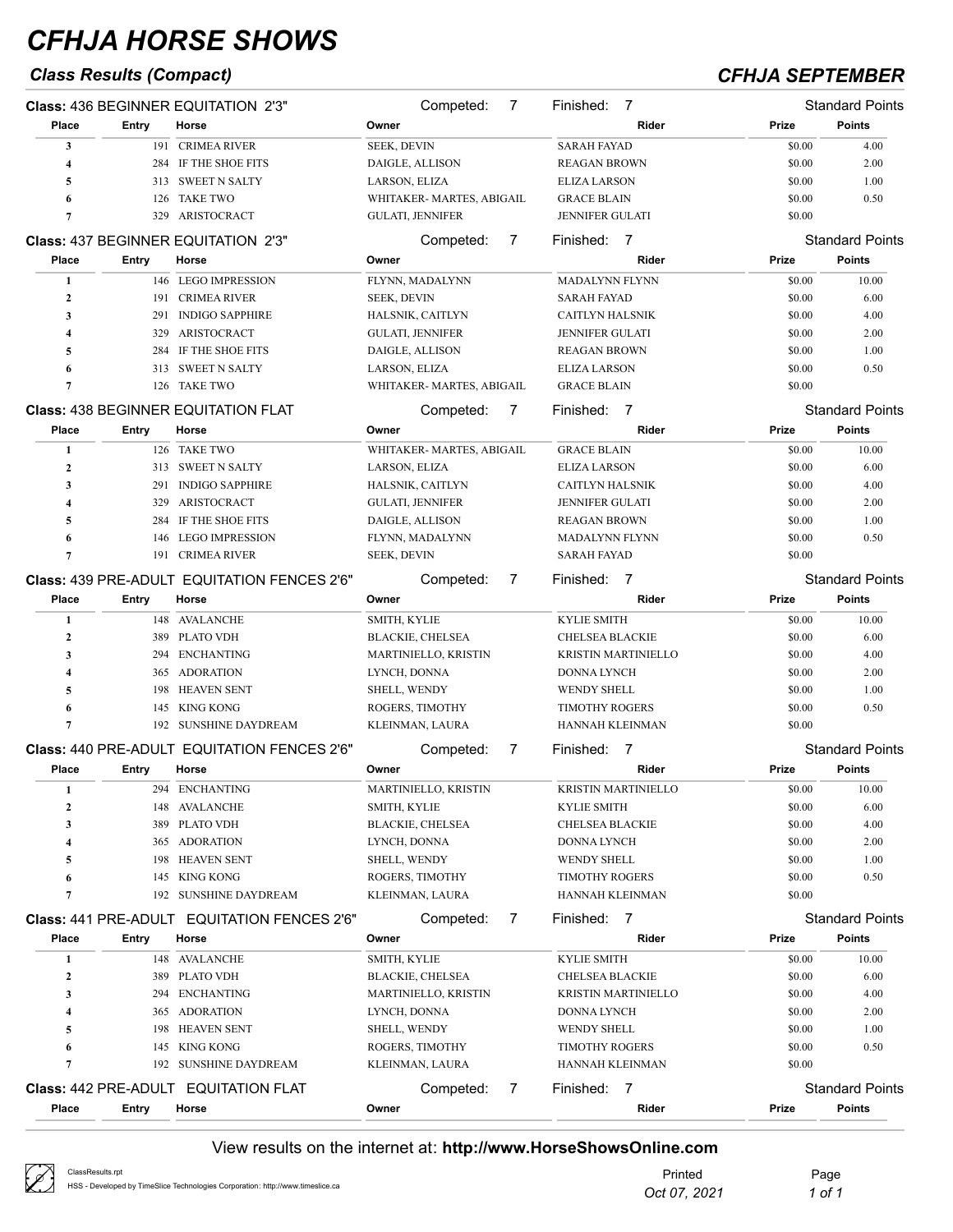# CFHJA HORSE SHOWS

## Class Results (Compact)

## CFHJA SEPTEMBER

**Class:** 436 BEGINNER EQUITATION 2'3" — Competed: 7 — Finished: 7 — Standard Points

| Place | Entry | Horse | Owner | Rider | Prize | Points |
|---|---|---|---|---|---|---|
| 3 | 191 | CRIMEA RIVER | SEEK, DEVIN | SARAH FAYAD | $0.00 | 4.00 |
| 4 | 284 | IF THE SHOE FITS | DAIGLE, ALLISON | REAGAN BROWN | $0.00 | 2.00 |
| 5 | 313 | SWEET N SALTY | LARSON, ELIZA | ELIZA LARSON | $0.00 | 1.00 |
| 6 | 126 | TAKE TWO | WHITAKER- MARTES, ABIGAIL | GRACE BLAIN | $0.00 | 0.50 |
| 7 | 329 | ARISTOCRACT | GULATI, JENNIFER | JENNIFER GULATI | $0.00 | |

**Class:** 437 BEGINNER EQUITATION 2'3" — Competed: 7 — Finished: 7 — Standard Points

| Place | Entry | Horse | Owner | Rider | Prize | Points |
|---|---|---|---|---|---|---|
| 1 | 146 | LEGO IMPRESSION | FLYNN, MADALYNN | MADALYNN FLYNN | $0.00 | 10.00 |
| 2 | 191 | CRIMEA RIVER | SEEK, DEVIN | SARAH FAYAD | $0.00 | 6.00 |
| 3 | 291 | INDIGO SAPPHIRE | HALSNIK, CAITLYN | CAITLYN HALSNIK | $0.00 | 4.00 |
| 4 | 329 | ARISTOCRACT | GULATI, JENNIFER | JENNIFER GULATI | $0.00 | 2.00 |
| 5 | 284 | IF THE SHOE FITS | DAIGLE, ALLISON | REAGAN BROWN | $0.00 | 1.00 |
| 6 | 313 | SWEET N SALTY | LARSON, ELIZA | ELIZA LARSON | $0.00 | 0.50 |
| 7 | 126 | TAKE TWO | WHITAKER- MARTES, ABIGAIL | GRACE BLAIN | $0.00 | |

**Class:** 438 BEGINNER EQUITATION FLAT — Competed: 7 — Finished: 7 — Standard Points

| Place | Entry | Horse | Owner | Rider | Prize | Points |
|---|---|---|---|---|---|---|
| 1 | 126 | TAKE TWO | WHITAKER- MARTES, ABIGAIL | GRACE BLAIN | $0.00 | 10.00 |
| 2 | 313 | SWEET N SALTY | LARSON, ELIZA | ELIZA LARSON | $0.00 | 6.00 |
| 3 | 291 | INDIGO SAPPHIRE | HALSNIK, CAITLYN | CAITLYN HALSNIK | $0.00 | 4.00 |
| 4 | 329 | ARISTOCRACT | GULATI, JENNIFER | JENNIFER GULATI | $0.00 | 2.00 |
| 5 | 284 | IF THE SHOE FITS | DAIGLE, ALLISON | REAGAN BROWN | $0.00 | 1.00 |
| 6 | 146 | LEGO IMPRESSION | FLYNN, MADALYNN | MADALYNN FLYNN | $0.00 | 0.50 |
| 7 | 191 | CRIMEA RIVER | SEEK, DEVIN | SARAH FAYAD | $0.00 | |

**Class:** 439 PRE-ADULT EQUITATION FENCES 2'6" — Competed: 7 — Finished: 7 — Standard Points

| Place | Entry | Horse | Owner | Rider | Prize | Points |
|---|---|---|---|---|---|---|
| 1 | 148 | AVALANCHE | SMITH, KYLIE | KYLIE SMITH | $0.00 | 10.00 |
| 2 | 389 | PLATO VDH | BLACKIE, CHELSEA | CHELSEA BLACKIE | $0.00 | 6.00 |
| 3 | 294 | ENCHANTING | MARTINIELLO, KRISTIN | KRISTIN MARTINIELLO | $0.00 | 4.00 |
| 4 | 365 | ADORATION | LYNCH, DONNA | DONNA LYNCH | $0.00 | 2.00 |
| 5 | 198 | HEAVEN SENT | SHELL, WENDY | WENDY SHELL | $0.00 | 1.00 |
| 6 | 145 | KING KONG | ROGERS, TIMOTHY | TIMOTHY ROGERS | $0.00 | 0.50 |
| 7 | 192 | SUNSHINE DAYDREAM | KLEINMAN, LAURA | HANNAH KLEINMAN | $0.00 | |

**Class:** 440 PRE-ADULT EQUITATION FENCES 2'6" — Competed: 7 — Finished: 7 — Standard Points

| Place | Entry | Horse | Owner | Rider | Prize | Points |
|---|---|---|---|---|---|---|
| 1 | 294 | ENCHANTING | MARTINIELLO, KRISTIN | KRISTIN MARTINIELLO | $0.00 | 10.00 |
| 2 | 148 | AVALANCHE | SMITH, KYLIE | KYLIE SMITH | $0.00 | 6.00 |
| 3 | 389 | PLATO VDH | BLACKIE, CHELSEA | CHELSEA BLACKIE | $0.00 | 4.00 |
| 4 | 365 | ADORATION | LYNCH, DONNA | DONNA LYNCH | $0.00 | 2.00 |
| 5 | 198 | HEAVEN SENT | SHELL, WENDY | WENDY SHELL | $0.00 | 1.00 |
| 6 | 145 | KING KONG | ROGERS, TIMOTHY | TIMOTHY ROGERS | $0.00 | 0.50 |
| 7 | 192 | SUNSHINE DAYDREAM | KLEINMAN, LAURA | HANNAH KLEINMAN | $0.00 | |

**Class:** 441 PRE-ADULT EQUITATION FENCES 2'6" — Competed: 7 — Finished: 7 — Standard Points

| Place | Entry | Horse | Owner | Rider | Prize | Points |
|---|---|---|---|---|---|---|
| 1 | 148 | AVALANCHE | SMITH, KYLIE | KYLIE SMITH | $0.00 | 10.00 |
| 2 | 389 | PLATO VDH | BLACKIE, CHELSEA | CHELSEA BLACKIE | $0.00 | 6.00 |
| 3 | 294 | ENCHANTING | MARTINIELLO, KRISTIN | KRISTIN MARTINIELLO | $0.00 | 4.00 |
| 4 | 365 | ADORATION | LYNCH, DONNA | DONNA LYNCH | $0.00 | 2.00 |
| 5 | 198 | HEAVEN SENT | SHELL, WENDY | WENDY SHELL | $0.00 | 1.00 |
| 6 | 145 | KING KONG | ROGERS, TIMOTHY | TIMOTHY ROGERS | $0.00 | 0.50 |
| 7 | 192 | SUNSHINE DAYDREAM | KLEINMAN, LAURA | HANNAH KLEINMAN | $0.00 | |

**Class:** 442 PRE-ADULT EQUITATION FLAT — Competed: 7 — Finished: 7 — Standard Points

| Place | Entry | Horse | Owner | Rider | Prize | Points |
|---|---|---|---|---|---|---|

View results on the internet at: **http://www.HorseShowsOnline.com**

ClassResults.rpt
HSS - Developed by TimeSlice Technologies Corporation: http://www.timeslice.ca

Printed *Oct 07, 2021*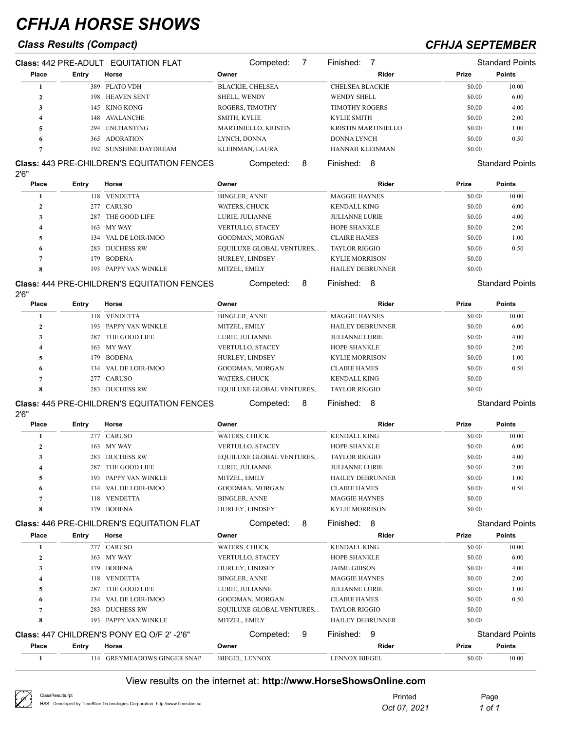# CFHJA HORSE SHOWS

## Class Results (Compact)

## CFHJA SEPTEMBER

**Class:** 442 PRE-ADULT EQUITATION FLAT — Competed: 7 — Finished: 7 — Standard Points

| Place | Entry | Horse | Owner | Rider | Prize | Points |
|---|---|---|---|---|---|---|
| 1 | 389 | PLATO VDH | BLACKIE, CHELSEA | CHELSEA BLACKIE | $0.00 | 10.00 |
| 2 | 198 | HEAVEN SENT | SHELL, WENDY | WENDY SHELL | $0.00 | 6.00 |
| 3 | 145 | KING KONG | ROGERS, TIMOTHY | TIMOTHY ROGERS | $0.00 | 4.00 |
| 4 | 148 | AVALANCHE | SMITH, KYLIE | KYLIE SMITH | $0.00 | 2.00 |
| 5 | 294 | ENCHANTING | MARTINIELLO, KRISTIN | KRISTIN MARTINIELLO | $0.00 | 1.00 |
| 6 | 365 | ADORATION | LYNCH, DONNA | DONNA LYNCH | $0.00 | 0.50 |
| 7 | 192 | SUNSHINE DAYDREAM | KLEINMAN, LAURA | HANNAH KLEINMAN | $0.00 | |

**Class:** 443 PRE-CHILDREN'S EQUITATION FENCES 2'6" — Competed: 8 — Finished: 8 — Standard Points

| Place | Entry | Horse | Owner | Rider | Prize | Points |
|---|---|---|---|---|---|---|
| 1 | 118 | VENDETTA | BINGLER, ANNE | MAGGIE HAYNES | $0.00 | 10.00 |
| 2 | 277 | CARUSO | WATERS, CHUCK | KENDALL KING | $0.00 | 6.00 |
| 3 | 287 | THE GOOD LIFE | LURIE, JULIANNE | JULIANNE LURIE | $0.00 | 4.00 |
| 4 | 163 | MY WAY | VERTULLO, STACEY | HOPE SHANKLE | $0.00 | 2.00 |
| 5 | 134 | VAL DE LOIR-IMOO | GOODMAN, MORGAN | CLAIRE HAMES | $0.00 | 1.00 |
| 6 | 283 | DUCHESS RW | EQUILUXE GLOBAL VENTURES, . | TAYLOR RIGGIO | $0.00 | 0.50 |
| 7 | 179 | BODENA | HURLEY, LINDSEY | KYLIE MORRISON | $0.00 | |
| 8 | 193 | PAPPY VAN WINKLE | MITZEL, EMILY | HAILEY DEBRUNNER | $0.00 | |

**Class:** 444 PRE-CHILDREN'S EQUITATION FENCES 2'6" — Competed: 8 — Finished: 8 — Standard Points

| Place | Entry | Horse | Owner | Rider | Prize | Points |
|---|---|---|---|---|---|---|
| 1 | 118 | VENDETTA | BINGLER, ANNE | MAGGIE HAYNES | $0.00 | 10.00 |
| 2 | 193 | PAPPY VAN WINKLE | MITZEL, EMILY | HAILEY DEBRUNNER | $0.00 | 6.00 |
| 3 | 287 | THE GOOD LIFE | LURIE, JULIANNE | JULIANNE LURIE | $0.00 | 4.00 |
| 4 | 163 | MY WAY | VERTULLO, STACEY | HOPE SHANKLE | $0.00 | 2.00 |
| 5 | 179 | BODENA | HURLEY, LINDSEY | KYLIE MORRISON | $0.00 | 1.00 |
| 6 | 134 | VAL DE LOIR-IMOO | GOODMAN, MORGAN | CLAIRE HAMES | $0.00 | 0.50 |
| 7 | 277 | CARUSO | WATERS, CHUCK | KENDALL KING | $0.00 | |
| 8 | 283 | DUCHESS RW | EQUILUXE GLOBAL VENTURES, . | TAYLOR RIGGIO | $0.00 | |

**Class:** 445 PRE-CHILDREN'S EQUITATION FENCES 2'6" — Competed: 8 — Finished: 8 — Standard Points

| Place | Entry | Horse | Owner | Rider | Prize | Points |
|---|---|---|---|---|---|---|
| 1 | 277 | CARUSO | WATERS, CHUCK | KENDALL KING | $0.00 | 10.00 |
| 2 | 163 | MY WAY | VERTULLO, STACEY | HOPE SHANKLE | $0.00 | 6.00 |
| 3 | 283 | DUCHESS RW | EQUILUXE GLOBAL VENTURES, . | TAYLOR RIGGIO | $0.00 | 4.00 |
| 4 | 287 | THE GOOD LIFE | LURIE, JULIANNE | JULIANNE LURIE | $0.00 | 2.00 |
| 5 | 193 | PAPPY VAN WINKLE | MITZEL, EMILY | HAILEY DEBRUNNER | $0.00 | 1.00 |
| 6 | 134 | VAL DE LOIR-IMOO | GOODMAN, MORGAN | CLAIRE HAMES | $0.00 | 0.50 |
| 7 | 118 | VENDETTA | BINGLER, ANNE | MAGGIE HAYNES | $0.00 | |
| 8 | 179 | BODENA | HURLEY, LINDSEY | KYLIE MORRISON | $0.00 | |

**Class:** 446 PRE-CHILDREN'S EQUITATION FLAT — Competed: 8 — Finished: 8 — Standard Points

| Place | Entry | Horse | Owner | Rider | Prize | Points |
|---|---|---|---|---|---|---|
| 1 | 277 | CARUSO | WATERS, CHUCK | KENDALL KING | $0.00 | 10.00 |
| 2 | 163 | MY WAY | VERTULLO, STACEY | HOPE SHANKLE | $0.00 | 6.00 |
| 3 | 179 | BODENA | HURLEY, LINDSEY | JAIME GIBSON | $0.00 | 4.00 |
| 4 | 118 | VENDETTA | BINGLER, ANNE | MAGGIE HAYNES | $0.00 | 2.00 |
| 5 | 287 | THE GOOD LIFE | LURIE, JULIANNE | JULIANNE LURIE | $0.00 | 1.00 |
| 6 | 134 | VAL DE LOIR-IMOO | GOODMAN, MORGAN | CLAIRE HAMES | $0.00 | 0.50 |
| 7 | 283 | DUCHESS RW | EQUILUXE GLOBAL VENTURES, . | TAYLOR RIGGIO | $0.00 | |
| 8 | 193 | PAPPY VAN WINKLE | MITZEL, EMILY | HAILEY DEBRUNNER | $0.00 | |

**Class:** 447 CHILDREN'S PONY EQ O/F 2' -2'6" — Competed: 9 — Finished: 9 — Standard Points

| Place | Entry | Horse | Owner | Rider | Prize | Points |
|---|---|---|---|---|---|---|
| 1 | 114 | GREYMEADOWS GINGER SNAP | BIEGEL, LENNOX | LENNOX BIEGEL | $0.00 | 10.00 |

View results on the internet at: **http://www.HorseShowsOnline.com**

ClassResults.rpt
HSS - Developed by TimeSlice Technologies Corporation: http://www.timeslice.ca

Printed *Oct 07, 2021*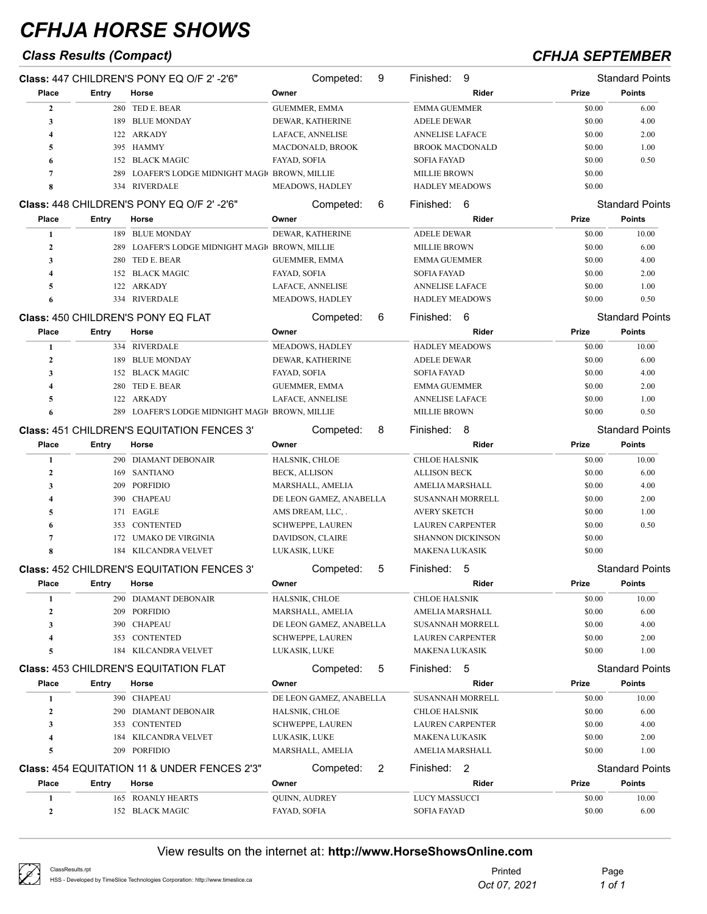# CFHJA HORSE SHOWS

## Class Results (Compact)

## CFHJA SEPTEMBER

**Class:** 447 CHILDREN'S PONY EQ O/F 2' -2'6" | Competed: 9 | Finished: 9 | Standard Points

| Place | Entry | Horse | Owner | Rider | Prize | Points |
|---|---|---|---|---|---|---|
| 2 | 280 | TED E. BEAR | GUEMMER, EMMA | EMMA GUEMMER | $0.00 | 6.00 |
| 3 | 189 | BLUE MONDAY | DEWAR, KATHERINE | ADELE DEWAR | $0.00 | 4.00 |
| 4 | 122 | ARKADY | LAFACE, ANNELISE | ANNELISE LAFACE | $0.00 | 2.00 |
| 5 | 395 | HAMMY | MACDONALD, BROOK | BROOK MACDONALD | $0.00 | 1.00 |
| 6 | 152 | BLACK MAGIC | FAYAD, SOFIA | SOFIA FAYAD | $0.00 | 0.50 |
| 7 | 289 | LOAFER'S LODGE MIDNIGHT MAGI | BROWN, MILLIE | MILLIE BROWN | $0.00 | |
| 8 | 334 | RIVERDALE | MEADOWS, HADLEY | HADLEY MEADOWS | $0.00 | |

**Class:** 448 CHILDREN'S PONY EQ O/F 2' -2'6" | Competed: 6 | Finished: 6 | Standard Points

| Place | Entry | Horse | Owner | Rider | Prize | Points |
|---|---|---|---|---|---|---|
| 1 | 189 | BLUE MONDAY | DEWAR, KATHERINE | ADELE DEWAR | $0.00 | 10.00 |
| 2 | 289 | LOAFER'S LODGE MIDNIGHT MAGI | BROWN, MILLIE | MILLIE BROWN | $0.00 | 6.00 |
| 3 | 280 | TED E. BEAR | GUEMMER, EMMA | EMMA GUEMMER | $0.00 | 4.00 |
| 4 | 152 | BLACK MAGIC | FAYAD, SOFIA | SOFIA FAYAD | $0.00 | 2.00 |
| 5 | 122 | ARKADY | LAFACE, ANNELISE | ANNELISE LAFACE | $0.00 | 1.00 |
| 6 | 334 | RIVERDALE | MEADOWS, HADLEY | HADLEY MEADOWS | $0.00 | 0.50 |

**Class:** 450 CHILDREN'S PONY EQ FLAT | Competed: 6 | Finished: 6 | Standard Points

| Place | Entry | Horse | Owner | Rider | Prize | Points |
|---|---|---|---|---|---|---|
| 1 | 334 | RIVERDALE | MEADOWS, HADLEY | HADLEY MEADOWS | $0.00 | 10.00 |
| 2 | 189 | BLUE MONDAY | DEWAR, KATHERINE | ADELE DEWAR | $0.00 | 6.00 |
| 3 | 152 | BLACK MAGIC | FAYAD, SOFIA | SOFIA FAYAD | $0.00 | 4.00 |
| 4 | 280 | TED E. BEAR | GUEMMER, EMMA | EMMA GUEMMER | $0.00 | 2.00 |
| 5 | 122 | ARKADY | LAFACE, ANNELISE | ANNELISE LAFACE | $0.00 | 1.00 |
| 6 | 289 | LOAFER'S LODGE MIDNIGHT MAGI | BROWN, MILLIE | MILLIE BROWN | $0.00 | 0.50 |

**Class:** 451 CHILDREN'S EQUITATION FENCES 3' | Competed: 8 | Finished: 8 | Standard Points

| Place | Entry | Horse | Owner | Rider | Prize | Points |
|---|---|---|---|---|---|---|
| 1 | 290 | DIAMANT DEBONAIR | HALSNIK, CHLOE | CHLOE HALSNIK | $0.00 | 10.00 |
| 2 | 169 | SANTIANO | BECK, ALLISON | ALLISON BECK | $0.00 | 6.00 |
| 3 | 209 | PORFIDIO | MARSHALL, AMELIA | AMELIA MARSHALL | $0.00 | 4.00 |
| 4 | 390 | CHAPEAU | DE LEON GAMEZ, ANABELLA | SUSANNAH MORRELL | $0.00 | 2.00 |
| 5 | 171 | EAGLE | AMS DREAM, LLC, . | AVERY SKETCH | $0.00 | 1.00 |
| 6 | 353 | CONTENTED | SCHWEPPE, LAUREN | LAUREN CARPENTER | $0.00 | 0.50 |
| 7 | 172 | UMAKO DE VIRGINIA | DAVIDSON, CLAIRE | SHANNON DICKINSON | $0.00 | |
| 8 | 184 | KILCANDRA VELVET | LUKASIK, LUKE | MAKENA LUKASIK | $0.00 | |

**Class:** 452 CHILDREN'S EQUITATION FENCES 3' | Competed: 5 | Finished: 5 | Standard Points

| Place | Entry | Horse | Owner | Rider | Prize | Points |
|---|---|---|---|---|---|---|
| 1 | 290 | DIAMANT DEBONAIR | HALSNIK, CHLOE | CHLOE HALSNIK | $0.00 | 10.00 |
| 2 | 209 | PORFIDIO | MARSHALL, AMELIA | AMELIA MARSHALL | $0.00 | 6.00 |
| 3 | 390 | CHAPEAU | DE LEON GAMEZ, ANABELLA | SUSANNAH MORRELL | $0.00 | 4.00 |
| 4 | 353 | CONTENTED | SCHWEPPE, LAUREN | LAUREN CARPENTER | $0.00 | 2.00 |
| 5 | 184 | KILCANDRA VELVET | LUKASIK, LUKE | MAKENA LUKASIK | $0.00 | 1.00 |

**Class:** 453 CHILDREN'S EQUITATION FLAT | Competed: 5 | Finished: 5 | Standard Points

| Place | Entry | Horse | Owner | Rider | Prize | Points |
|---|---|---|---|---|---|---|
| 1 | 390 | CHAPEAU | DE LEON GAMEZ, ANABELLA | SUSANNAH MORRELL | $0.00 | 10.00 |
| 2 | 290 | DIAMANT DEBONAIR | HALSNIK, CHLOE | CHLOE HALSNIK | $0.00 | 6.00 |
| 3 | 353 | CONTENTED | SCHWEPPE, LAUREN | LAUREN CARPENTER | $0.00 | 4.00 |
| 4 | 184 | KILCANDRA VELVET | LUKASIK, LUKE | MAKENA LUKASIK | $0.00 | 2.00 |
| 5 | 209 | PORFIDIO | MARSHALL, AMELIA | AMELIA MARSHALL | $0.00 | 1.00 |

**Class:** 454 EQUITATION 11 & UNDER FENCES 2'3" | Competed: 2 | Finished: 2 | Standard Points

| Place | Entry | Horse | Owner | Rider | Prize | Points |
|---|---|---|---|---|---|---|
| 1 | 165 | ROANLY HEARTS | QUINN, AUDREY | LUCY MASSUCCI | $0.00 | 10.00 |
| 2 | 152 | BLACK MAGIC | FAYAD, SOFIA | SOFIA FAYAD | $0.00 | 6.00 |

View results on the internet at: **http://www.HorseShowsOnline.com**

ClassResults.rpt
HSS - Developed by TimeSlice Technologies Corporation: http://www.timeslice.ca

Printed *Oct 07, 2021*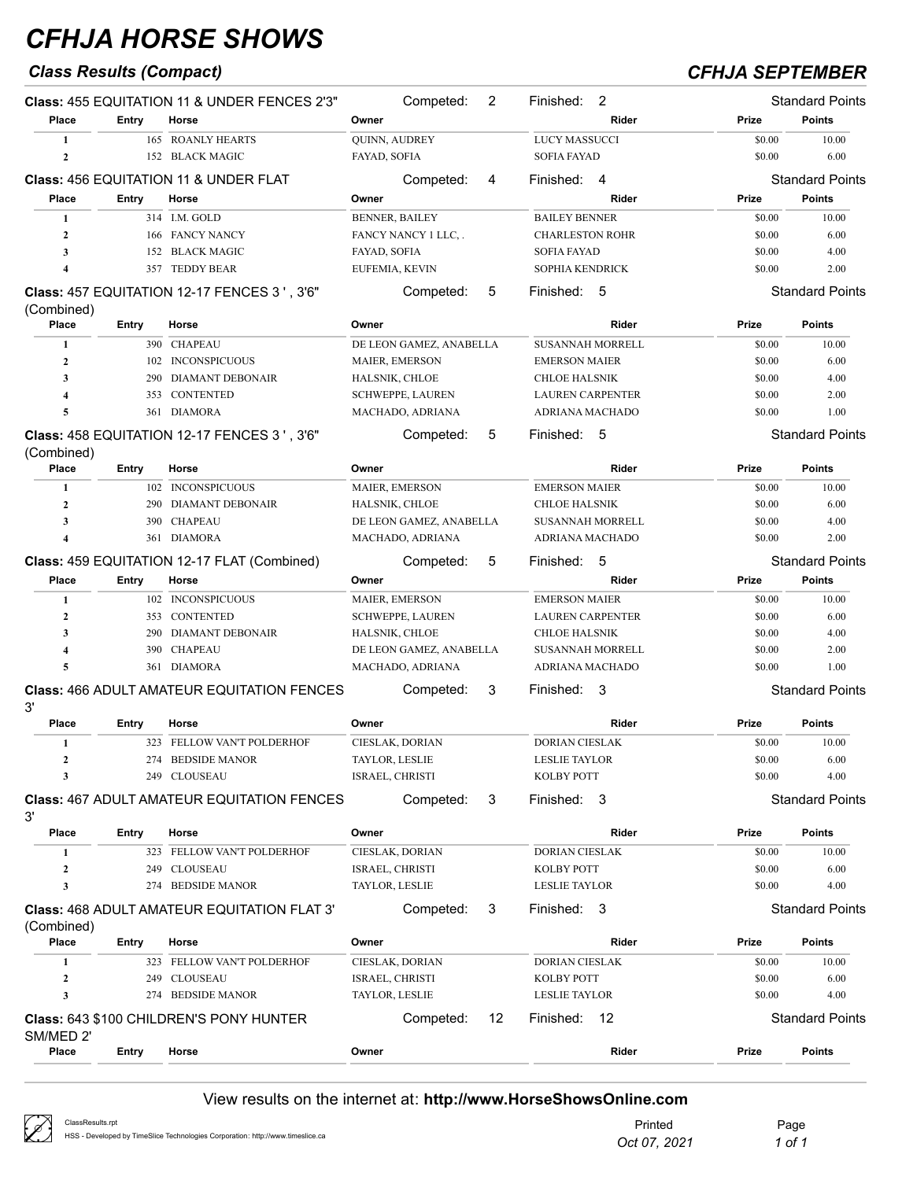# CFHJA HORSE SHOWS

### Class Results (Compact)

### CFHJA SEPTEMBER

**Class:** 455 EQUITATION 11 & UNDER FENCES 2'3" — Competed: 2 — Finished: 2 — Standard Points

| Place | Entry | Horse | Owner | Rider | Prize | Points |
|---|---|---|---|---|---|---|
| 1 | 165 | ROANLY HEARTS | QUINN, AUDREY | LUCY MASSUCCI | $0.00 | 10.00 |
| 2 | 152 | BLACK MAGIC | FAYAD, SOFIA | SOFIA FAYAD | $0.00 | 6.00 |

**Class:** 456 EQUITATION 11 & UNDER FLAT — Competed: 4 — Finished: 4 — Standard Points

| Place | Entry | Horse | Owner | Rider | Prize | Points |
|---|---|---|---|---|---|---|
| 1 | 314 | I.M. GOLD | BENNER, BAILEY | BAILEY BENNER | $0.00 | 10.00 |
| 2 | 166 | FANCY NANCY | FANCY NANCY 1 LLC, . | CHARLESTON ROHR | $0.00 | 6.00 |
| 3 | 152 | BLACK MAGIC | FAYAD, SOFIA | SOFIA FAYAD | $0.00 | 4.00 |
| 4 | 357 | TEDDY BEAR | EUFEMIA, KEVIN | SOPHIA KENDRICK | $0.00 | 2.00 |

**Class:** 457 EQUITATION 12-17 FENCES 3 ' , 3'6" (Combined) — Competed: 5 — Finished: 5 — Standard Points

| Place | Entry | Horse | Owner | Rider | Prize | Points |
|---|---|---|---|---|---|---|
| 1 | 390 | CHAPEAU | DE LEON GAMEZ, ANABELLA | SUSANNAH MORRELL | $0.00 | 10.00 |
| 2 | 102 | INCONSPICUOUS | MAIER, EMERSON | EMERSON MAIER | $0.00 | 6.00 |
| 3 | 290 | DIAMANT DEBONAIR | HALSNIK, CHLOE | CHLOE HALSNIK | $0.00 | 4.00 |
| 4 | 353 | CONTENTED | SCHWEPPE, LAUREN | LAUREN CARPENTER | $0.00 | 2.00 |
| 5 | 361 | DIAMORA | MACHADO, ADRIANA | ADRIANA MACHADO | $0.00 | 1.00 |

**Class:** 458 EQUITATION 12-17 FENCES 3 ' , 3'6" (Combined) — Competed: 5 — Finished: 5 — Standard Points

| Place | Entry | Horse | Owner | Rider | Prize | Points |
|---|---|---|---|---|---|---|
| 1 | 102 | INCONSPICUOUS | MAIER, EMERSON | EMERSON MAIER | $0.00 | 10.00 |
| 2 | 290 | DIAMANT DEBONAIR | HALSNIK, CHLOE | CHLOE HALSNIK | $0.00 | 6.00 |
| 3 | 390 | CHAPEAU | DE LEON GAMEZ, ANABELLA | SUSANNAH MORRELL | $0.00 | 4.00 |
| 4 | 361 | DIAMORA | MACHADO, ADRIANA | ADRIANA MACHADO | $0.00 | 2.00 |

**Class:** 459 EQUITATION 12-17 FLAT (Combined) — Competed: 5 — Finished: 5 — Standard Points

| Place | Entry | Horse | Owner | Rider | Prize | Points |
|---|---|---|---|---|---|---|
| 1 | 102 | INCONSPICUOUS | MAIER, EMERSON | EMERSON MAIER | $0.00 | 10.00 |
| 2 | 353 | CONTENTED | SCHWEPPE, LAUREN | LAUREN CARPENTER | $0.00 | 6.00 |
| 3 | 290 | DIAMANT DEBONAIR | HALSNIK, CHLOE | CHLOE HALSNIK | $0.00 | 4.00 |
| 4 | 390 | CHAPEAU | DE LEON GAMEZ, ANABELLA | SUSANNAH MORRELL | $0.00 | 2.00 |
| 5 | 361 | DIAMORA | MACHADO, ADRIANA | ADRIANA MACHADO | $0.00 | 1.00 |

**Class:** 466 ADULT AMATEUR EQUITATION FENCES 3' — Competed: 3 — Finished: 3 — Standard Points

| Place | Entry | Horse | Owner | Rider | Prize | Points |
|---|---|---|---|---|---|---|
| 1 | 323 | FELLOW VAN'T POLDERHOF | CIESLAK, DORIAN | DORIAN CIESLAK | $0.00 | 10.00 |
| 2 | 274 | BEDSIDE MANOR | TAYLOR, LESLIE | LESLIE TAYLOR | $0.00 | 6.00 |
| 3 | 249 | CLOUSEAU | ISRAEL, CHRISTI | KOLBY POTT | $0.00 | 4.00 |

**Class:** 467 ADULT AMATEUR EQUITATION FENCES 3' — Competed: 3 — Finished: 3 — Standard Points

| Place | Entry | Horse | Owner | Rider | Prize | Points |
|---|---|---|---|---|---|---|
| 1 | 323 | FELLOW VAN'T POLDERHOF | CIESLAK, DORIAN | DORIAN CIESLAK | $0.00 | 10.00 |
| 2 | 249 | CLOUSEAU | ISRAEL, CHRISTI | KOLBY POTT | $0.00 | 6.00 |
| 3 | 274 | BEDSIDE MANOR | TAYLOR, LESLIE | LESLIE TAYLOR | $0.00 | 4.00 |

**Class:** 468 ADULT AMATEUR EQUITATION FLAT 3' (Combined) — Competed: 3 — Finished: 3 — Standard Points

| Place | Entry | Horse | Owner | Rider | Prize | Points |
|---|---|---|---|---|---|---|
| 1 | 323 | FELLOW VAN'T POLDERHOF | CIESLAK, DORIAN | DORIAN CIESLAK | $0.00 | 10.00 |
| 2 | 249 | CLOUSEAU | ISRAEL, CHRISTI | KOLBY POTT | $0.00 | 6.00 |
| 3 | 274 | BEDSIDE MANOR | TAYLOR, LESLIE | LESLIE TAYLOR | $0.00 | 4.00 |

**Class:** 643 $100 CHILDREN'S PONY HUNTER SM/MED 2' — Competed: 12 — Finished: 12 — Standard Points

| Place | Entry | Horse | Owner | Rider | Prize | Points |
|---|---|---|---|---|---|---|

View results on the internet at: **http://www.HorseShowsOnline.com**

ClassResults.rpt
HSS - Developed by TimeSlice Technologies Corporation: http://www.timeslice.ca

Printed *Oct 07, 2021*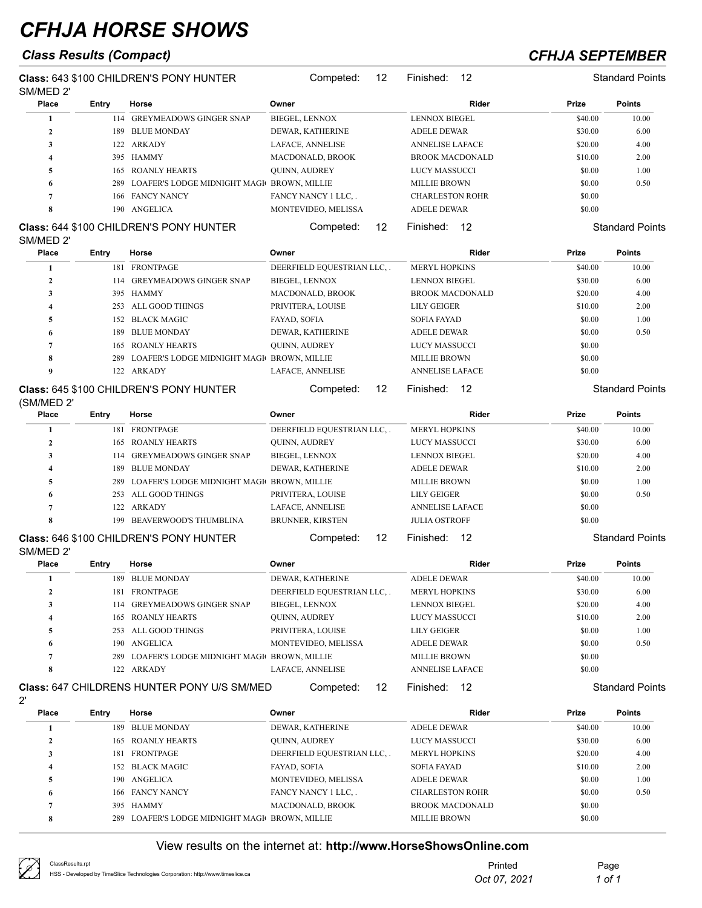# CFHJA HORSE SHOWS

## Class Results (Compact)

## CFHJA SEPTEMBER

**Class:** 643 $100 CHILDREN'S PONY HUNTER SM/MED 2' — Competed: 12 — Finished: 12 — Standard Points

| Place | Entry | Horse | Owner | Rider | Prize | Points |
|---|---|---|---|---|---|---|
| 1 | 114 | GREYMEADOWS GINGER SNAP | BIEGEL, LENNOX | LENNOX BIEGEL | $40.00 | 10.00 |
| 2 | 189 | BLUE MONDAY | DEWAR, KATHERINE | ADELE DEWAR | $30.00 | 6.00 |
| 3 | 122 | ARKADY | LAFACE, ANNELISE | ANNELISE LAFACE | $20.00 | 4.00 |
| 4 | 395 | HAMMY | MACDONALD, BROOK | BROOK MACDONALD | $10.00 | 2.00 |
| 5 | 165 | ROANLY HEARTS | QUINN, AUDREY | LUCY MASSUCCI | $0.00 | 1.00 |
| 6 | 289 | LOAFER'S LODGE MIDNIGHT MAGI | BROWN, MILLIE | MILLIE BROWN | $0.00 | 0.50 |
| 7 | 166 | FANCY NANCY | FANCY NANCY 1 LLC, . | CHARLESTON ROHR | $0.00 | |
| 8 | 190 | ANGELICA | MONTEVIDEO, MELISSA | ADELE DEWAR | $0.00 | |

**Class:** 644 $100 CHILDREN'S PONY HUNTER SM/MED 2' — Competed: 12 — Finished: 12 — Standard Points

| Place | Entry | Horse | Owner | Rider | Prize | Points |
|---|---|---|---|---|---|---|
| 1 | 181 | FRONTPAGE | DEERFIELD EQUESTRIAN LLC, . | MERYL HOPKINS | $40.00 | 10.00 |
| 2 | 114 | GREYMEADOWS GINGER SNAP | BIEGEL, LENNOX | LENNOX BIEGEL | $30.00 | 6.00 |
| 3 | 395 | HAMMY | MACDONALD, BROOK | BROOK MACDONALD | $20.00 | 4.00 |
| 4 | 253 | ALL GOOD THINGS | PRIVITERA, LOUISE | LILY GEIGER | $10.00 | 2.00 |
| 5 | 152 | BLACK MAGIC | FAYAD, SOFIA | SOFIA FAYAD | $0.00 | 1.00 |
| 6 | 189 | BLUE MONDAY | DEWAR, KATHERINE | ADELE DEWAR | $0.00 | 0.50 |
| 7 | 165 | ROANLY HEARTS | QUINN, AUDREY | LUCY MASSUCCI | $0.00 | |
| 8 | 289 | LOAFER'S LODGE MIDNIGHT MAGI | BROWN, MILLIE | MILLIE BROWN | $0.00 | |
| 9 | 122 | ARKADY | LAFACE, ANNELISE | ANNELISE LAFACE | $0.00 | |

**Class:** 645 $100 CHILDREN'S PONY HUNTER (SM/MED 2' — Competed: 12 — Finished: 12 — Standard Points

| Place | Entry | Horse | Owner | Rider | Prize | Points |
|---|---|---|---|---|---|---|
| 1 | 181 | FRONTPAGE | DEERFIELD EQUESTRIAN LLC, . | MERYL HOPKINS | $40.00 | 10.00 |
| 2 | 165 | ROANLY HEARTS | QUINN, AUDREY | LUCY MASSUCCI | $30.00 | 6.00 |
| 3 | 114 | GREYMEADOWS GINGER SNAP | BIEGEL, LENNOX | LENNOX BIEGEL | $20.00 | 4.00 |
| 4 | 189 | BLUE MONDAY | DEWAR, KATHERINE | ADELE DEWAR | $10.00 | 2.00 |
| 5 | 289 | LOAFER'S LODGE MIDNIGHT MAGI | BROWN, MILLIE | MILLIE BROWN | $0.00 | 1.00 |
| 6 | 253 | ALL GOOD THINGS | PRIVITERA, LOUISE | LILY GEIGER | $0.00 | 0.50 |
| 7 | 122 | ARKADY | LAFACE, ANNELISE | ANNELISE LAFACE | $0.00 | |
| 8 | 199 | BEAVERWOOD'S THUMBLINA | BRUNNER, KIRSTEN | JULIA OSTROFF | $0.00 | |

**Class:** 646 $100 CHILDREN'S PONY HUNTER SM/MED 2' — Competed: 12 — Finished: 12 — Standard Points

| Place | Entry | Horse | Owner | Rider | Prize | Points |
|---|---|---|---|---|---|---|
| 1 | 189 | BLUE MONDAY | DEWAR, KATHERINE | ADELE DEWAR | $40.00 | 10.00 |
| 2 | 181 | FRONTPAGE | DEERFIELD EQUESTRIAN LLC, . | MERYL HOPKINS | $30.00 | 6.00 |
| 3 | 114 | GREYMEADOWS GINGER SNAP | BIEGEL, LENNOX | LENNOX BIEGEL | $20.00 | 4.00 |
| 4 | 165 | ROANLY HEARTS | QUINN, AUDREY | LUCY MASSUCCI | $10.00 | 2.00 |
| 5 | 253 | ALL GOOD THINGS | PRIVITERA, LOUISE | LILY GEIGER | $0.00 | 1.00 |
| 6 | 190 | ANGELICA | MONTEVIDEO, MELISSA | ADELE DEWAR | $0.00 | 0.50 |
| 7 | 289 | LOAFER'S LODGE MIDNIGHT MAGI | BROWN, MILLIE | MILLIE BROWN | $0.00 | |
| 8 | 122 | ARKADY | LAFACE, ANNELISE | ANNELISE LAFACE | $0.00 | |

**Class:** 647 CHILDRENS HUNTER PONY U/S SM/MED 2' — Competed: 12 — Finished: 12 — Standard Points

| Place | Entry | Horse | Owner | Rider | Prize | Points |
|---|---|---|---|---|---|---|
| 1 | 189 | BLUE MONDAY | DEWAR, KATHERINE | ADELE DEWAR | $40.00 | 10.00 |
| 2 | 165 | ROANLY HEARTS | QUINN, AUDREY | LUCY MASSUCCI | $30.00 | 6.00 |
| 3 | 181 | FRONTPAGE | DEERFIELD EQUESTRIAN LLC, . | MERYL HOPKINS | $20.00 | 4.00 |
| 4 | 152 | BLACK MAGIC | FAYAD, SOFIA | SOFIA FAYAD | $10.00 | 2.00 |
| 5 | 190 | ANGELICA | MONTEVIDEO, MELISSA | ADELE DEWAR | $0.00 | 1.00 |
| 6 | 166 | FANCY NANCY | FANCY NANCY 1 LLC, . | CHARLESTON ROHR | $0.00 | 0.50 |
| 7 | 395 | HAMMY | MACDONALD, BROOK | BROOK MACDONALD | $0.00 | |
| 8 | 289 | LOAFER'S LODGE MIDNIGHT MAGI | BROWN, MILLIE | MILLIE BROWN | $0.00 | |

View results on the internet at: **http://www.HorseShowsOnline.com**

ClassResults.rpt
HSS - Developed by TimeSlice Technologies Corporation: http://www.timeslice.ca

Printed Oct 07, 2021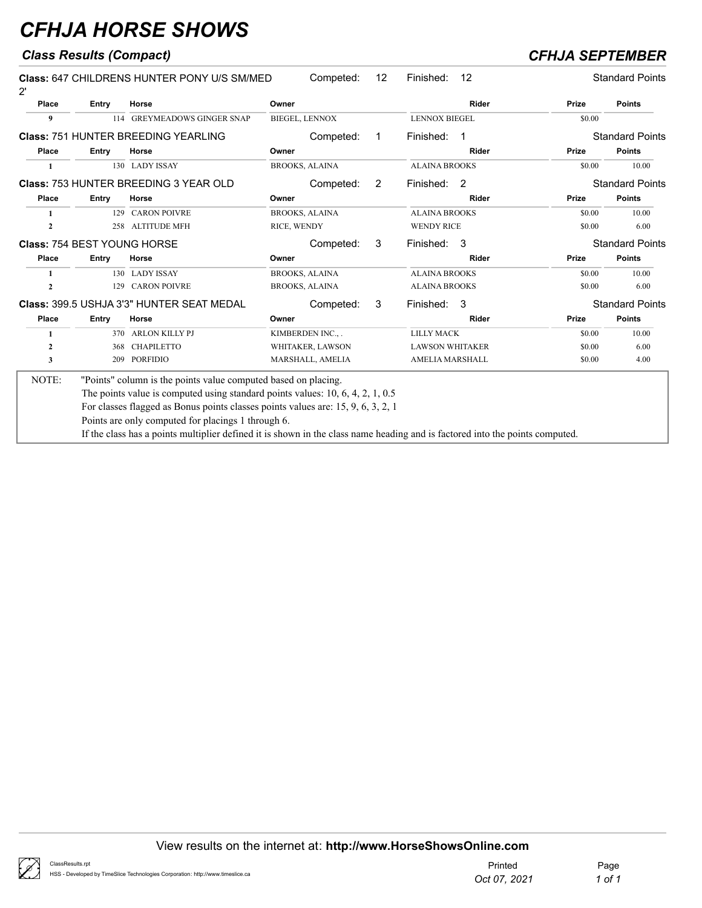# CFHJA HORSE SHOWS

### *Class Results (Compact)*

### *CFHJA SEPTEMBER*

**Class:** 647 CHILDRENS HUNTER PONY U/S SM/MED 2' — Competed: 12 — Finished: 12 — Standard Points

| Place | Entry | Horse | Owner | Rider | Prize | Points |
|---|---|---|---|---|---|---|
| 9 | 114 | GREYMEADOWS GINGER SNAP | BIEGEL, LENNOX | LENNOX BIEGEL | $0.00 | |

**Class:** 751 HUNTER BREEDING YEARLING — Competed: 1 — Finished: 1 — Standard Points

| Place | Entry | Horse | Owner | Rider | Prize | Points |
|---|---|---|---|---|---|---|
| 1 | 130 | LADY ISSAY | BROOKS, ALAINA | ALAINA BROOKS | $0.00 | 10.00 |

**Class:** 753 HUNTER BREEDING 3 YEAR OLD — Competed: 2 — Finished: 2 — Standard Points

| Place | Entry | Horse | Owner | Rider | Prize | Points |
|---|---|---|---|---|---|---|
| 1 | 129 | CARON POIVRE | BROOKS, ALAINA | ALAINA BROOKS | $0.00 | 10.00 |
| 2 | 258 | ALTITUDE MFH | RICE, WENDY | WENDY RICE | $0.00 | 6.00 |

**Class:** 754 BEST YOUNG HORSE — Competed: 3 — Finished: 3 — Standard Points

| Place | Entry | Horse | Owner | Rider | Prize | Points |
|---|---|---|---|---|---|---|
| 1 | 130 | LADY ISSAY | BROOKS, ALAINA | ALAINA BROOKS | $0.00 | 10.00 |
| 2 | 129 | CARON POIVRE | BROOKS, ALAINA | ALAINA BROOKS | $0.00 | 6.00 |

**Class:** 399.5 USHJA 3'3" HUNTER SEAT MEDAL — Competed: 3 — Finished: 3 — Standard Points

| Place | Entry | Horse | Owner | Rider | Prize | Points |
|---|---|---|---|---|---|---|
| 1 | 370 | ARLON KILLY PJ | KIMBERDEN INC., . | LILLY MACK | $0.00 | 10.00 |
| 2 | 368 | CHAPILETTO | WHITAKER, LAWSON | LAWSON WHITAKER | $0.00 | 6.00 |
| 3 | 209 | PORFIDIO | MARSHALL, AMELIA | AMELIA MARSHALL | $0.00 | 4.00 |

NOTE: "Points" column is the points value computed based on placing.
The points value is computed using standard points values: 10, 6, 4, 2, 1, 0.5
For classes flagged as Bonus points classes points values are: 15, 9, 6, 3, 2, 1
Points are only computed for placings 1 through 6.
If the class has a points multiplier defined it is shown in the class name heading and is factored into the points computed.

View results on the internet at: **http://www.HorseShowsOnline.com**

ClassResults.rpt
HSS - Developed by TimeSlice Technologies Corporation: http://www.timeslice.ca

Printed Oct 07, 2021